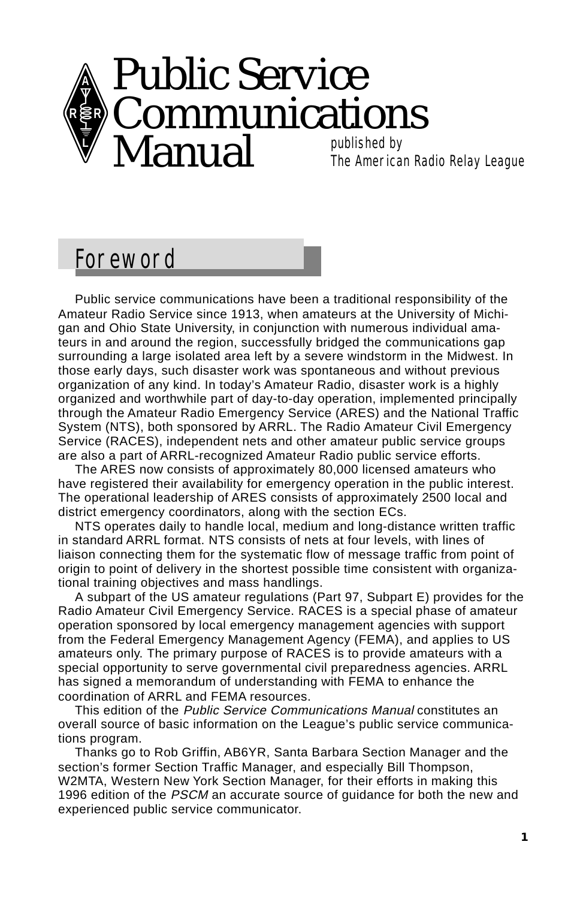# Public Service Communications Manual

published by
The American Radio Relay League

## Foreword

Public service communications have been a traditional responsibility of the Amateur Radio Service since 1913, when amateurs at the University of Michigan and Ohio State University, in conjunction with numerous individual amateurs in and around the region, successfully bridged the communications gap surrounding a large isolated area left by a severe windstorm in the Midwest. In those early days, such disaster work was spontaneous and without previous organization of any kind. In today's Amateur Radio, disaster work is a highly organized and worthwhile part of day-to-day operation, implemented principally through the Amateur Radio Emergency Service (ARES) and the National Traffic System (NTS), both sponsored by ARRL. The Radio Amateur Civil Emergency Service (RACES), independent nets and other amateur public service groups are also a part of ARRL-recognized Amateur Radio public service efforts.

The ARES now consists of approximately 80,000 licensed amateurs who have registered their availability for emergency operation in the public interest. The operational leadership of ARES consists of approximately 2500 local and district emergency coordinators, along with the section ECs.

NTS operates daily to handle local, medium and long-distance written traffic in standard ARRL format. NTS consists of nets at four levels, with lines of liaison connecting them for the systematic flow of message traffic from point of origin to point of delivery in the shortest possible time consistent with organizational training objectives and mass handlings.

A subpart of the US amateur regulations (Part 97, Subpart E) provides for the Radio Amateur Civil Emergency Service. RACES is a special phase of amateur operation sponsored by local emergency management agencies with support from the Federal Emergency Management Agency (FEMA), and applies to US amateurs only. The primary purpose of RACES is to provide amateurs with a special opportunity to serve governmental civil preparedness agencies. ARRL has signed a memorandum of understanding with FEMA to enhance the coordination of ARRL and FEMA resources.

This edition of the *Public Service Communications Manual* constitutes an overall source of basic information on the League's public service communications program.

Thanks go to Rob Griffin, AB6YR, Santa Barbara Section Manager and the section's former Section Traffic Manager, and especially Bill Thompson, W2MTA, Western New York Section Manager, for their efforts in making this 1996 edition of the *PSCM* an accurate source of guidance for both the new and experienced public service communicator.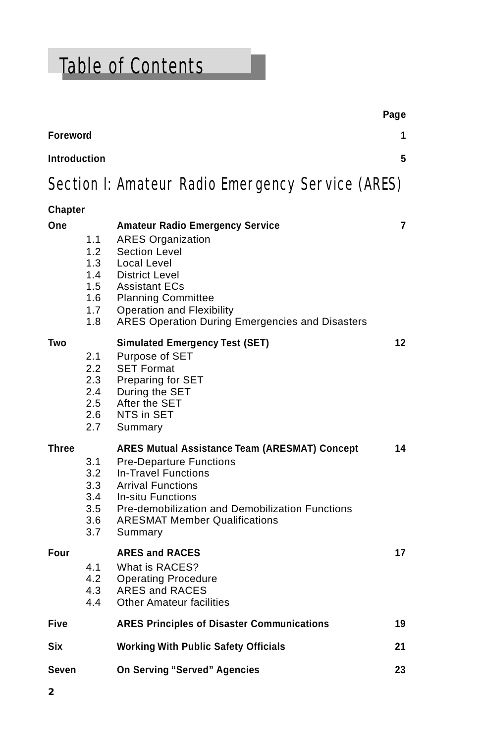# Table of Contents

| | | | Page |
|---|---|---|---|
| **Foreword** | | | **1** |
| **Introduction** | | | **5** |

## Section I: Amateur Radio Emergency Service (ARES)

| Chapter | | | |
|---|---|---|---|
| **One** | | **Amateur Radio Emergency Service** | **7** |
| | 1.1 | ARES Organization | |
| | 1.2 | Section Level | |
| | 1.3 | Local Level | |
| | 1.4 | District Level | |
| | 1.5 | Assistant ECs | |
| | 1.6 | Planning Committee | |
| | 1.7 | Operation and Flexibility | |
| | 1.8 | ARES Operation During Emergencies and Disasters | |
| **Two** | | **Simulated Emergency Test (SET)** | **12** |
| | 2.1 | Purpose of SET | |
| | 2.2 | SET Format | |
| | 2.3 | Preparing for SET | |
| | 2.4 | During the SET | |
| | 2.5 | After the SET | |
| | 2.6 | NTS in SET | |
| | 2.7 | Summary | |
| **Three** | | **ARES Mutual Assistance Team (ARESMAT) Concept** | **14** |
| | 3.1 | Pre-Departure Functions | |
| | 3.2 | In-Travel Functions | |
| | 3.3 | Arrival Functions | |
| | 3.4 | In-situ Functions | |
| | 3.5 | Pre-demobilization and Demobilization Functions | |
| | 3.6 | ARESMAT Member Qualifications | |
| | 3.7 | Summary | |
| **Four** | | **ARES and RACES** | **17** |
| | 4.1 | What is RACES? | |
| | 4.2 | Operating Procedure | |
| | 4.3 | ARES and RACES | |
| | 4.4 | Other Amateur facilities | |
| **Five** | | **ARES Principles of Disaster Communications** | **19** |
| **Six** | | **Working With Public Safety Officials** | **21** |
| **Seven** | | **On Serving "Served" Agencies** | **23** |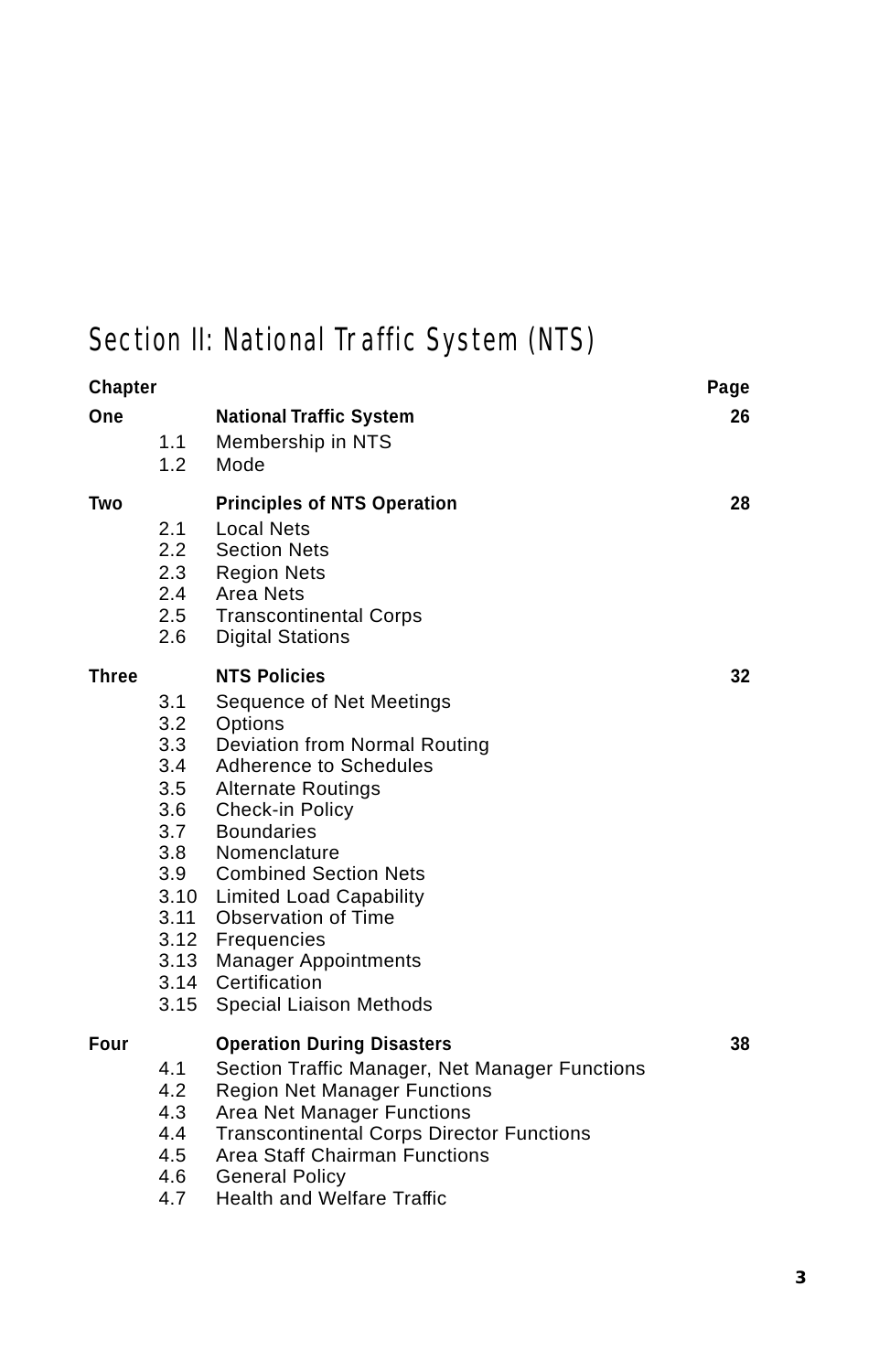## Section II: National Traffic System (NTS)

| Chapter | | | Page |
|---|---|---|---|
| **One** | | **National Traffic System** | **26** |
| | 1.1 | Membership in NTS | |
| | 1.2 | Mode | |
| **Two** | | **Principles of NTS Operation** | **28** |
| | 2.1 | Local Nets | |
| | 2.2 | Section Nets | |
| | 2.3 | Region Nets | |
| | 2.4 | Area Nets | |
| | 2.5 | Transcontinental Corps | |
| | 2.6 | Digital Stations | |
| **Three** | | **NTS Policies** | **32** |
| | 3.1 | Sequence of Net Meetings | |
| | 3.2 | Options | |
| | 3.3 | Deviation from Normal Routing | |
| | 3.4 | Adherence to Schedules | |
| | 3.5 | Alternate Routings | |
| | 3.6 | Check-in Policy | |
| | 3.7 | Boundaries | |
| | 3.8 | Nomenclature | |
| | 3.9 | Combined Section Nets | |
| | 3.10 | Limited Load Capability | |
| | 3.11 | Observation of Time | |
| | 3.12 | Frequencies | |
| | 3.13 | Manager Appointments | |
| | 3.14 | Certification | |
| | 3.15 | Special Liaison Methods | |
| **Four** | | **Operation During Disasters** | **38** |
| | 4.1 | Section Traffic Manager, Net Manager Functions | |
| | 4.2 | Region Net Manager Functions | |
| | 4.3 | Area Net Manager Functions | |
| | 4.4 | Transcontinental Corps Director Functions | |
| | 4.5 | Area Staff Chairman Functions | |
| | 4.6 | General Policy | |
| | 4.7 | Health and Welfare Traffic | |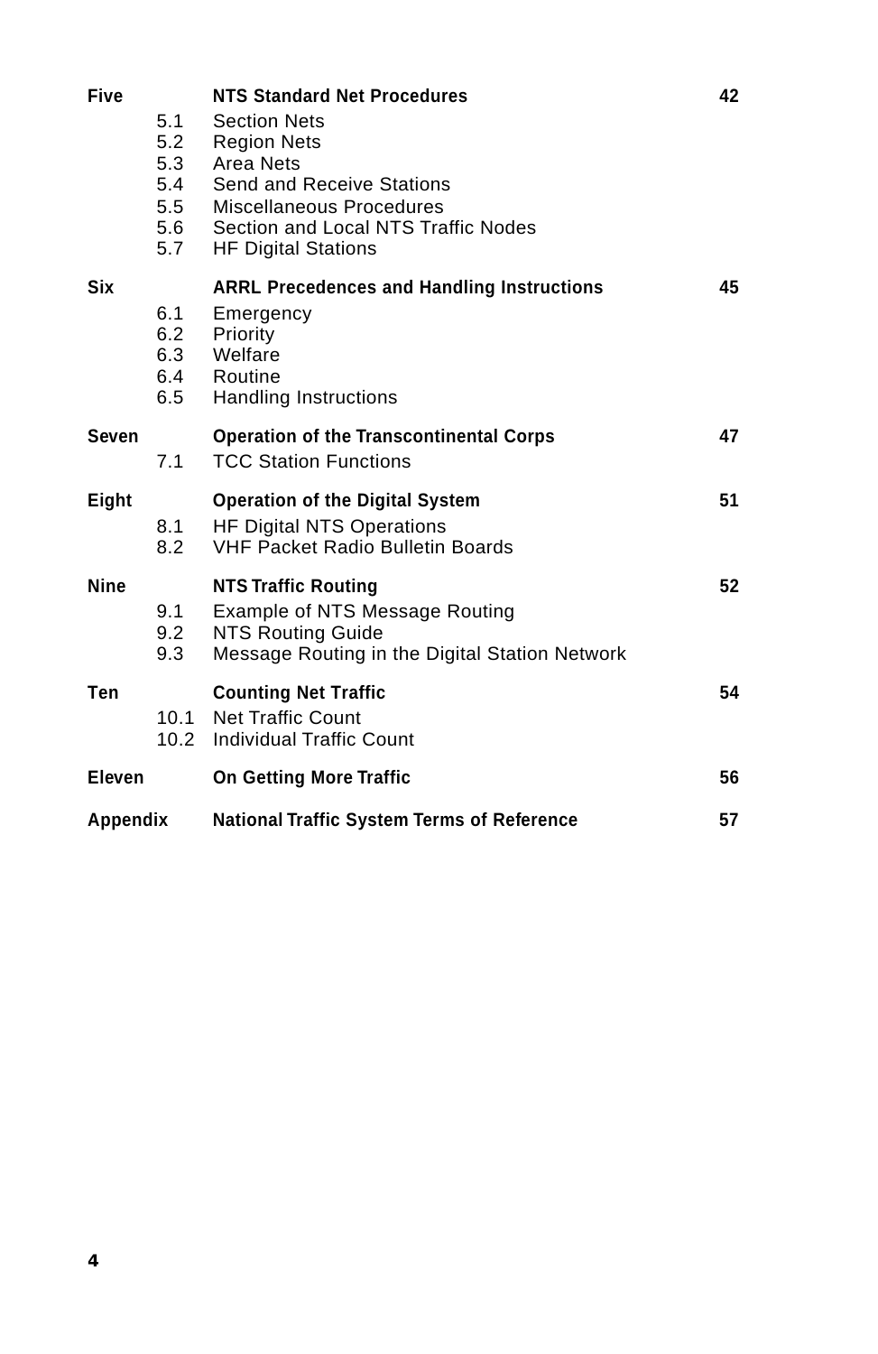| | | | |
|---|---|---|---|
| **Five** | | **NTS Standard Net Procedures** | **42** |
| | 5.1 | Section Nets | |
| | 5.2 | Region Nets | |
| | 5.3 | Area Nets | |
| | 5.4 | Send and Receive Stations | |
| | 5.5 | Miscellaneous Procedures | |
| | 5.6 | Section and Local NTS Traffic Nodes | |
| | 5.7 | HF Digital Stations | |
| **Six** | | **ARRL Precedences and Handling Instructions** | **45** |
| | 6.1 | Emergency | |
| | 6.2 | Priority | |
| | 6.3 | Welfare | |
| | 6.4 | Routine | |
| | 6.5 | Handling Instructions | |
| **Seven** | | **Operation of the Transcontinental Corps** | **47** |
| | 7.1 | TCC Station Functions | |
| **Eight** | | **Operation of the Digital System** | **51** |
| | 8.1 | HF Digital NTS Operations | |
| | 8.2 | VHF Packet Radio Bulletin Boards | |
| **Nine** | | **NTS Traffic Routing** | **52** |
| | 9.1 | Example of NTS Message Routing | |
| | 9.2 | NTS Routing Guide | |
| | 9.3 | Message Routing in the Digital Station Network | |
| **Ten** | | **Counting Net Traffic** | **54** |
| | 10.1 | Net Traffic Count | |
| | 10.2 | Individual Traffic Count | |
| **Eleven** | | **On Getting More Traffic** | **56** |
| **Appendix** | | **National Traffic System Terms of Reference** | **57** |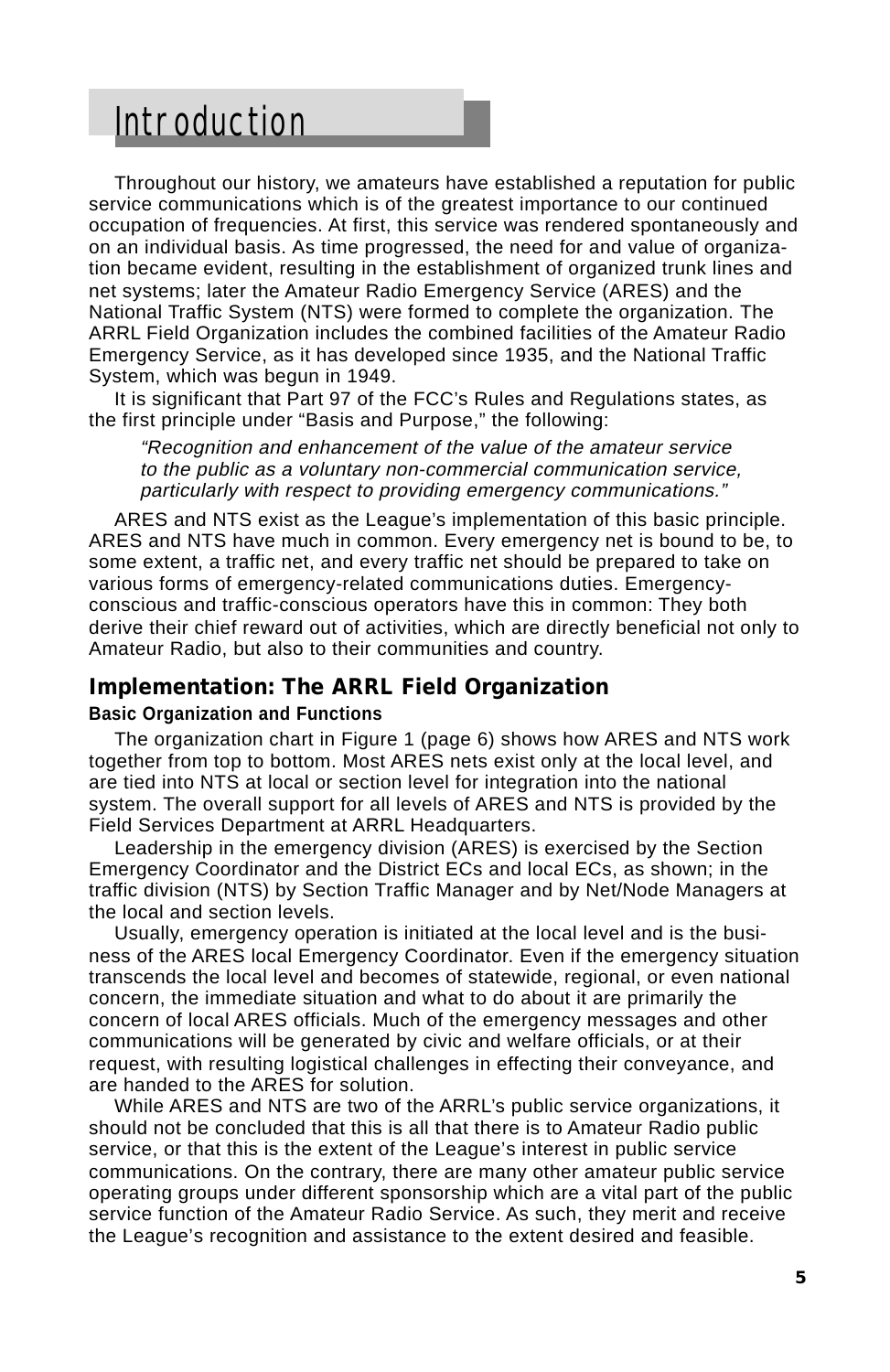# Introduction

Throughout our history, we amateurs have established a reputation for public service communications which is of the greatest importance to our continued occupation of frequencies. At first, this service was rendered spontaneously and on an individual basis. As time progressed, the need for and value of organization became evident, resulting in the establishment of organized trunk lines and net systems; later the Amateur Radio Emergency Service (ARES) and the National Traffic System (NTS) were formed to complete the organization. The ARRL Field Organization includes the combined facilities of the Amateur Radio Emergency Service, as it has developed since 1935, and the National Traffic System, which was begun in 1949.

It is significant that Part 97 of the FCC's Rules and Regulations states, as the first principle under "Basis and Purpose," the following:

> *"Recognition and enhancement of the value of the amateur service to the public as a voluntary non-commercial communication service, particularly with respect to providing emergency communications."*

ARES and NTS exist as the League's implementation of this basic principle. ARES and NTS have much in common. Every emergency net is bound to be, to some extent, a traffic net, and every traffic net should be prepared to take on various forms of emergency-related communications duties. Emergency-conscious and traffic-conscious operators have this in common: They both derive their chief reward out of activities, which are directly beneficial not only to Amateur Radio, but also to their communities and country.

## Implementation: The ARRL Field Organization

### Basic Organization and Functions

The organization chart in Figure 1 (page 6) shows how ARES and NTS work together from top to bottom. Most ARES nets exist only at the local level, and are tied into NTS at local or section level for integration into the national system. The overall support for all levels of ARES and NTS is provided by the Field Services Department at ARRL Headquarters.

Leadership in the emergency division (ARES) is exercised by the Section Emergency Coordinator and the District ECs and local ECs, as shown; in the traffic division (NTS) by Section Traffic Manager and by Net/Node Managers at the local and section levels.

Usually, emergency operation is initiated at the local level and is the business of the ARES local Emergency Coordinator. Even if the emergency situation transcends the local level and becomes of statewide, regional, or even national concern, the immediate situation and what to do about it are primarily the concern of local ARES officials. Much of the emergency messages and other communications will be generated by civic and welfare officials, or at their request, with resulting logistical challenges in effecting their conveyance, and are handed to the ARES for solution.

While ARES and NTS are two of the ARRL's public service organizations, it should not be concluded that this is all that there is to Amateur Radio public service, or that this is the extent of the League's interest in public service communications. On the contrary, there are many other amateur public service operating groups under different sponsorship which are a vital part of the public service function of the Amateur Radio Service. As such, they merit and receive the League's recognition and assistance to the extent desired and feasible.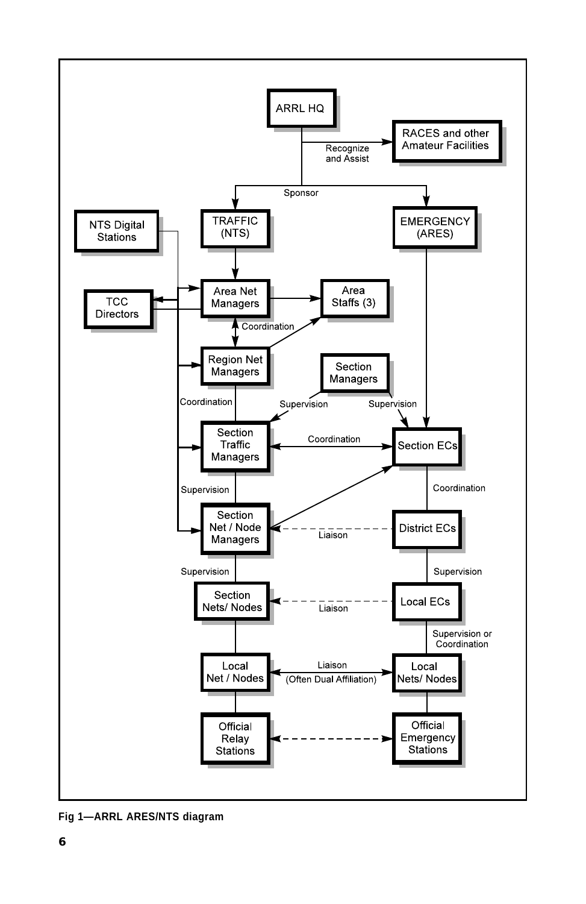ARRL HQ

Recognize and Assist → RACES and other Amateur Facilities

Sponsor → TRAFFIC (NTS); EMERGENCY (ARES)

NTS Digital Stations

TRAFFIC (NTS) → Area Net Managers

TCC Directors

Area Net Managers → Area Staffs (3)

Coordination (Area Net Managers ↔ Region Net Managers)

Region Net Managers → Area Staffs (3)

Coordination (Region Net Managers — Section Traffic Managers)

Section Managers

Supervision (Section Managers → Section Traffic Managers)

Supervision (Section Managers → Section ECs)

EMERGENCY (ARES) → Section ECs

Section Traffic Managers ↔ Section ECs: Coordination

Supervision (Section Traffic Managers — Section Net / Node Managers)

Section Net / Node Managers → Section ECs

Coordination (Section ECs — District ECs)

Section Net / Node Managers ← - - Liaison - - District ECs

Supervision (Section Net / Node Managers — Section Nets/ Nodes)

Supervision (District ECs — Local ECs)

Section Nets/ Nodes ← - - Liaison - - Local ECs

Supervision or Coordination (Local ECs — Local Nets/ Nodes)

Local Net / Nodes ↔ Local Nets/ Nodes: Liaison (Often Dual Affiliation)

Official Relay Stations ← - - → Official Emergency Stations

**Fig 1—ARRL ARES/NTS diagram**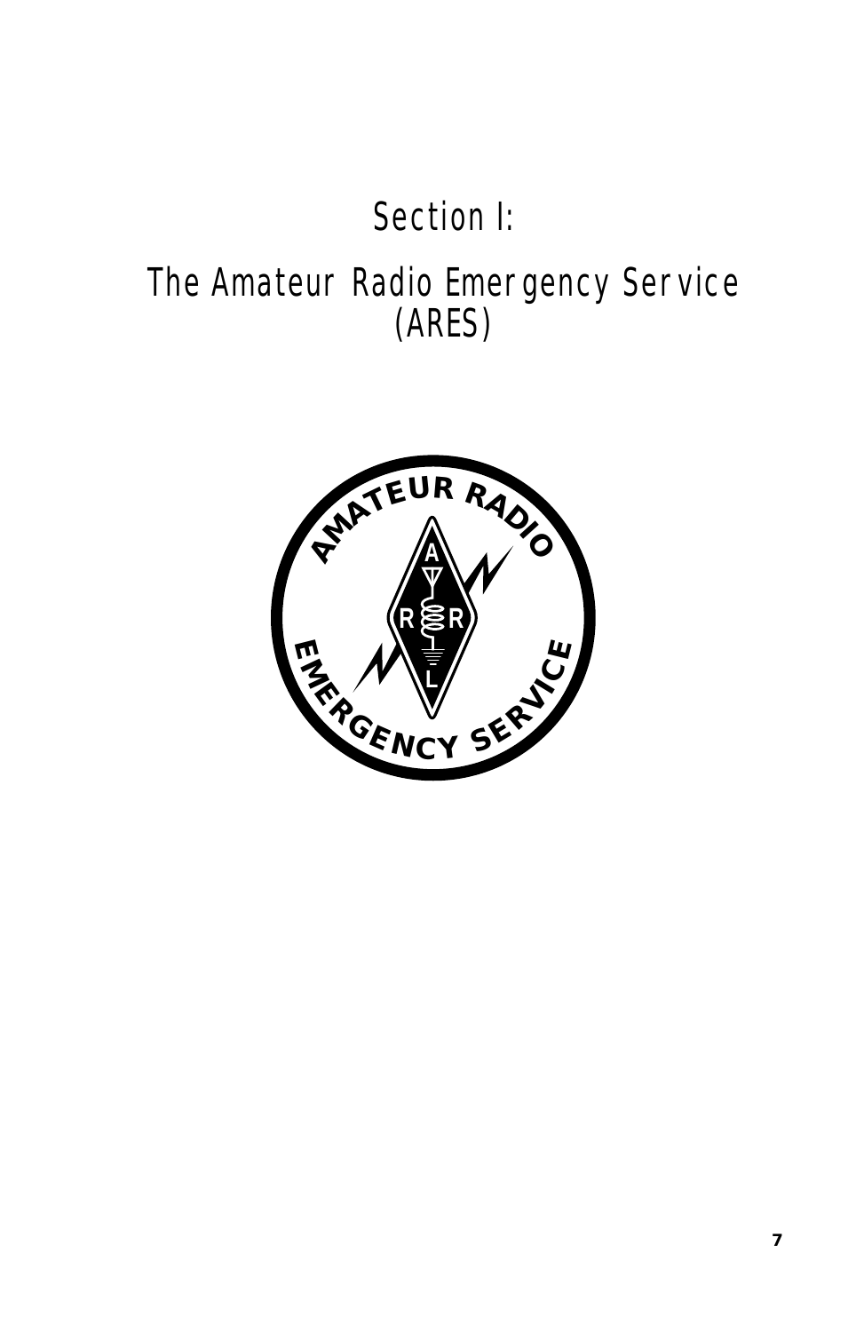# Section I:

# The Amateur Radio Emergency Service (ARES)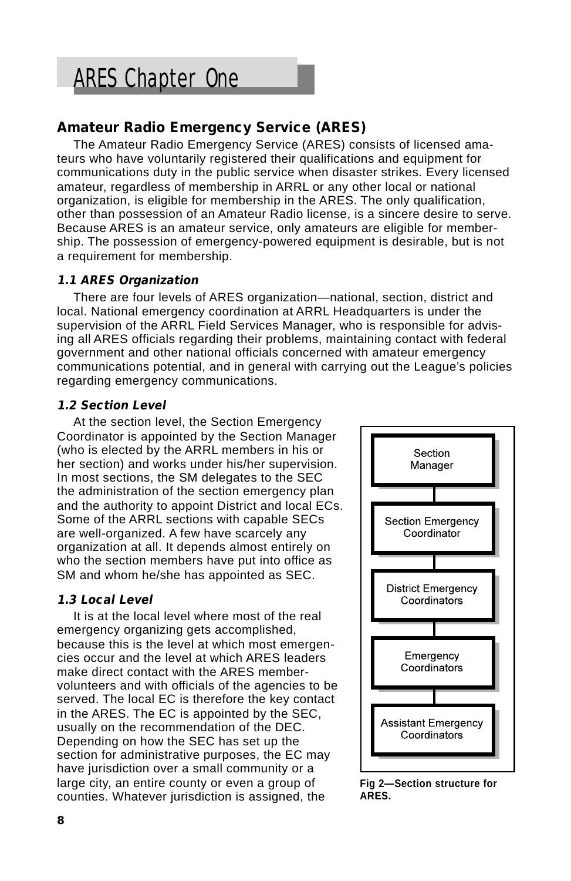# ARES Chapter One

## Amateur Radio Emergency Service (ARES)

The Amateur Radio Emergency Service (ARES) consists of licensed amateurs who have voluntarily registered their qualifications and equipment for communications duty in the public service when disaster strikes. Every licensed amateur, regardless of membership in ARRL or any other local or national organization, is eligible for membership in the ARES. The only qualification, other than possession of an Amateur Radio license, is a sincere desire to serve. Because ARES is an amateur service, only amateurs are eligible for membership. The possession of emergency-powered equipment is desirable, but is not a requirement for membership.

### *1.1 ARES Organization*

There are four levels of ARES organization—national, section, district and local. National emergency coordination at ARRL Headquarters is under the supervision of the ARRL Field Services Manager, who is responsible for advising all ARES officials regarding their problems, maintaining contact with federal government and other national officials concerned with amateur emergency communications potential, and in general with carrying out the League's policies regarding emergency communications.

### *1.2 Section Level*

At the section level, the Section Emergency Coordinator is appointed by the Section Manager (who is elected by the ARRL members in his or her section) and works under his/her supervision. In most sections, the SM delegates to the SEC the administration of the section emergency plan and the authority to appoint District and local ECs. Some of the ARRL sections with capable SECs are well-organized. A few have scarcely any organization at all. It depends almost entirely on who the section members have put into office as SM and whom he/she has appointed as SEC.

### *1.3 Local Level*

It is at the local level where most of the real emergency organizing gets accomplished, because this is the level at which most emergencies occur and the level at which ARES leaders make direct contact with the ARES member-volunteers and with officials of the agencies to be served. The local EC is therefore the key contact in the ARES. The EC is appointed by the SEC, usually on the recommendation of the DEC. Depending on how the SEC has set up the section for administrative purposes, the EC may have jurisdiction over a small community or a large city, an entire county or even a group of counties. Whatever jurisdiction is assigned, the

Section Manager → Section Emergency Coordinator → District Emergency Coordinators → Emergency Coordinators → Assistant Emergency Coordinators

**Fig 2—Section structure for ARES.**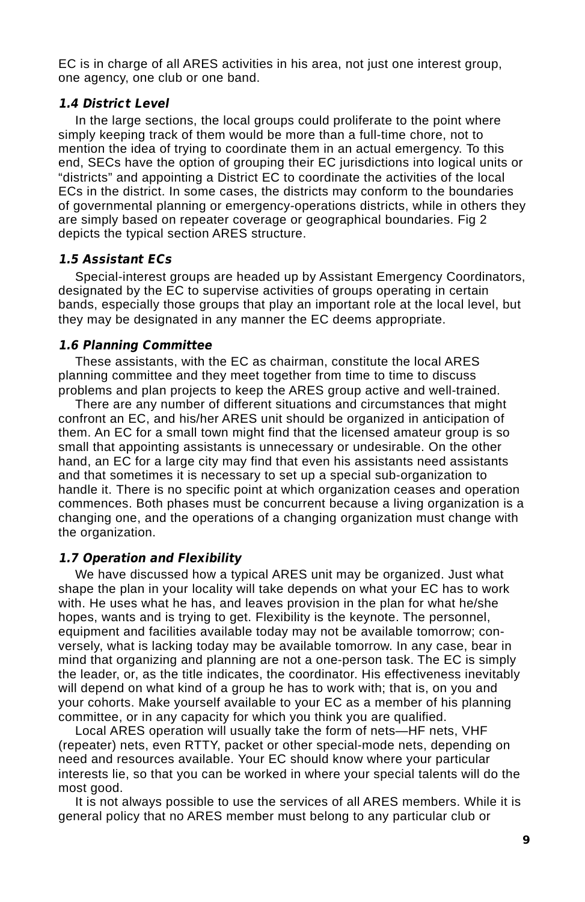EC is in charge of all ARES activities in his area, not just one interest group, one agency, one club or one band.

### *1.4 District Level*

In the large sections, the local groups could proliferate to the point where simply keeping track of them would be more than a full-time chore, not to mention the idea of trying to coordinate them in an actual emergency. To this end, SECs have the option of grouping their EC jurisdictions into logical units or "districts" and appointing a District EC to coordinate the activities of the local ECs in the district. In some cases, the districts may conform to the boundaries of governmental planning or emergency-operations districts, while in others they are simply based on repeater coverage or geographical boundaries. Fig 2 depicts the typical section ARES structure.

### *1.5 Assistant ECs*

Special-interest groups are headed up by Assistant Emergency Coordinators, designated by the EC to supervise activities of groups operating in certain bands, especially those groups that play an important role at the local level, but they may be designated in any manner the EC deems appropriate.

### *1.6 Planning Committee*

These assistants, with the EC as chairman, constitute the local ARES planning committee and they meet together from time to time to discuss problems and plan projects to keep the ARES group active and well-trained.

There are any number of different situations and circumstances that might confront an EC, and his/her ARES unit should be organized in anticipation of them. An EC for a small town might find that the licensed amateur group is so small that appointing assistants is unnecessary or undesirable. On the other hand, an EC for a large city may find that even his assistants need assistants and that sometimes it is necessary to set up a special sub-organization to handle it. There is no specific point at which organization ceases and operation commences. Both phases must be concurrent because a living organization is a changing one, and the operations of a changing organization must change with the organization.

### *1.7 Operation and Flexibility*

We have discussed how a typical ARES unit may be organized. Just what shape the plan in your locality will take depends on what your EC has to work with. He uses what he has, and leaves provision in the plan for what he/she hopes, wants and is trying to get. Flexibility is the keynote. The personnel, equipment and facilities available today may not be available tomorrow; conversely, what is lacking today may be available tomorrow. In any case, bear in mind that organizing and planning are not a one-person task. The EC is simply the leader, or, as the title indicates, the coordinator. His effectiveness inevitably will depend on what kind of a group he has to work with; that is, on you and your cohorts. Make yourself available to your EC as a member of his planning committee, or in any capacity for which you think you are qualified.

Local ARES operation will usually take the form of nets—HF nets, VHF (repeater) nets, even RTTY, packet or other special-mode nets, depending on need and resources available. Your EC should know where your particular interests lie, so that you can be worked in where your special talents will do the most good.

It is not always possible to use the services of all ARES members. While it is general policy that no ARES member must belong to any particular club or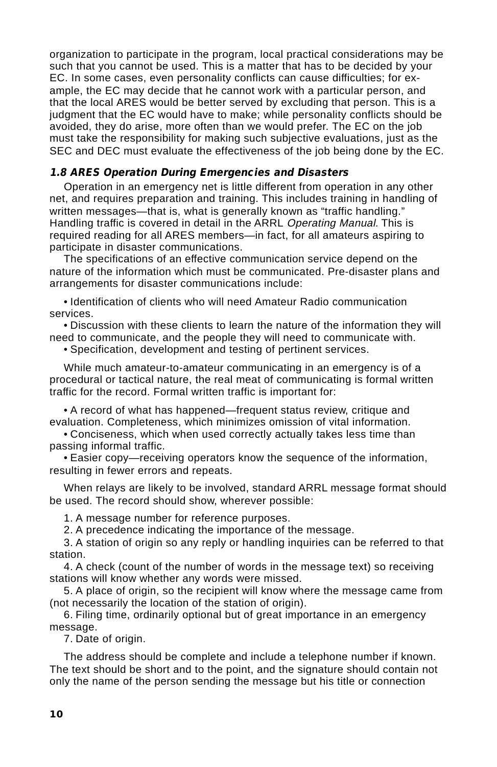organization to participate in the program, local practical considerations may be such that you cannot be used. This is a matter that has to be decided by your EC. In some cases, even personality conflicts can cause difficulties; for example, the EC may decide that he cannot work with a particular person, and that the local ARES would be better served by excluding that person. This is a judgment that the EC would have to make; while personality conflicts should be avoided, they do arise, more often than we would prefer. The EC on the job must take the responsibility for making such subjective evaluations, just as the SEC and DEC must evaluate the effectiveness of the job being done by the EC.

### *1.8 ARES Operation During Emergencies and Disasters*

Operation in an emergency net is little different from operation in any other net, and requires preparation and training. This includes training in handling of written messages—that is, what is generally known as "traffic handling." Handling traffic is covered in detail in the ARRL *Operating Manual*. This is required reading for all ARES members—in fact, for all amateurs aspiring to participate in disaster communications.

The specifications of an effective communication service depend on the nature of the information which must be communicated. Pre-disaster plans and arrangements for disaster communications include:

- Identification of clients who will need Amateur Radio communication services.
- Discussion with these clients to learn the nature of the information they will need to communicate, and the people they will need to communicate with.
- Specification, development and testing of pertinent services.

While much amateur-to-amateur communicating in an emergency is of a procedural or tactical nature, the real meat of communicating is formal written traffic for the record. Formal written traffic is important for:

- A record of what has happened—frequent status review, critique and evaluation. Completeness, which minimizes omission of vital information.
- Conciseness, which when used correctly actually takes less time than passing informal traffic.
- Easier copy—receiving operators know the sequence of the information, resulting in fewer errors and repeats.

When relays are likely to be involved, standard ARRL message format should be used. The record should show, wherever possible:

1. A message number for reference purposes.
2. A precedence indicating the importance of the message.
3. A station of origin so any reply or handling inquiries can be referred to that station.
4. A check (count of the number of words in the message text) so receiving stations will know whether any words were missed.
5. A place of origin, so the recipient will know where the message came from (not necessarily the location of the station of origin).
6. Filing time, ordinarily optional but of great importance in an emergency message.
7. Date of origin.

The address should be complete and include a telephone number if known. The text should be short and to the point, and the signature should contain not only the name of the person sending the message but his title or connection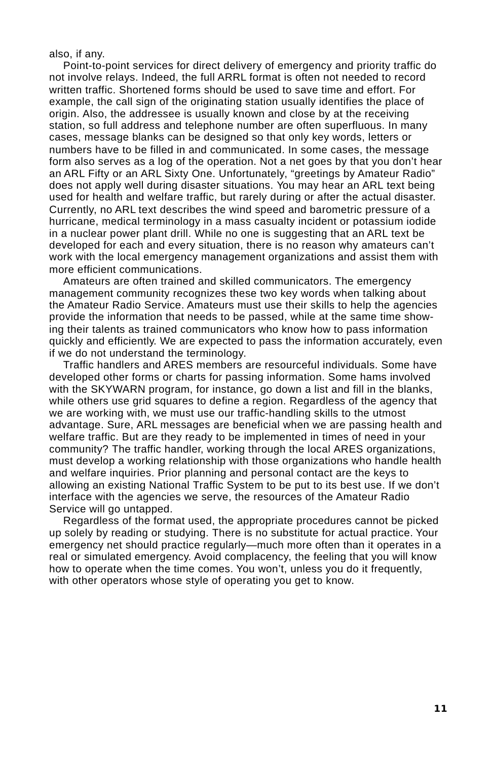also, if any.

Point-to-point services for direct delivery of emergency and priority traffic do not involve relays. Indeed, the full ARRL format is often not needed to record written traffic. Shortened forms should be used to save time and effort. For example, the call sign of the originating station usually identifies the place of origin. Also, the addressee is usually known and close by at the receiving station, so full address and telephone number are often superfluous. In many cases, message blanks can be designed so that only key words, letters or numbers have to be filled in and communicated. In some cases, the message form also serves as a log of the operation. Not a net goes by that you don't hear an ARL Fifty or an ARL Sixty One. Unfortunately, "greetings by Amateur Radio" does not apply well during disaster situations. You may hear an ARL text being used for health and welfare traffic, but rarely during or after the actual disaster. Currently, no ARL text describes the wind speed and barometric pressure of a hurricane, medical terminology in a mass casualty incident or potassium iodide in a nuclear power plant drill. While no one is suggesting that an ARL text be developed for each and every situation, there is no reason why amateurs can't work with the local emergency management organizations and assist them with more efficient communications.

Amateurs are often trained and skilled communicators. The emergency management community recognizes these two key words when talking about the Amateur Radio Service. Amateurs must use their skills to help the agencies provide the information that needs to be passed, while at the same time showing their talents as trained communicators who know how to pass information quickly and efficiently. We are expected to pass the information accurately, even if we do not understand the terminology.

Traffic handlers and ARES members are resourceful individuals. Some have developed other forms or charts for passing information. Some hams involved with the SKYWARN program, for instance, go down a list and fill in the blanks, while others use grid squares to define a region. Regardless of the agency that we are working with, we must use our traffic-handling skills to the utmost advantage. Sure, ARL messages are beneficial when we are passing health and welfare traffic. But are they ready to be implemented in times of need in your community? The traffic handler, working through the local ARES organizations, must develop a working relationship with those organizations who handle health and welfare inquiries. Prior planning and personal contact are the keys to allowing an existing National Traffic System to be put to its best use. If we don't interface with the agencies we serve, the resources of the Amateur Radio Service will go untapped.

Regardless of the format used, the appropriate procedures cannot be picked up solely by reading or studying. There is no substitute for actual practice. Your emergency net should practice regularly—much more often than it operates in a real or simulated emergency. Avoid complacency, the feeling that you will know how to operate when the time comes. You won't, unless you do it frequently, with other operators whose style of operating you get to know.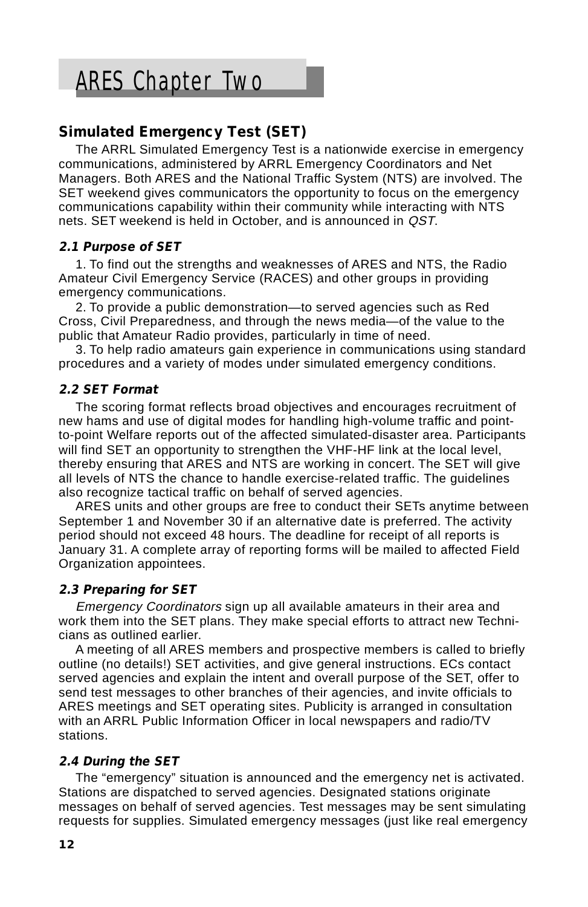# ARES Chapter Two

## Simulated Emergency Test (SET)

The ARRL Simulated Emergency Test is a nationwide exercise in emergency communications, administered by ARRL Emergency Coordinators and Net Managers. Both ARES and the National Traffic System (NTS) are involved. The SET weekend gives communicators the opportunity to focus on the emergency communications capability within their community while interacting with NTS nets. SET weekend is held in October, and is announced in *QST*.

### *2.1 Purpose of SET*

1. To find out the strengths and weaknesses of ARES and NTS, the Radio Amateur Civil Emergency Service (RACES) and other groups in providing emergency communications.
2. To provide a public demonstration—to served agencies such as Red Cross, Civil Preparedness, and through the news media—of the value to the public that Amateur Radio provides, particularly in time of need.
3. To help radio amateurs gain experience in communications using standard procedures and a variety of modes under simulated emergency conditions.

### *2.2 SET Format*

The scoring format reflects broad objectives and encourages recruitment of new hams and use of digital modes for handling high-volume traffic and point-to-point Welfare reports out of the affected simulated-disaster area. Participants will find SET an opportunity to strengthen the VHF-HF link at the local level, thereby ensuring that ARES and NTS are working in concert. The SET will give all levels of NTS the chance to handle exercise-related traffic. The guidelines also recognize tactical traffic on behalf of served agencies.

ARES units and other groups are free to conduct their SETs anytime between September 1 and November 30 if an alternative date is preferred. The activity period should not exceed 48 hours. The deadline for receipt of all reports is January 31. A complete array of reporting forms will be mailed to affected Field Organization appointees.

### *2.3 Preparing for SET*

*Emergency Coordinators* sign up all available amateurs in their area and work them into the SET plans. They make special efforts to attract new Technicians as outlined earlier.

A meeting of all ARES members and prospective members is called to briefly outline (no details!) SET activities, and give general instructions. ECs contact served agencies and explain the intent and overall purpose of the SET, offer to send test messages to other branches of their agencies, and invite officials to ARES meetings and SET operating sites. Publicity is arranged in consultation with an ARRL Public Information Officer in local newspapers and radio/TV stations.

### *2.4 During the SET*

The "emergency" situation is announced and the emergency net is activated. Stations are dispatched to served agencies. Designated stations originate messages on behalf of served agencies. Test messages may be sent simulating requests for supplies. Simulated emergency messages (just like real emergency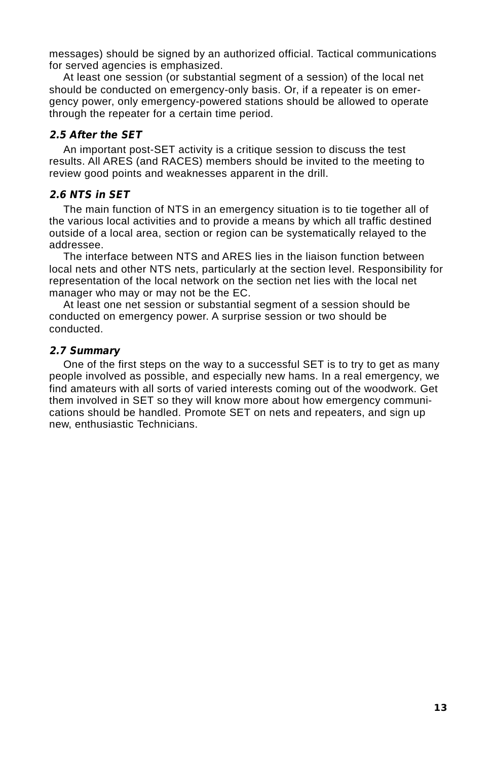messages) should be signed by an authorized official. Tactical communications for served agencies is emphasized.

At least one session (or substantial segment of a session) of the local net should be conducted on emergency-only basis. Or, if a repeater is on emergency power, only emergency-powered stations should be allowed to operate through the repeater for a certain time period.

### *2.5 After the SET*

An important post-SET activity is a critique session to discuss the test results. All ARES (and RACES) members should be invited to the meeting to review good points and weaknesses apparent in the drill.

### *2.6 NTS in SET*

The main function of NTS in an emergency situation is to tie together all of the various local activities and to provide a means by which all traffic destined outside of a local area, section or region can be systematically relayed to the addressee.

The interface between NTS and ARES lies in the liaison function between local nets and other NTS nets, particularly at the section level. Responsibility for representation of the local network on the section net lies with the local net manager who may or may not be the EC.

At least one net session or substantial segment of a session should be conducted on emergency power. A surprise session or two should be conducted.

### *2.7 Summary*

One of the first steps on the way to a successful SET is to try to get as many people involved as possible, and especially new hams. In a real emergency, we find amateurs with all sorts of varied interests coming out of the woodwork. Get them involved in SET so they will know more about how emergency communications should be handled. Promote SET on nets and repeaters, and sign up new, enthusiastic Technicians.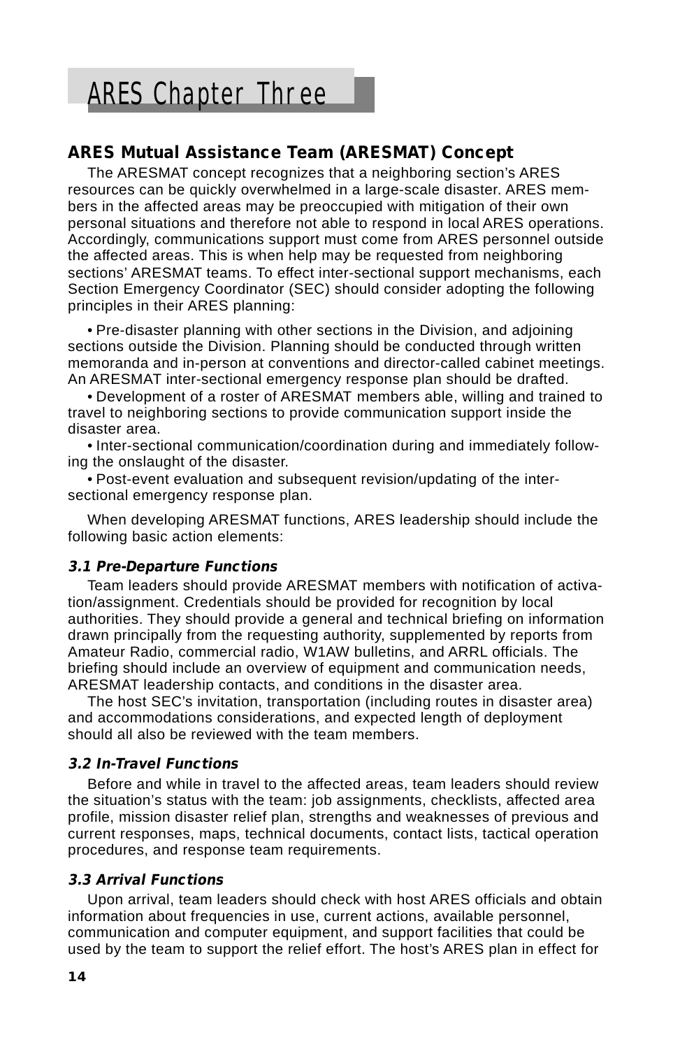# ARES Chapter Three

## ARES Mutual Assistance Team (ARESMAT) Concept

The ARESMAT concept recognizes that a neighboring section's ARES resources can be quickly overwhelmed in a large-scale disaster. ARES members in the affected areas may be preoccupied with mitigation of their own personal situations and therefore not able to respond in local ARES operations. Accordingly, communications support must come from ARES personnel outside the affected areas. This is when help may be requested from neighboring sections' ARESMAT teams. To effect inter-sectional support mechanisms, each Section Emergency Coordinator (SEC) should consider adopting the following principles in their ARES planning:

- Pre-disaster planning with other sections in the Division, and adjoining sections outside the Division. Planning should be conducted through written memoranda and in-person at conventions and director-called cabinet meetings. An ARESMAT inter-sectional emergency response plan should be drafted.
- Development of a roster of ARESMAT members able, willing and trained to travel to neighboring sections to provide communication support inside the disaster area.
- Inter-sectional communication/coordination during and immediately following the onslaught of the disaster.
- Post-event evaluation and subsequent revision/updating of the inter-sectional emergency response plan.

When developing ARESMAT functions, ARES leadership should include the following basic action elements:

### *3.1 Pre-Departure Functions*

Team leaders should provide ARESMAT members with notification of activation/assignment. Credentials should be provided for recognition by local authorities. They should provide a general and technical briefing on information drawn principally from the requesting authority, supplemented by reports from Amateur Radio, commercial radio, W1AW bulletins, and ARRL officials. The briefing should include an overview of equipment and communication needs, ARESMAT leadership contacts, and conditions in the disaster area.

The host SEC's invitation, transportation (including routes in disaster area) and accommodations considerations, and expected length of deployment should all also be reviewed with the team members.

### *3.2 In-Travel Functions*

Before and while in travel to the affected areas, team leaders should review the situation's status with the team: job assignments, checklists, affected area profile, mission disaster relief plan, strengths and weaknesses of previous and current responses, maps, technical documents, contact lists, tactical operation procedures, and response team requirements.

### *3.3 Arrival Functions*

Upon arrival, team leaders should check with host ARES officials and obtain information about frequencies in use, current actions, available personnel, communication and computer equipment, and support facilities that could be used by the team to support the relief effort. The host's ARES plan in effect for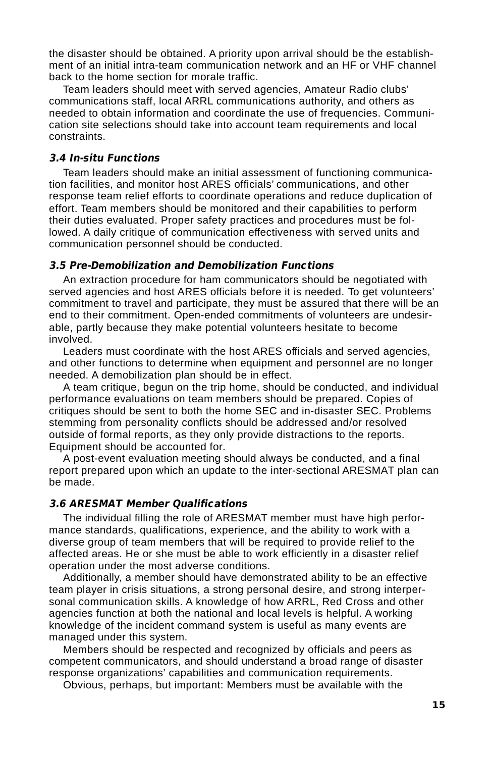the disaster should be obtained. A priority upon arrival should be the establishment of an initial intra-team communication network and an HF or VHF channel back to the home section for morale traffic.

Team leaders should meet with served agencies, Amateur Radio clubs' communications staff, local ARRL communications authority, and others as needed to obtain information and coordinate the use of frequencies. Communication site selections should take into account team requirements and local constraints.

### *3.4 In-situ Functions*

Team leaders should make an initial assessment of functioning communication facilities, and monitor host ARES officials' communications, and other response team relief efforts to coordinate operations and reduce duplication of effort. Team members should be monitored and their capabilities to perform their duties evaluated. Proper safety practices and procedures must be followed. A daily critique of communication effectiveness with served units and communication personnel should be conducted.

### *3.5 Pre-Demobilization and Demobilization Functions*

An extraction procedure for ham communicators should be negotiated with served agencies and host ARES officials before it is needed. To get volunteers' commitment to travel and participate, they must be assured that there will be an end to their commitment. Open-ended commitments of volunteers are undesirable, partly because they make potential volunteers hesitate to become involved.

Leaders must coordinate with the host ARES officials and served agencies, and other functions to determine when equipment and personnel are no longer needed. A demobilization plan should be in effect.

A team critique, begun on the trip home, should be conducted, and individual performance evaluations on team members should be prepared. Copies of critiques should be sent to both the home SEC and in-disaster SEC. Problems stemming from personality conflicts should be addressed and/or resolved outside of formal reports, as they only provide distractions to the reports. Equipment should be accounted for.

A post-event evaluation meeting should always be conducted, and a final report prepared upon which an update to the inter-sectional ARESMAT plan can be made.

### *3.6 ARESMAT Member Qualifications*

The individual filling the role of ARESMAT member must have high performance standards, qualifications, experience, and the ability to work with a diverse group of team members that will be required to provide relief to the affected areas. He or she must be able to work efficiently in a disaster relief operation under the most adverse conditions.

Additionally, a member should have demonstrated ability to be an effective team player in crisis situations, a strong personal desire, and strong interpersonal communication skills. A knowledge of how ARRL, Red Cross and other agencies function at both the national and local levels is helpful. A working knowledge of the incident command system is useful as many events are managed under this system.

Members should be respected and recognized by officials and peers as competent communicators, and should understand a broad range of disaster response organizations' capabilities and communication requirements.

Obvious, perhaps, but important: Members must be available with the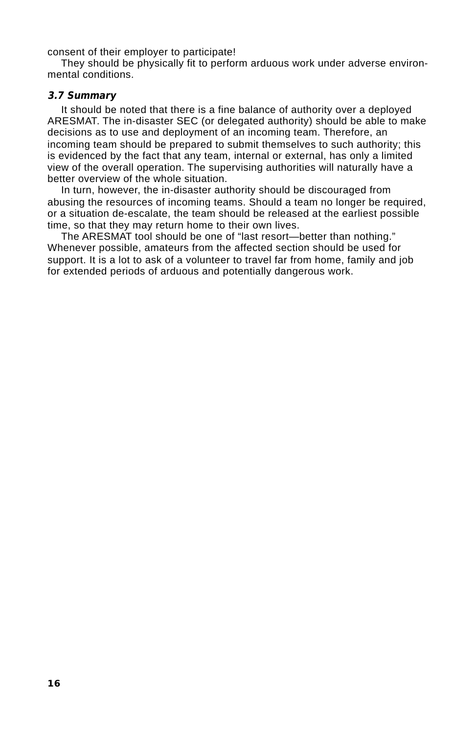consent of their employer to participate!

They should be physically fit to perform arduous work under adverse environmental conditions.

### *3.7 Summary*

It should be noted that there is a fine balance of authority over a deployed ARESMAT. The in-disaster SEC (or delegated authority) should be able to make decisions as to use and deployment of an incoming team. Therefore, an incoming team should be prepared to submit themselves to such authority; this is evidenced by the fact that any team, internal or external, has only a limited view of the overall operation. The supervising authorities will naturally have a better overview of the whole situation.

In turn, however, the in-disaster authority should be discouraged from abusing the resources of incoming teams. Should a team no longer be required, or a situation de-escalate, the team should be released at the earliest possible time, so that they may return home to their own lives.

The ARESMAT tool should be one of "last resort—better than nothing." Whenever possible, amateurs from the affected section should be used for support. It is a lot to ask of a volunteer to travel far from home, family and job for extended periods of arduous and potentially dangerous work.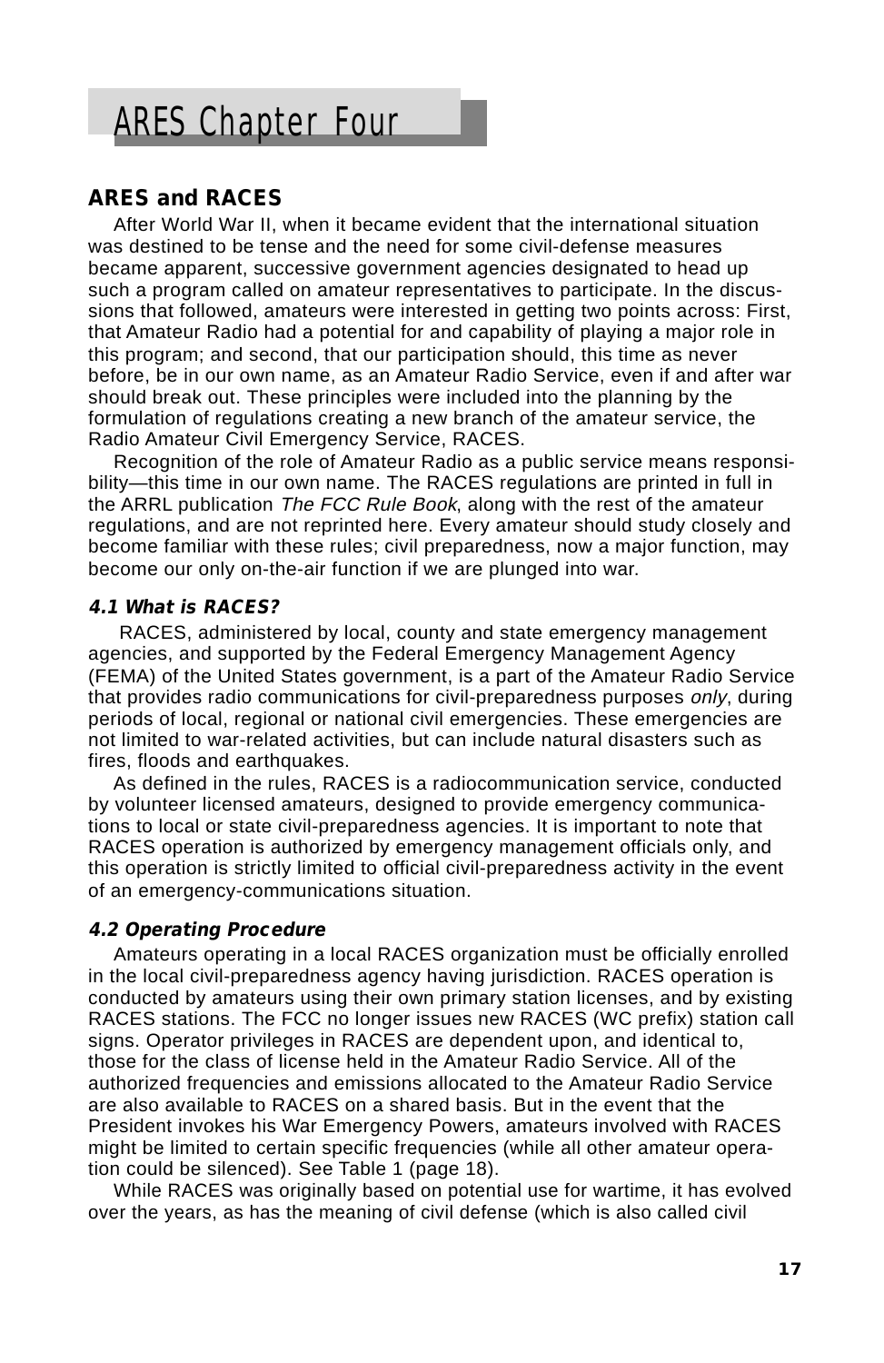# ARES Chapter Four

## ARES and RACES

After World War II, when it became evident that the international situation was destined to be tense and the need for some civil-defense measures became apparent, successive government agencies designated to head up such a program called on amateur representatives to participate. In the discussions that followed, amateurs were interested in getting two points across: First, that Amateur Radio had a potential for and capability of playing a major role in this program; and second, that our participation should, this time as never before, be in our own name, as an Amateur Radio Service, even if and after war should break out. These principles were included into the planning by the formulation of regulations creating a new branch of the amateur service, the Radio Amateur Civil Emergency Service, RACES.

Recognition of the role of Amateur Radio as a public service means responsibility—this time in our own name. The RACES regulations are printed in full in the ARRL publication *The FCC Rule Book*, along with the rest of the amateur regulations, and are not reprinted here. Every amateur should study closely and become familiar with these rules; civil preparedness, now a major function, may become our only on-the-air function if we are plunged into war.

### 4.1 What is RACES?

RACES, administered by local, county and state emergency management agencies, and supported by the Federal Emergency Management Agency (FEMA) of the United States government, is a part of the Amateur Radio Service that provides radio communications for civil-preparedness purposes *only*, during periods of local, regional or national civil emergencies. These emergencies are not limited to war-related activities, but can include natural disasters such as fires, floods and earthquakes.

As defined in the rules, RACES is a radiocommunication service, conducted by volunteer licensed amateurs, designed to provide emergency communications to local or state civil-preparedness agencies. It is important to note that RACES operation is authorized by emergency management officials only, and this operation is strictly limited to official civil-preparedness activity in the event of an emergency-communications situation.

### 4.2 Operating Procedure

Amateurs operating in a local RACES organization must be officially enrolled in the local civil-preparedness agency having jurisdiction. RACES operation is conducted by amateurs using their own primary station licenses, and by existing RACES stations. The FCC no longer issues new RACES (WC prefix) station call signs. Operator privileges in RACES are dependent upon, and identical to, those for the class of license held in the Amateur Radio Service. All of the authorized frequencies and emissions allocated to the Amateur Radio Service are also available to RACES on a shared basis. But in the event that the President invokes his War Emergency Powers, amateurs involved with RACES might be limited to certain specific frequencies (while all other amateur operation could be silenced). See Table 1 (page 18).

While RACES was originally based on potential use for wartime, it has evolved over the years, as has the meaning of civil defense (which is also called civil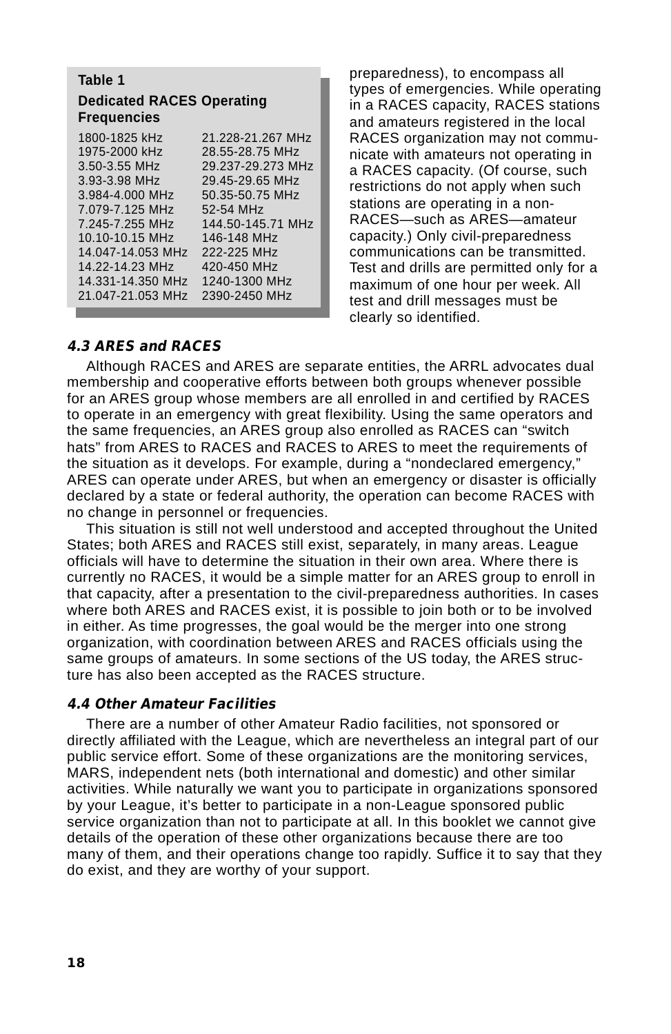**Table 1**

**Dedicated RACES Operating Frequencies**

| | |
|---|---|
| 1800-1825 kHz | 21.228-21.267 MHz |
| 1975-2000 kHz | 28.55-28.75 MHz |
| 3.50-3.55 MHz | 29.237-29.273 MHz |
| 3.93-3.98 MHz | 29.45-29.65 MHz |
| 3.984-4.000 MHz | 50.35-50.75 MHz |
| 7.079-7.125 MHz | 52-54 MHz |
| 7.245-7.255 MHz | 144.50-145.71 MHz |
| 10.10-10.15 MHz | 146-148 MHz |
| 14.047-14.053 MHz | 222-225 MHz |
| 14.22-14.23 MHz | 420-450 MHz |
| 14.331-14.350 MHz | 1240-1300 MHz |
| 21.047-21.053 MHz | 2390-2450 MHz |

preparedness), to encompass all types of emergencies. While operating in a RACES capacity, RACES stations and amateurs registered in the local RACES organization may not communicate with amateurs not operating in a RACES capacity. (Of course, such restrictions do not apply when such stations are operating in a non-RACES—such as ARES—amateur capacity.) Only civil-preparedness communications can be transmitted. Test and drills are permitted only for a maximum of one hour per week. All test and drill messages must be clearly so identified.

### *4.3 ARES and RACES*

Although RACES and ARES are separate entities, the ARRL advocates dual membership and cooperative efforts between both groups whenever possible for an ARES group whose members are all enrolled in and certified by RACES to operate in an emergency with great flexibility. Using the same operators and the same frequencies, an ARES group also enrolled as RACES can "switch hats" from ARES to RACES and RACES to ARES to meet the requirements of the situation as it develops. For example, during a "nondeclared emergency," ARES can operate under ARES, but when an emergency or disaster is officially declared by a state or federal authority, the operation can become RACES with no change in personnel or frequencies.

This situation is still not well understood and accepted throughout the United States; both ARES and RACES still exist, separately, in many areas. League officials will have to determine the situation in their own area. Where there is currently no RACES, it would be a simple matter for an ARES group to enroll in that capacity, after a presentation to the civil-preparedness authorities. In cases where both ARES and RACES exist, it is possible to join both or to be involved in either. As time progresses, the goal would be the merger into one strong organization, with coordination between ARES and RACES officials using the same groups of amateurs. In some sections of the US today, the ARES structure has also been accepted as the RACES structure.

### *4.4 Other Amateur Facilities*

There are a number of other Amateur Radio facilities, not sponsored or directly affiliated with the League, which are nevertheless an integral part of our public service effort. Some of these organizations are the monitoring services, MARS, independent nets (both international and domestic) and other similar activities. While naturally we want you to participate in organizations sponsored by your League, it's better to participate in a non-League sponsored public service organization than not to participate at all. In this booklet we cannot give details of the operation of these other organizations because there are too many of them, and their operations change too rapidly. Suffice it to say that they do exist, and they are worthy of your support.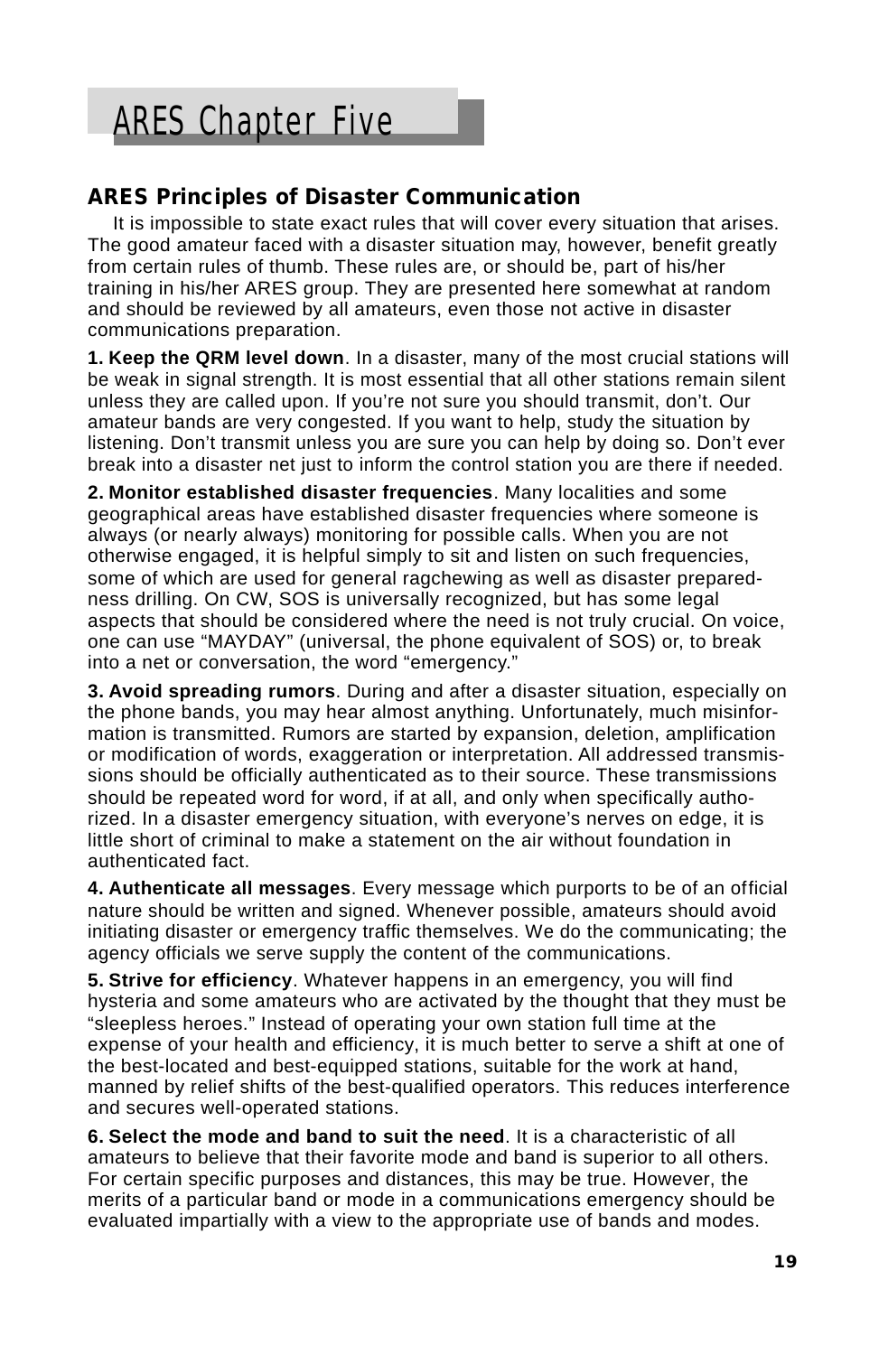# ARES Chapter Five

## ARES Principles of Disaster Communication

It is impossible to state exact rules that will cover every situation that arises. The good amateur faced with a disaster situation may, however, benefit greatly from certain rules of thumb. These rules are, or should be, part of his/her training in his/her ARES group. They are presented here somewhat at random and should be reviewed by all amateurs, even those not active in disaster communications preparation.

**1. Keep the QRM level down**. In a disaster, many of the most crucial stations will be weak in signal strength. It is most essential that all other stations remain silent unless they are called upon. If you're not sure you should transmit, don't. Our amateur bands are very congested. If you want to help, study the situation by listening. Don't transmit unless you are sure you can help by doing so. Don't ever break into a disaster net just to inform the control station you are there if needed.

**2. Monitor established disaster frequencies**. Many localities and some geographical areas have established disaster frequencies where someone is always (or nearly always) monitoring for possible calls. When you are not otherwise engaged, it is helpful simply to sit and listen on such frequencies, some of which are used for general ragchewing as well as disaster preparedness drilling. On CW, SOS is universally recognized, but has some legal aspects that should be considered where the need is not truly crucial. On voice, one can use "MAYDAY" (universal, the phone equivalent of SOS) or, to break into a net or conversation, the word "emergency."

**3. Avoid spreading rumors**. During and after a disaster situation, especially on the phone bands, you may hear almost anything. Unfortunately, much misinformation is transmitted. Rumors are started by expansion, deletion, amplification or modification of words, exaggeration or interpretation. All addressed transmissions should be officially authenticated as to their source. These transmissions should be repeated word for word, if at all, and only when specifically authorized. In a disaster emergency situation, with everyone's nerves on edge, it is little short of criminal to make a statement on the air without foundation in authenticated fact.

**4. Authenticate all messages**. Every message which purports to be of an official nature should be written and signed. Whenever possible, amateurs should avoid initiating disaster or emergency traffic themselves. We do the communicating; the agency officials we serve supply the content of the communications.

**5. Strive for efficiency**. Whatever happens in an emergency, you will find hysteria and some amateurs who are activated by the thought that they must be "sleepless heroes." Instead of operating your own station full time at the expense of your health and efficiency, it is much better to serve a shift at one of the best-located and best-equipped stations, suitable for the work at hand, manned by relief shifts of the best-qualified operators. This reduces interference and secures well-operated stations.

**6. Select the mode and band to suit the need**. It is a characteristic of all amateurs to believe that their favorite mode and band is superior to all others. For certain specific purposes and distances, this may be true. However, the merits of a particular band or mode in a communications emergency should be evaluated impartially with a view to the appropriate use of bands and modes.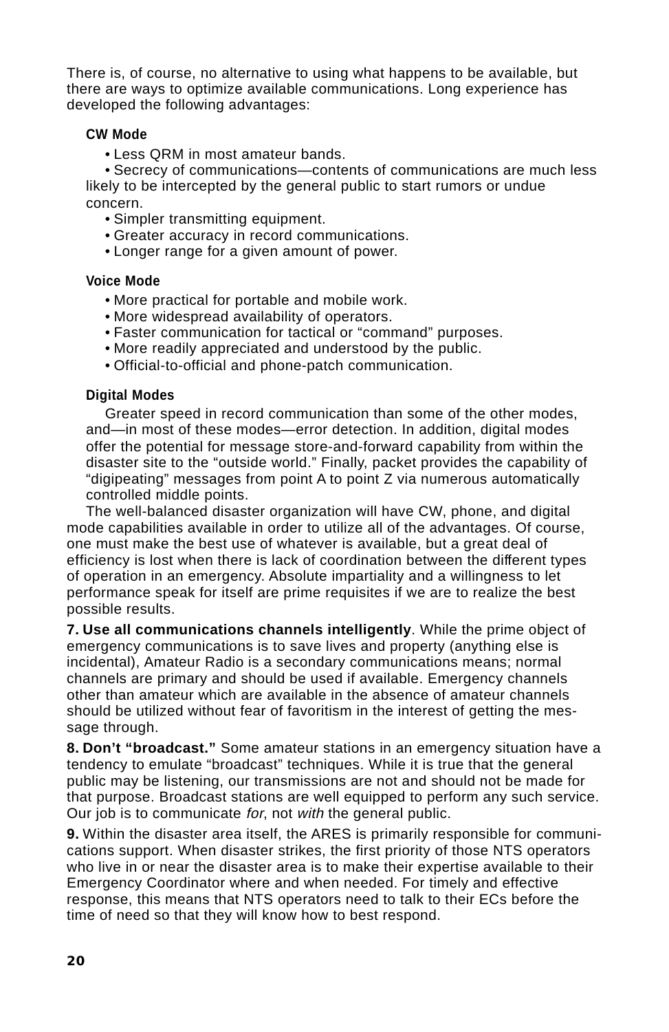There is, of course, no alternative to using what happens to be available, but there are ways to optimize available communications. Long experience has developed the following advantages:

**CW Mode**

- Less QRM in most amateur bands.
- Secrecy of communications—contents of communications are much less likely to be intercepted by the general public to start rumors or undue concern.
- Simpler transmitting equipment.
- Greater accuracy in record communications.
- Longer range for a given amount of power.

**Voice Mode**

- More practical for portable and mobile work.
- More widespread availability of operators.
- Faster communication for tactical or "command" purposes.
- More readily appreciated and understood by the public.
- Official-to-official and phone-patch communication.

**Digital Modes**

Greater speed in record communication than some of the other modes, and—in most of these modes—error detection. In addition, digital modes offer the potential for message store-and-forward capability from within the disaster site to the "outside world." Finally, packet provides the capability of "digipeating" messages from point A to point Z via numerous automatically controlled middle points.

The well-balanced disaster organization will have CW, phone, and digital mode capabilities available in order to utilize all of the advantages. Of course, one must make the best use of whatever is available, but a great deal of efficiency is lost when there is lack of coordination between the different types of operation in an emergency. Absolute impartiality and a willingness to let performance speak for itself are prime requisites if we are to realize the best possible results.

**7. Use all communications channels intelligently**. While the prime object of emergency communications is to save lives and property (anything else is incidental), Amateur Radio is a secondary communications means; normal channels are primary and should be used if available. Emergency channels other than amateur which are available in the absence of amateur channels should be utilized without fear of favoritism in the interest of getting the message through.

**8. Don't "broadcast."** Some amateur stations in an emergency situation have a tendency to emulate "broadcast" techniques. While it is true that the general public may be listening, our transmissions are not and should not be made for that purpose. Broadcast stations are well equipped to perform any such service. Our job is to communicate *for*, not *with* the general public.

**9.** Within the disaster area itself, the ARES is primarily responsible for communications support. When disaster strikes, the first priority of those NTS operators who live in or near the disaster area is to make their expertise available to their Emergency Coordinator where and when needed. For timely and effective response, this means that NTS operators need to talk to their ECs before the time of need so that they will know how to best respond.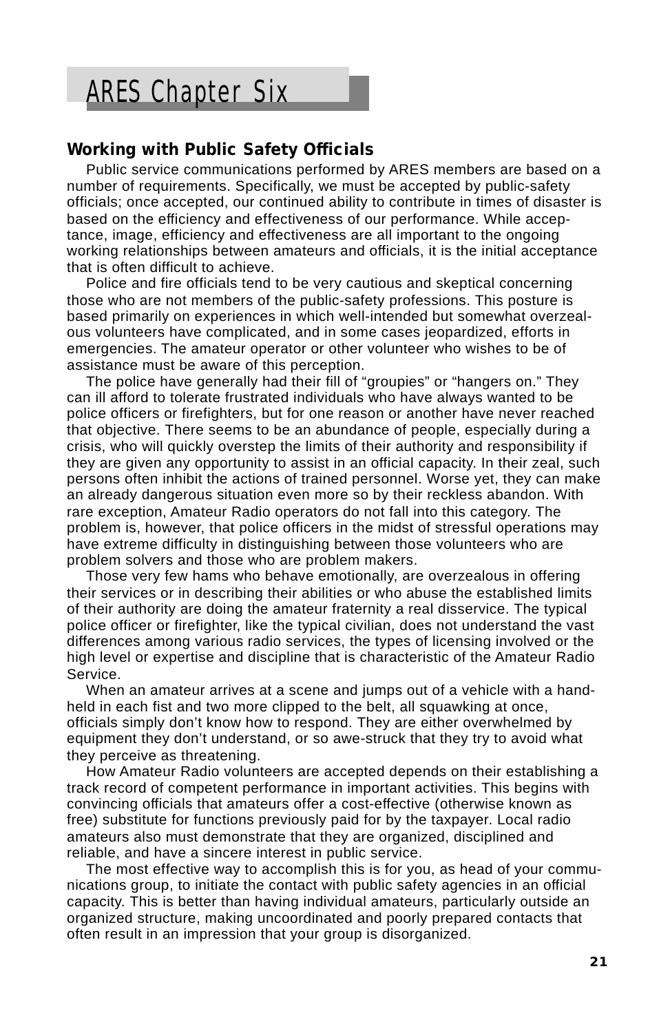# ARES Chapter Six

## Working with Public Safety Officials

Public service communications performed by ARES members are based on a number of requirements. Specifically, we must be accepted by public-safety officials; once accepted, our continued ability to contribute in times of disaster is based on the efficiency and effectiveness of our performance. While acceptance, image, efficiency and effectiveness are all important to the ongoing working relationships between amateurs and officials, it is the initial acceptance that is often difficult to achieve.

Police and fire officials tend to be very cautious and skeptical concerning those who are not members of the public-safety professions. This posture is based primarily on experiences in which well-intended but somewhat overzealous volunteers have complicated, and in some cases jeopardized, efforts in emergencies. The amateur operator or other volunteer who wishes to be of assistance must be aware of this perception.

The police have generally had their fill of "groupies" or "hangers on." They can ill afford to tolerate frustrated individuals who have always wanted to be police officers or firefighters, but for one reason or another have never reached that objective. There seems to be an abundance of people, especially during a crisis, who will quickly overstep the limits of their authority and responsibility if they are given any opportunity to assist in an official capacity. In their zeal, such persons often inhibit the actions of trained personnel. Worse yet, they can make an already dangerous situation even more so by their reckless abandon. With rare exception, Amateur Radio operators do not fall into this category. The problem is, however, that police officers in the midst of stressful operations may have extreme difficulty in distinguishing between those volunteers who are problem solvers and those who are problem makers.

Those very few hams who behave emotionally, are overzealous in offering their services or in describing their abilities or who abuse the established limits of their authority are doing the amateur fraternity a real disservice. The typical police officer or firefighter, like the typical civilian, does not understand the vast differences among various radio services, the types of licensing involved or the high level or expertise and discipline that is characteristic of the Amateur Radio Service.

When an amateur arrives at a scene and jumps out of a vehicle with a hand-held in each fist and two more clipped to the belt, all squawking at once, officials simply don't know how to respond. They are either overwhelmed by equipment they don't understand, or so awe-struck that they try to avoid what they perceive as threatening.

How Amateur Radio volunteers are accepted depends on their establishing a track record of competent performance in important activities. This begins with convincing officials that amateurs offer a cost-effective (otherwise known as free) substitute for functions previously paid for by the taxpayer. Local radio amateurs also must demonstrate that they are organized, disciplined and reliable, and have a sincere interest in public service.

The most effective way to accomplish this is for you, as head of your communications group, to initiate the contact with public safety agencies in an official capacity. This is better than having individual amateurs, particularly outside an organized structure, making uncoordinated and poorly prepared contacts that often result in an impression that your group is disorganized.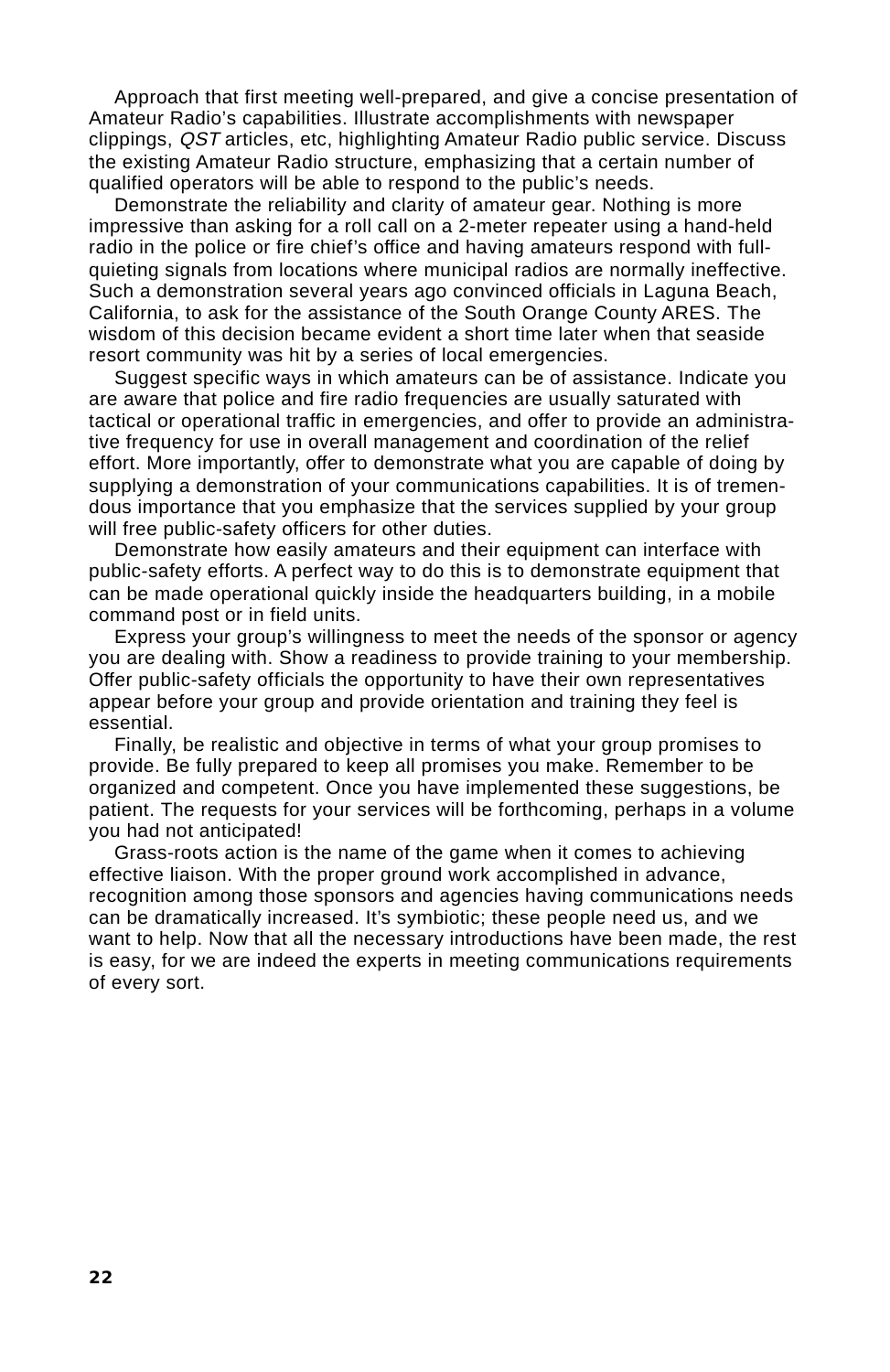Approach that first meeting well-prepared, and give a concise presentation of Amateur Radio's capabilities. Illustrate accomplishments with newspaper clippings, *QST* articles, etc, highlighting Amateur Radio public service. Discuss the existing Amateur Radio structure, emphasizing that a certain number of qualified operators will be able to respond to the public's needs.

Demonstrate the reliability and clarity of amateur gear. Nothing is more impressive than asking for a roll call on a 2-meter repeater using a hand-held radio in the police or fire chief's office and having amateurs respond with full-quieting signals from locations where municipal radios are normally ineffective. Such a demonstration several years ago convinced officials in Laguna Beach, California, to ask for the assistance of the South Orange County ARES. The wisdom of this decision became evident a short time later when that seaside resort community was hit by a series of local emergencies.

Suggest specific ways in which amateurs can be of assistance. Indicate you are aware that police and fire radio frequencies are usually saturated with tactical or operational traffic in emergencies, and offer to provide an administrative frequency for use in overall management and coordination of the relief effort. More importantly, offer to demonstrate what you are capable of doing by supplying a demonstration of your communications capabilities. It is of tremendous importance that you emphasize that the services supplied by your group will free public-safety officers for other duties.

Demonstrate how easily amateurs and their equipment can interface with public-safety efforts. A perfect way to do this is to demonstrate equipment that can be made operational quickly inside the headquarters building, in a mobile command post or in field units.

Express your group's willingness to meet the needs of the sponsor or agency you are dealing with. Show a readiness to provide training to your membership. Offer public-safety officials the opportunity to have their own representatives appear before your group and provide orientation and training they feel is essential.

Finally, be realistic and objective in terms of what your group promises to provide. Be fully prepared to keep all promises you make. Remember to be organized and competent. Once you have implemented these suggestions, be patient. The requests for your services will be forthcoming, perhaps in a volume you had not anticipated!

Grass-roots action is the name of the game when it comes to achieving effective liaison. With the proper ground work accomplished in advance, recognition among those sponsors and agencies having communications needs can be dramatically increased. It's symbiotic; these people need us, and we want to help. Now that all the necessary introductions have been made, the rest is easy, for we are indeed the experts in meeting communications requirements of every sort.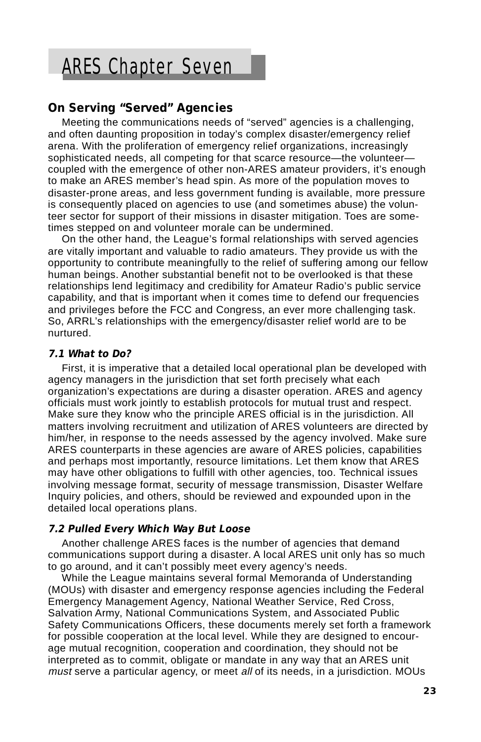# ARES Chapter Seven

## On Serving "Served" Agencies

Meeting the communications needs of "served" agencies is a challenging, and often daunting proposition in today's complex disaster/emergency relief arena. With the proliferation of emergency relief organizations, increasingly sophisticated needs, all competing for that scarce resource—the volunteer—coupled with the emergence of other non-ARES amateur providers, it's enough to make an ARES member's head spin. As more of the population moves to disaster-prone areas, and less government funding is available, more pressure is consequently placed on agencies to use (and sometimes abuse) the volunteer sector for support of their missions in disaster mitigation. Toes are sometimes stepped on and volunteer morale can be undermined.

On the other hand, the League's formal relationships with served agencies are vitally important and valuable to radio amateurs. They provide us with the opportunity to contribute meaningfully to the relief of suffering among our fellow human beings. Another substantial benefit not to be overlooked is that these relationships lend legitimacy and credibility for Amateur Radio's public service capability, and that is important when it comes time to defend our frequencies and privileges before the FCC and Congress, an ever more challenging task. So, ARRL's relationships with the emergency/disaster relief world are to be nurtured.

### *7.1 What to Do?*

First, it is imperative that a detailed local operational plan be developed with agency managers in the jurisdiction that set forth precisely what each organization's expectations are during a disaster operation. ARES and agency officials must work jointly to establish protocols for mutual trust and respect. Make sure they know who the principle ARES official is in the jurisdiction. All matters involving recruitment and utilization of ARES volunteers are directed by him/her, in response to the needs assessed by the agency involved. Make sure ARES counterparts in these agencies are aware of ARES policies, capabilities and perhaps most importantly, resource limitations. Let them know that ARES may have other obligations to fulfill with other agencies, too. Technical issues involving message format, security of message transmission, Disaster Welfare Inquiry policies, and others, should be reviewed and expounded upon in the detailed local operations plans.

### *7.2 Pulled Every Which Way But Loose*

Another challenge ARES faces is the number of agencies that demand communications support during a disaster. A local ARES unit only has so much to go around, and it can't possibly meet every agency's needs.

While the League maintains several formal Memoranda of Understanding (MOUs) with disaster and emergency response agencies including the Federal Emergency Management Agency, National Weather Service, Red Cross, Salvation Army, National Communications System, and Associated Public Safety Communications Officers, these documents merely set forth a framework for possible cooperation at the local level. While they are designed to encourage mutual recognition, cooperation and coordination, they should not be interpreted as to commit, obligate or mandate in any way that an ARES unit *must* serve a particular agency, or meet *all* of its needs, in a jurisdiction. MOUs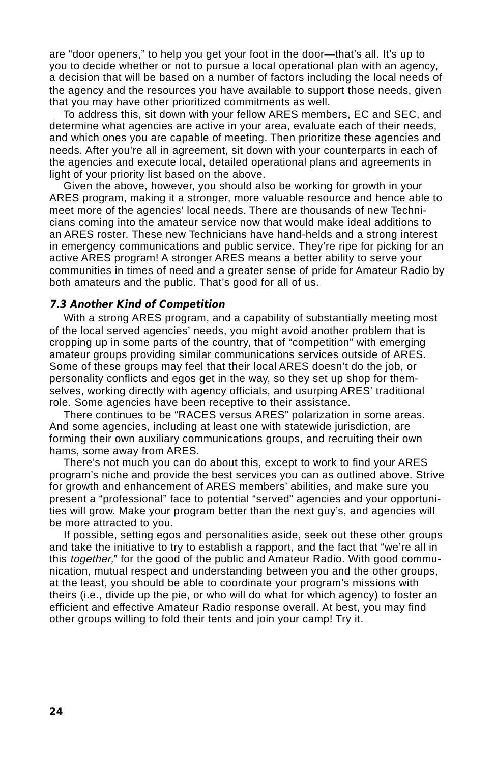are "door openers," to help you get your foot in the door—that's all. It's up to you to decide whether or not to pursue a local operational plan with an agency, a decision that will be based on a number of factors including the local needs of the agency and the resources you have available to support those needs, given that you may have other prioritized commitments as well.

To address this, sit down with your fellow ARES members, EC and SEC, and determine what agencies are active in your area, evaluate each of their needs, and which ones you are capable of meeting. Then prioritize these agencies and needs. After you're all in agreement, sit down with your counterparts in each of the agencies and execute local, detailed operational plans and agreements in light of your priority list based on the above.

Given the above, however, you should also be working for growth in your ARES program, making it a stronger, more valuable resource and hence able to meet more of the agencies' local needs. There are thousands of new Technicians coming into the amateur service now that would make ideal additions to an ARES roster. These new Technicians have hand-helds and a strong interest in emergency communications and public service. They're ripe for picking for an active ARES program! A stronger ARES means a better ability to serve your communities in times of need and a greater sense of pride for Amateur Radio by both amateurs and the public. That's good for all of us.

### *7.3 Another Kind of Competition*

With a strong ARES program, and a capability of substantially meeting most of the local served agencies' needs, you might avoid another problem that is cropping up in some parts of the country, that of "competition" with emerging amateur groups providing similar communications services outside of ARES. Some of these groups may feel that their local ARES doesn't do the job, or personality conflicts and egos get in the way, so they set up shop for themselves, working directly with agency officials, and usurping ARES' traditional role. Some agencies have been receptive to their assistance.

There continues to be "RACES versus ARES" polarization in some areas. And some agencies, including at least one with statewide jurisdiction, are forming their own auxiliary communications groups, and recruiting their own hams, some away from ARES.

There's not much you can do about this, except to work to find your ARES program's niche and provide the best services you can as outlined above. Strive for growth and enhancement of ARES members' abilities, and make sure you present a "professional" face to potential "served" agencies and your opportunities will grow. Make your program better than the next guy's, and agencies will be more attracted to you.

If possible, setting egos and personalities aside, seek out these other groups and take the initiative to try to establish a rapport, and the fact that "we're all in this *together,*" for the good of the public and Amateur Radio. With good communication, mutual respect and understanding between you and the other groups, at the least, you should be able to coordinate your program's missions with theirs (i.e., divide up the pie, or who will do what for which agency) to foster an efficient and effective Amateur Radio response overall. At best, you may find other groups willing to fold their tents and join your camp! Try it.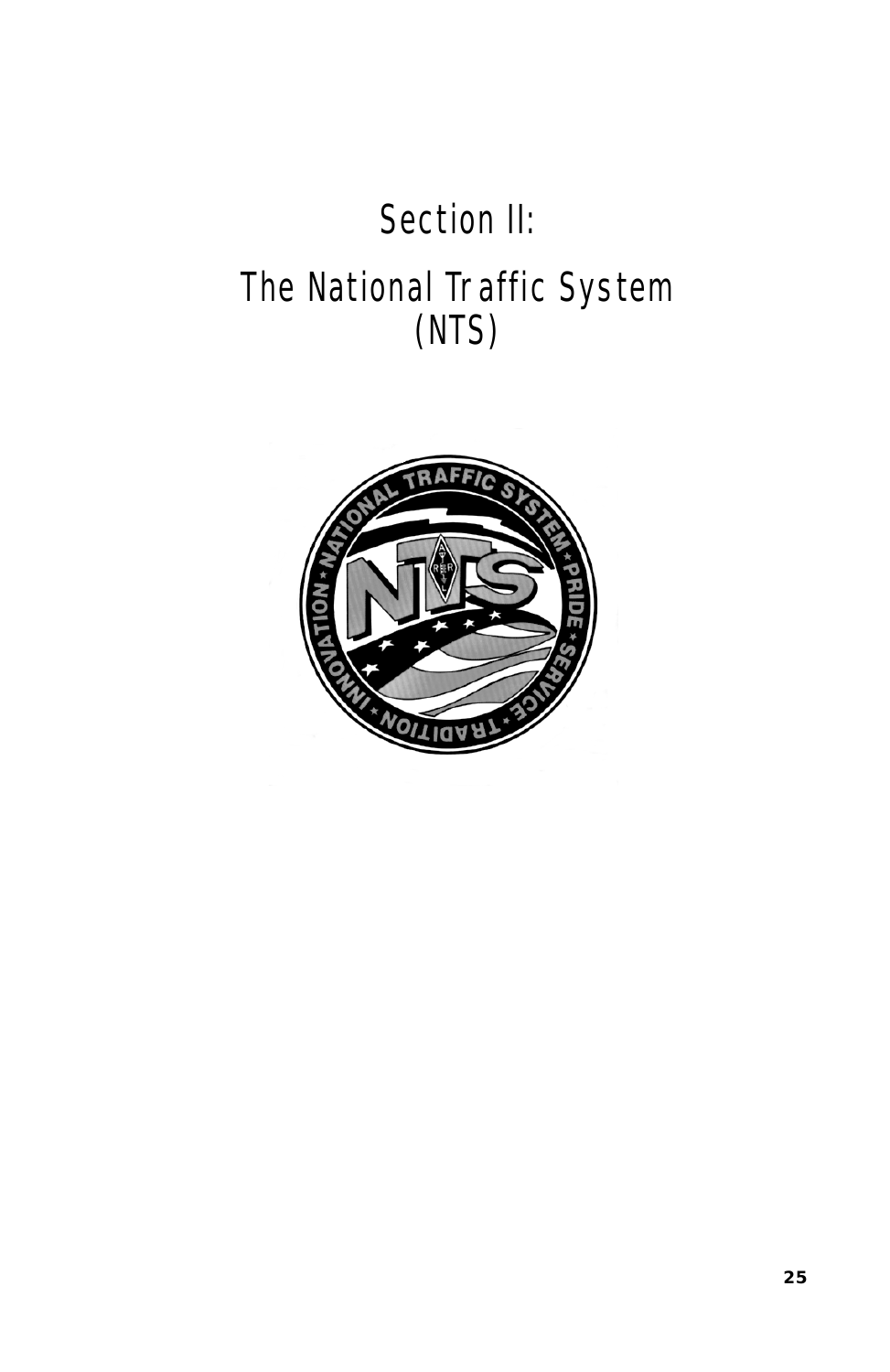# Section II:

# The National Traffic System (NTS)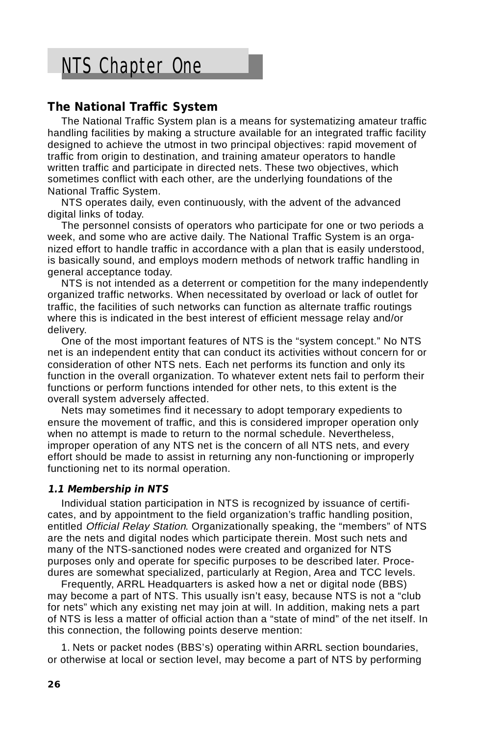# NTS Chapter One

## The National Traffic System

The National Traffic System plan is a means for systematizing amateur traffic handling facilities by making a structure available for an integrated traffic facility designed to achieve the utmost in two principal objectives: rapid movement of traffic from origin to destination, and training amateur operators to handle written traffic and participate in directed nets. These two objectives, which sometimes conflict with each other, are the underlying foundations of the National Traffic System.

NTS operates daily, even continuously, with the advent of the advanced digital links of today.

The personnel consists of operators who participate for one or two periods a week, and some who are active daily. The National Traffic System is an organized effort to handle traffic in accordance with a plan that is easily understood, is basically sound, and employs modern methods of network traffic handling in general acceptance today.

NTS is not intended as a deterrent or competition for the many independently organized traffic networks. When necessitated by overload or lack of outlet for traffic, the facilities of such networks can function as alternate traffic routings where this is indicated in the best interest of efficient message relay and/or delivery.

One of the most important features of NTS is the "system concept." No NTS net is an independent entity that can conduct its activities without concern for or consideration of other NTS nets. Each net performs its function and only its function in the overall organization. To whatever extent nets fail to perform their functions or perform functions intended for other nets, to this extent is the overall system adversely affected.

Nets may sometimes find it necessary to adopt temporary expedients to ensure the movement of traffic, and this is considered improper operation only when no attempt is made to return to the normal schedule. Nevertheless, improper operation of any NTS net is the concern of all NTS nets, and every effort should be made to assist in returning any non-functioning or improperly functioning net to its normal operation.

### *1.1 Membership in NTS*

Individual station participation in NTS is recognized by issuance of certificates, and by appointment to the field organization's traffic handling position, entitled *Official Relay Station*. Organizationally speaking, the "members" of NTS are the nets and digital nodes which participate therein. Most such nets and many of the NTS-sanctioned nodes were created and organized for NTS purposes only and operate for specific purposes to be described later. Procedures are somewhat specialized, particularly at Region, Area and TCC levels.

Frequently, ARRL Headquarters is asked how a net or digital node (BBS) may become a part of NTS. This usually isn't easy, because NTS is not a "club for nets" which any existing net may join at will. In addition, making nets a part of NTS is less a matter of official action than a "state of mind" of the net itself. In this connection, the following points deserve mention:

1. Nets or packet nodes (BBS's) operating within ARRL section boundaries, or otherwise at local or section level, may become a part of NTS by performing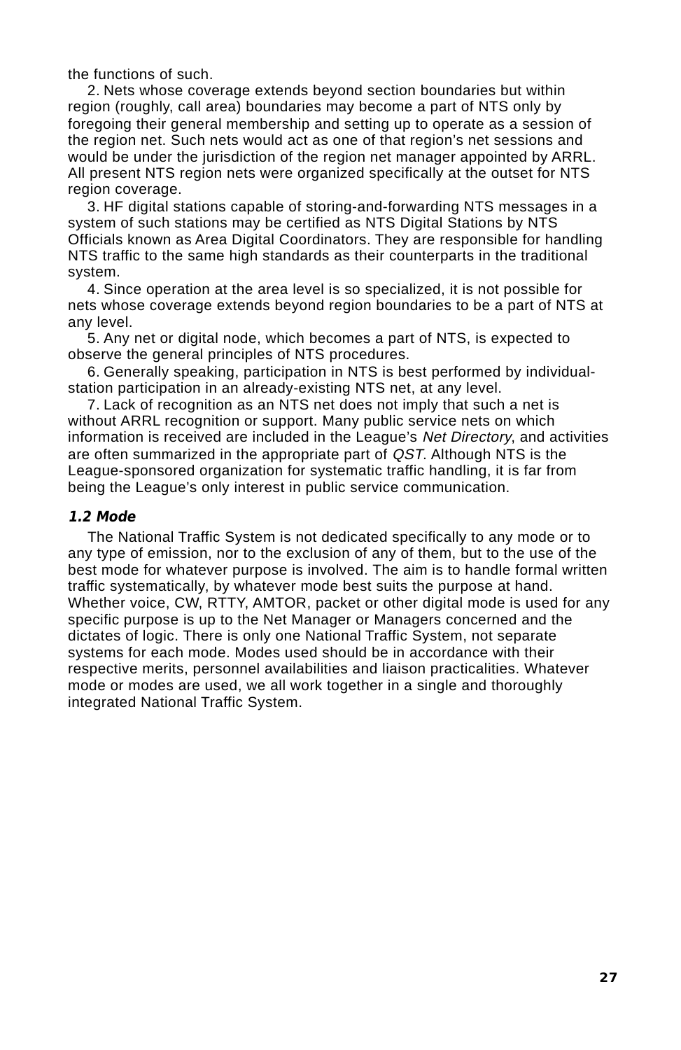the functions of such.

2. Nets whose coverage extends beyond section boundaries but within region (roughly, call area) boundaries may become a part of NTS only by foregoing their general membership and setting up to operate as a session of the region net. Such nets would act as one of that region's net sessions and would be under the jurisdiction of the region net manager appointed by ARRL. All present NTS region nets were organized specifically at the outset for NTS region coverage.

3. HF digital stations capable of storing-and-forwarding NTS messages in a system of such stations may be certified as NTS Digital Stations by NTS Officials known as Area Digital Coordinators. They are responsible for handling NTS traffic to the same high standards as their counterparts in the traditional system.

4. Since operation at the area level is so specialized, it is not possible for nets whose coverage extends beyond region boundaries to be a part of NTS at any level.

5. Any net or digital node, which becomes a part of NTS, is expected to observe the general principles of NTS procedures.

6. Generally speaking, participation in NTS is best performed by individual-station participation in an already-existing NTS net, at any level.

7. Lack of recognition as an NTS net does not imply that such a net is without ARRL recognition or support. Many public service nets on which information is received are included in the League's *Net Directory*, and activities are often summarized in the appropriate part of *QST*. Although NTS is the League-sponsored organization for systematic traffic handling, it is far from being the League's only interest in public service communication.

### *1.2 Mode*

The National Traffic System is not dedicated specifically to any mode or to any type of emission, nor to the exclusion of any of them, but to the use of the best mode for whatever purpose is involved. The aim is to handle formal written traffic systematically, by whatever mode best suits the purpose at hand. Whether voice, CW, RTTY, AMTOR, packet or other digital mode is used for any specific purpose is up to the Net Manager or Managers concerned and the dictates of logic. There is only one National Traffic System, not separate systems for each mode. Modes used should be in accordance with their respective merits, personnel availabilities and liaison practicalities. Whatever mode or modes are used, we all work together in a single and thoroughly integrated National Traffic System.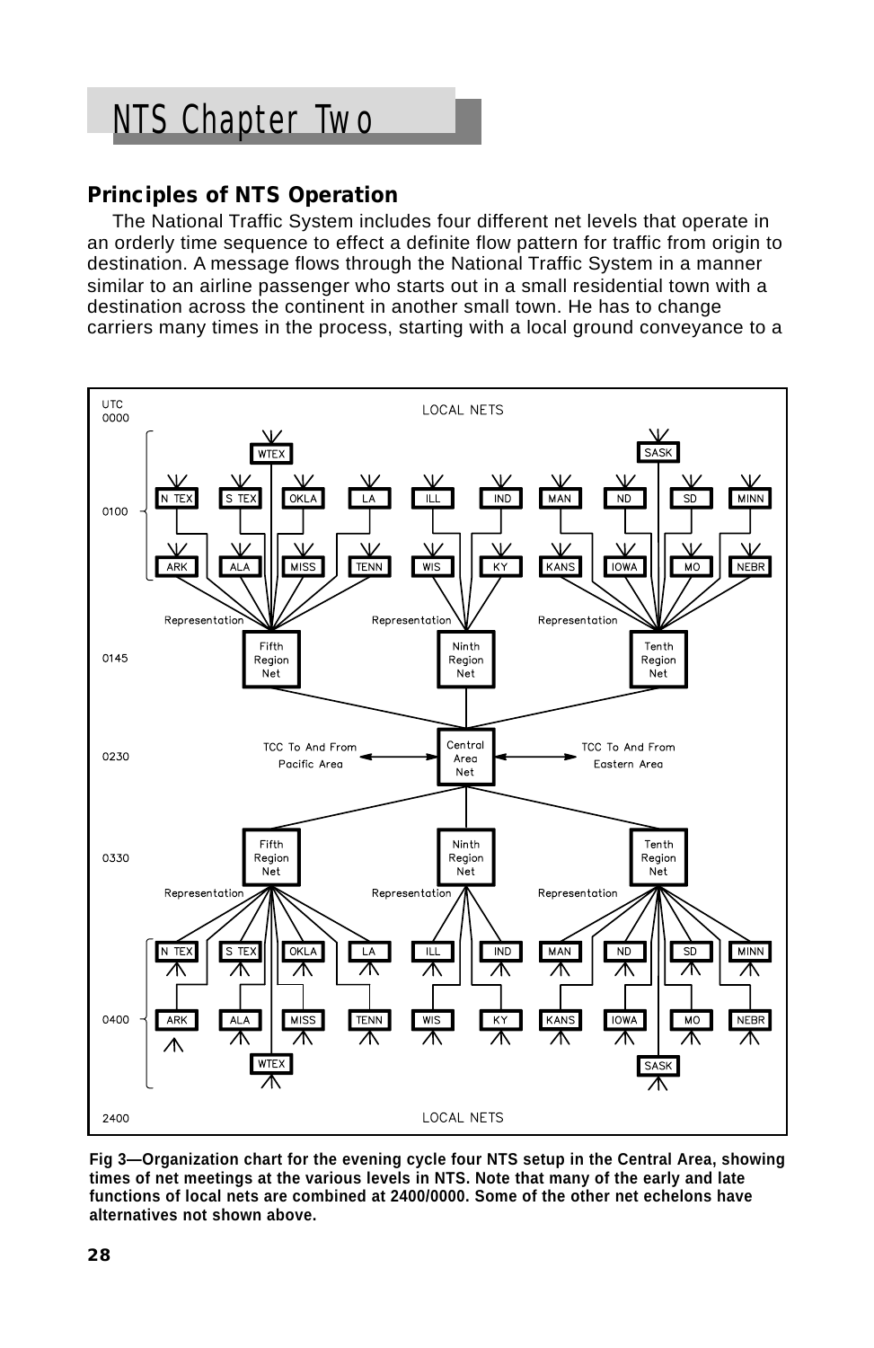# NTS Chapter Two

## Principles of NTS Operation

The National Traffic System includes four different net levels that operate in an orderly time sequence to effect a definite flow pattern for traffic from origin to destination. A message flows through the National Traffic System in a manner similar to an airline passenger who starts out in a small residential town with a destination across the continent in another small town. He has to change carriers many times in the process, starting with a local ground conveyance to a

**Fig 3—Organization chart for the evening cycle four NTS setup in the Central Area, showing times of net meetings at the various levels in NTS. Note that many of the early and late functions of local nets are combined at 2400/0000. Some of the other net echelons have alternatives not shown above.**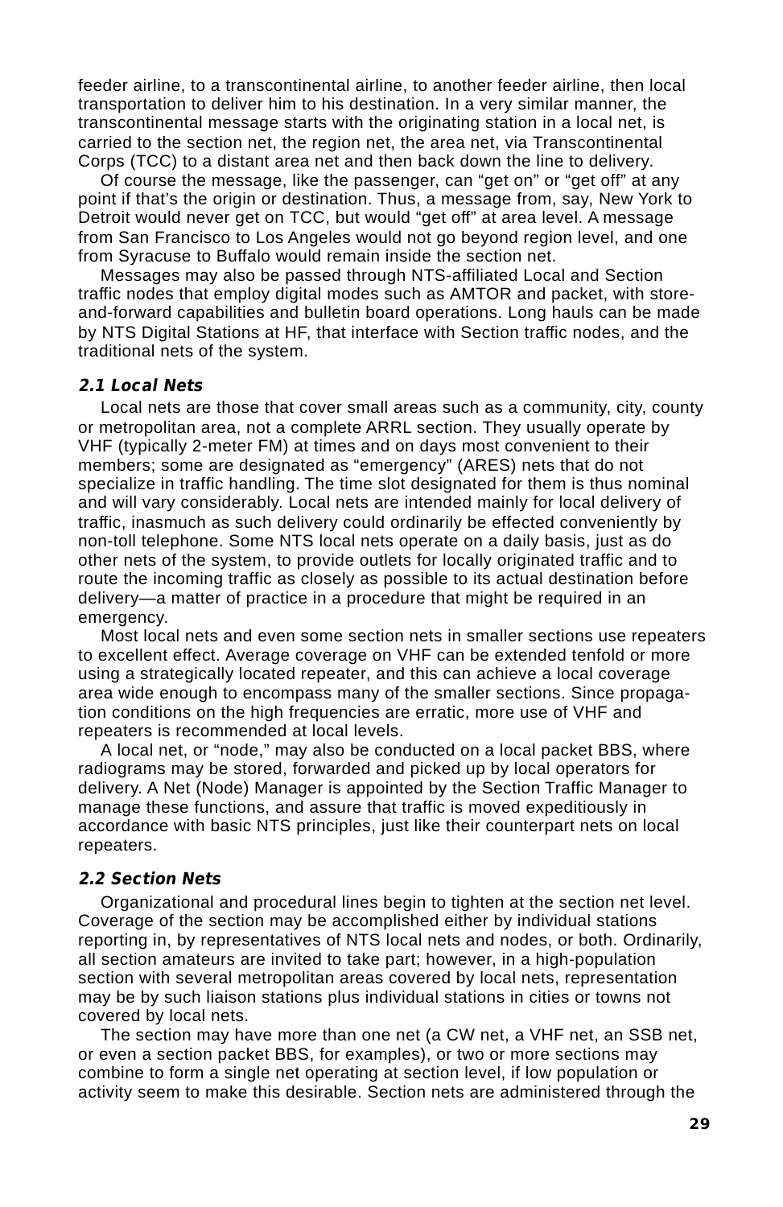feeder airline, to a transcontinental airline, to another feeder airline, then local transportation to deliver him to his destination. In a very similar manner, the transcontinental message starts with the originating station in a local net, is carried to the section net, the region net, the area net, via Transcontinental Corps (TCC) to a distant area net and then back down the line to delivery.

Of course the message, like the passenger, can "get on" or "get off" at any point if that's the origin or destination. Thus, a message from, say, New York to Detroit would never get on TCC, but would "get off" at area level. A message from San Francisco to Los Angeles would not go beyond region level, and one from Syracuse to Buffalo would remain inside the section net.

Messages may also be passed through NTS-affiliated Local and Section traffic nodes that employ digital modes such as AMTOR and packet, with store-and-forward capabilities and bulletin board operations. Long hauls can be made by NTS Digital Stations at HF, that interface with Section traffic nodes, and the traditional nets of the system.

### *2.1 Local Nets*

Local nets are those that cover small areas such as a community, city, county or metropolitan area, not a complete ARRL section. They usually operate by VHF (typically 2-meter FM) at times and on days most convenient to their members; some are designated as "emergency" (ARES) nets that do not specialize in traffic handling. The time slot designated for them is thus nominal and will vary considerably. Local nets are intended mainly for local delivery of traffic, inasmuch as such delivery could ordinarily be effected conveniently by non-toll telephone. Some NTS local nets operate on a daily basis, just as do other nets of the system, to provide outlets for locally originated traffic and to route the incoming traffic as closely as possible to its actual destination before delivery—a matter of practice in a procedure that might be required in an emergency.

Most local nets and even some section nets in smaller sections use repeaters to excellent effect. Average coverage on VHF can be extended tenfold or more using a strategically located repeater, and this can achieve a local coverage area wide enough to encompass many of the smaller sections. Since propagation conditions on the high frequencies are erratic, more use of VHF and repeaters is recommended at local levels.

A local net, or "node," may also be conducted on a local packet BBS, where radiograms may be stored, forwarded and picked up by local operators for delivery. A Net (Node) Manager is appointed by the Section Traffic Manager to manage these functions, and assure that traffic is moved expeditiously in accordance with basic NTS principles, just like their counterpart nets on local repeaters.

### *2.2 Section Nets*

Organizational and procedural lines begin to tighten at the section net level. Coverage of the section may be accomplished either by individual stations reporting in, by representatives of NTS local nets and nodes, or both. Ordinarily, all section amateurs are invited to take part; however, in a high-population section with several metropolitan areas covered by local nets, representation may be by such liaison stations plus individual stations in cities or towns not covered by local nets.

The section may have more than one net (a CW net, a VHF net, an SSB net, or even a section packet BBS, for examples), or two or more sections may combine to form a single net operating at section level, if low population or activity seem to make this desirable. Section nets are administered through the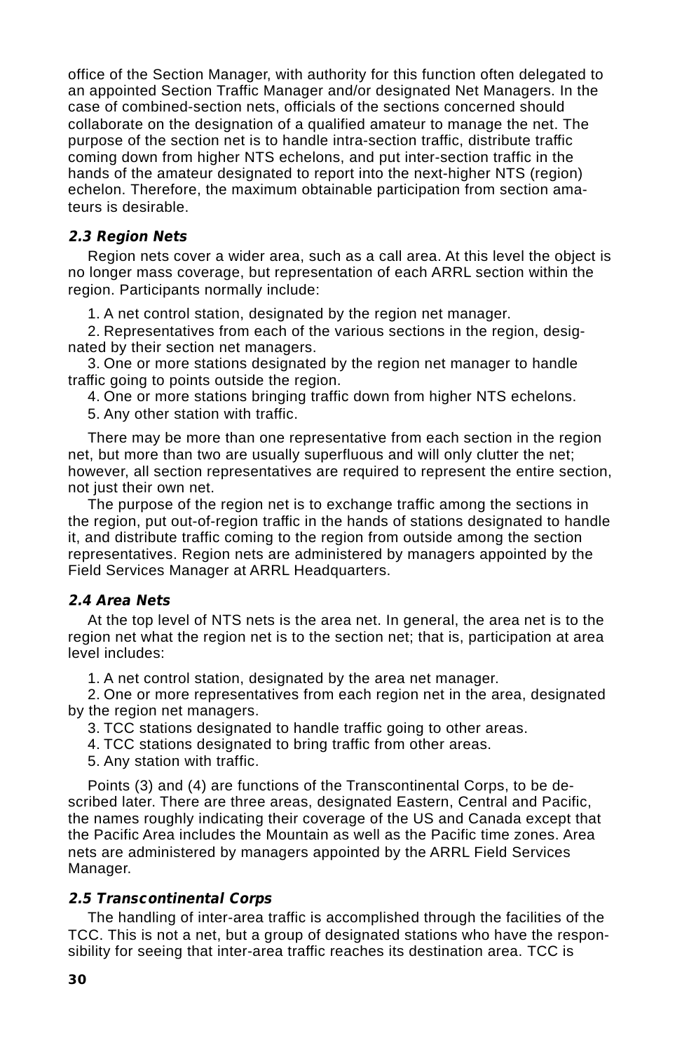office of the Section Manager, with authority for this function often delegated to an appointed Section Traffic Manager and/or designated Net Managers. In the case of combined-section nets, officials of the sections concerned should collaborate on the designation of a qualified amateur to manage the net. The purpose of the section net is to handle intra-section traffic, distribute traffic coming down from higher NTS echelons, and put inter-section traffic in the hands of the amateur designated to report into the next-higher NTS (region) echelon. Therefore, the maximum obtainable participation from section amateurs is desirable.

### *2.3 Region Nets*

Region nets cover a wider area, such as a call area. At this level the object is no longer mass coverage, but representation of each ARRL section within the region. Participants normally include:

1. A net control station, designated by the region net manager.
2. Representatives from each of the various sections in the region, designated by their section net managers.
3. One or more stations designated by the region net manager to handle traffic going to points outside the region.
4. One or more stations bringing traffic down from higher NTS echelons.
5. Any other station with traffic.

There may be more than one representative from each section in the region net, but more than two are usually superfluous and will only clutter the net; however, all section representatives are required to represent the entire section, not just their own net.

The purpose of the region net is to exchange traffic among the sections in the region, put out-of-region traffic in the hands of stations designated to handle it, and distribute traffic coming to the region from outside among the section representatives. Region nets are administered by managers appointed by the Field Services Manager at ARRL Headquarters.

### *2.4 Area Nets*

At the top level of NTS nets is the area net. In general, the area net is to the region net what the region net is to the section net; that is, participation at area level includes:

1. A net control station, designated by the area net manager.
2. One or more representatives from each region net in the area, designated by the region net managers.
3. TCC stations designated to handle traffic going to other areas.
4. TCC stations designated to bring traffic from other areas.
5. Any station with traffic.

Points (3) and (4) are functions of the Transcontinental Corps, to be described later. There are three areas, designated Eastern, Central and Pacific, the names roughly indicating their coverage of the US and Canada except that the Pacific Area includes the Mountain as well as the Pacific time zones. Area nets are administered by managers appointed by the ARRL Field Services Manager.

### *2.5 Transcontinental Corps*

The handling of inter-area traffic is accomplished through the facilities of the TCC. This is not a net, but a group of designated stations who have the responsibility for seeing that inter-area traffic reaches its destination area. TCC is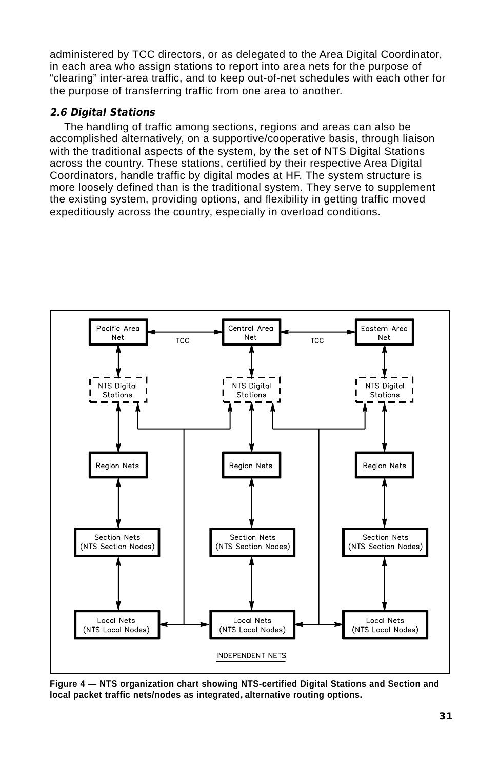administered by TCC directors, or as delegated to the Area Digital Coordinator, in each area who assign stations to report into area nets for the purpose of "clearing" inter-area traffic, and to keep out-of-net schedules with each other for the purpose of transferring traffic from one area to another.

### *2.6 Digital Stations*

The handling of traffic among sections, regions and areas can also be accomplished alternatively, on a supportive/cooperative basis, through liaison with the traditional aspects of the system, by the set of NTS Digital Stations across the country. These stations, certified by their respective Area Digital Coordinators, handle traffic by digital modes at HF. The system structure is more loosely defined than is the traditional system. They serve to supplement the existing system, providing options, and flexibility in getting traffic moved expeditiously across the country, especially in overload conditions.

**Figure 4 — NTS organization chart showing NTS-certified Digital Stations and Section and local packet traffic nets/nodes as integrated, alternative routing options.**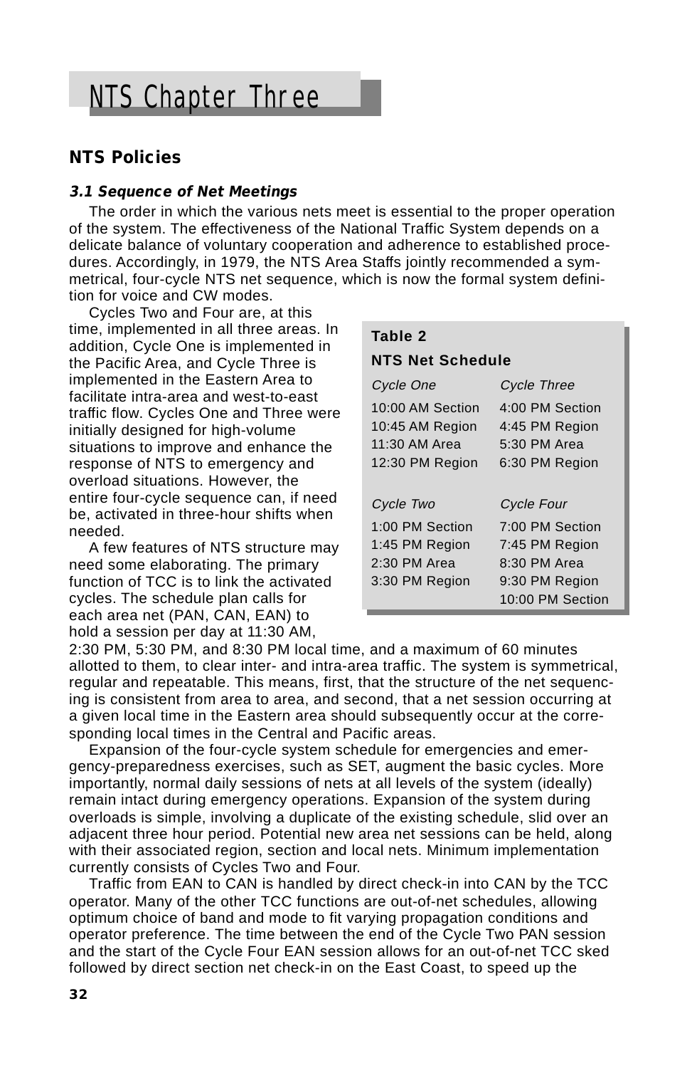# NTS Chapter Three

## NTS Policies

### *3.1 Sequence of Net Meetings*

The order in which the various nets meet is essential to the proper operation of the system. The effectiveness of the National Traffic System depends on a delicate balance of voluntary cooperation and adherence to established procedures. Accordingly, in 1979, the NTS Area Staffs jointly recommended a symmetrical, four-cycle NTS net sequence, which is now the formal system definition for voice and CW modes.

Cycles Two and Four are, at this time, implemented in all three areas. In addition, Cycle One is implemented in the Pacific Area, and Cycle Three is implemented in the Eastern Area to facilitate intra-area and west-to-east traffic flow. Cycles One and Three were initially designed for high-volume situations to improve and enhance the response of NTS to emergency and overload situations. However, the entire four-cycle sequence can, if need be, activated in three-hour shifts when needed.

**Table 2**

**NTS Net Schedule**

| *Cycle One* | *Cycle Three* |
|---|---|
| 10:00 AM Section | 4:00 PM Section |
| 10:45 AM Region | 4:45 PM Region |
| 11:30 AM Area | 5:30 PM Area |
| 12:30 PM Region | 6:30 PM Region |
| *Cycle Two* | *Cycle Four* |
| 1:00 PM Section | 7:00 PM Section |
| 1:45 PM Region | 7:45 PM Region |
| 2:30 PM Area | 8:30 PM Area |
| 3:30 PM Region | 9:30 PM Region |
| | 10:00 PM Section |

A few features of NTS structure may need some elaborating. The primary function of TCC is to link the activated cycles. The schedule plan calls for each area net (PAN, CAN, EAN) to hold a session per day at 11:30 AM, 2:30 PM, 5:30 PM, and 8:30 PM local time, and a maximum of 60 minutes allotted to them, to clear inter- and intra-area traffic. The system is symmetrical, regular and repeatable. This means, first, that the structure of the net sequencing is consistent from area to area, and second, that a net session occurring at a given local time in the Eastern area should subsequently occur at the corresponding local times in the Central and Pacific areas.

Expansion of the four-cycle system schedule for emergencies and emergency-preparedness exercises, such as SET, augment the basic cycles. More importantly, normal daily sessions of nets at all levels of the system (ideally) remain intact during emergency operations. Expansion of the system during overloads is simple, involving a duplicate of the existing schedule, slid over an adjacent three hour period. Potential new area net sessions can be held, along with their associated region, section and local nets. Minimum implementation currently consists of Cycles Two and Four.

Traffic from EAN to CAN is handled by direct check-in into CAN by the TCC operator. Many of the other TCC functions are out-of-net schedules, allowing optimum choice of band and mode to fit varying propagation conditions and operator preference. The time between the end of the Cycle Two PAN session and the start of the Cycle Four EAN session allows for an out-of-net TCC sked followed by direct section net check-in on the East Coast, to speed up the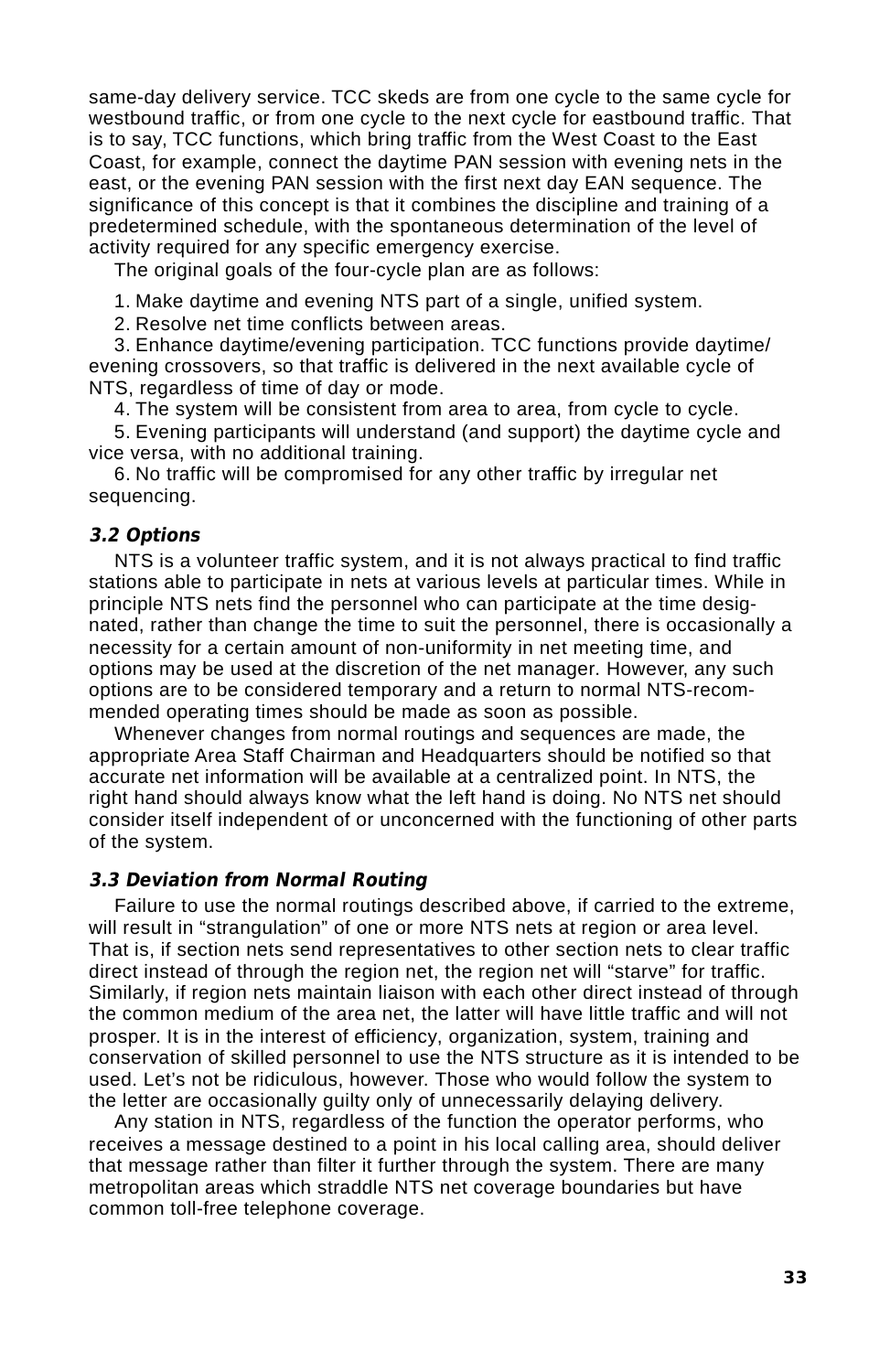same-day delivery service. TCC skeds are from one cycle to the same cycle for westbound traffic, or from one cycle to the next cycle for eastbound traffic. That is to say, TCC functions, which bring traffic from the West Coast to the East Coast, for example, connect the daytime PAN session with evening nets in the east, or the evening PAN session with the first next day EAN sequence. The significance of this concept is that it combines the discipline and training of a predetermined schedule, with the spontaneous determination of the level of activity required for any specific emergency exercise.

The original goals of the four-cycle plan are as follows:

1. Make daytime and evening NTS part of a single, unified system.
2. Resolve net time conflicts between areas.
3. Enhance daytime/evening participation. TCC functions provide daytime/evening crossovers, so that traffic is delivered in the next available cycle of NTS, regardless of time of day or mode.
4. The system will be consistent from area to area, from cycle to cycle.
5. Evening participants will understand (and support) the daytime cycle and vice versa, with no additional training.
6. No traffic will be compromised for any other traffic by irregular net sequencing.

### *3.2 Options*

NTS is a volunteer traffic system, and it is not always practical to find traffic stations able to participate in nets at various levels at particular times. While in principle NTS nets find the personnel who can participate at the time designated, rather than change the time to suit the personnel, there is occasionally a necessity for a certain amount of non-uniformity in net meeting time, and options may be used at the discretion of the net manager. However, any such options are to be considered temporary and a return to normal NTS-recommended operating times should be made as soon as possible.

Whenever changes from normal routings and sequences are made, the appropriate Area Staff Chairman and Headquarters should be notified so that accurate net information will be available at a centralized point. In NTS, the right hand should always know what the left hand is doing. No NTS net should consider itself independent of or unconcerned with the functioning of other parts of the system.

### *3.3 Deviation from Normal Routing*

Failure to use the normal routings described above, if carried to the extreme, will result in “strangulation” of one or more NTS nets at region or area level. That is, if section nets send representatives to other section nets to clear traffic direct instead of through the region net, the region net will “starve” for traffic. Similarly, if region nets maintain liaison with each other direct instead of through the common medium of the area net, the latter will have little traffic and will not prosper. It is in the interest of efficiency, organization, system, training and conservation of skilled personnel to use the NTS structure as it is intended to be used. Let’s not be ridiculous, however. Those who would follow the system to the letter are occasionally guilty only of unnecessarily delaying delivery.

Any station in NTS, regardless of the function the operator performs, who receives a message destined to a point in his local calling area, should deliver that message rather than filter it further through the system. There are many metropolitan areas which straddle NTS net coverage boundaries but have common toll-free telephone coverage.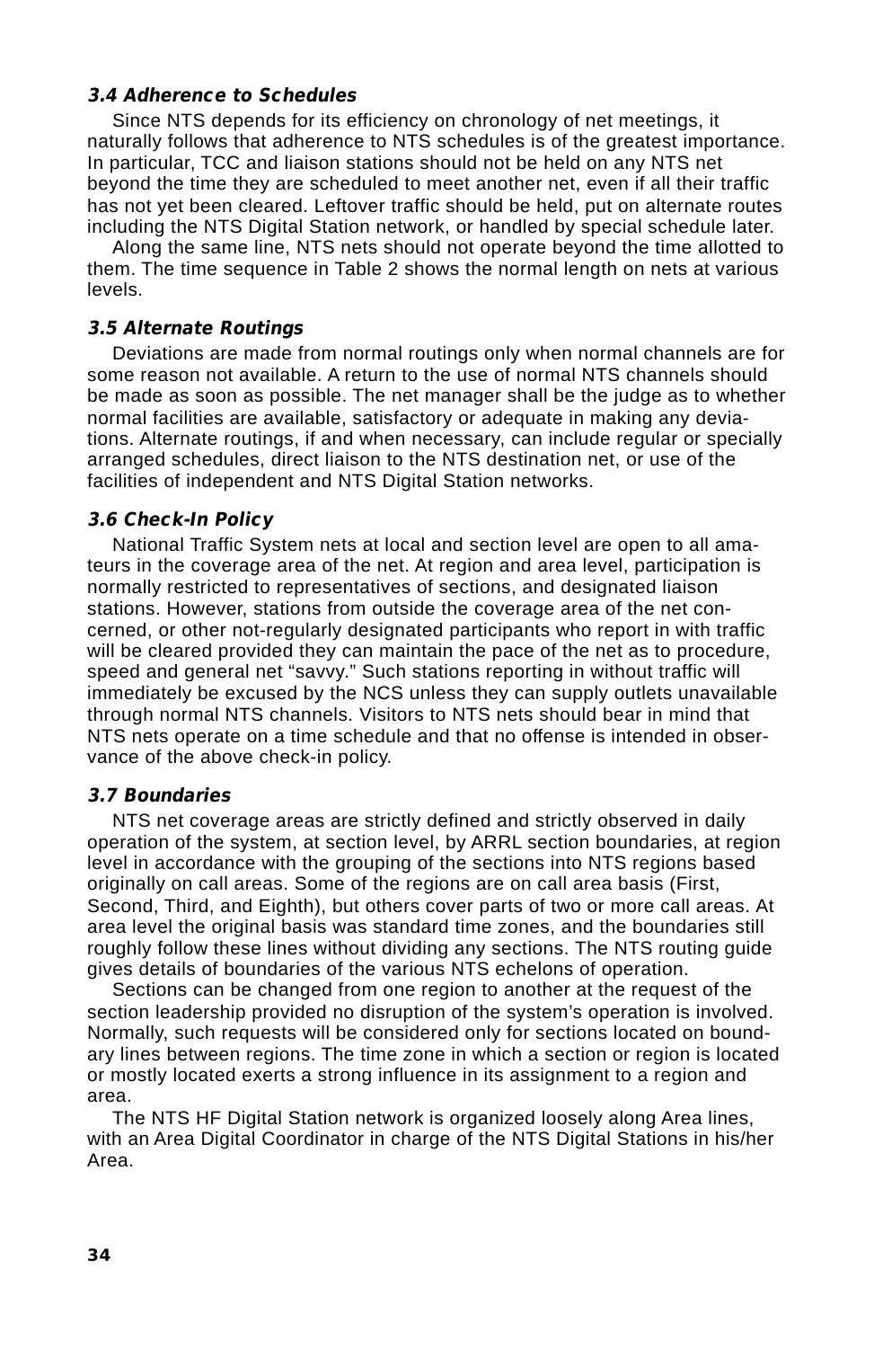### *3.4 Adherence to Schedules*

Since NTS depends for its efficiency on chronology of net meetings, it naturally follows that adherence to NTS schedules is of the greatest importance. In particular, TCC and liaison stations should not be held on any NTS net beyond the time they are scheduled to meet another net, even if all their traffic has not yet been cleared. Leftover traffic should be held, put on alternate routes including the NTS Digital Station network, or handled by special schedule later.

Along the same line, NTS nets should not operate beyond the time allotted to them. The time sequence in Table 2 shows the normal length on nets at various levels.

### *3.5 Alternate Routings*

Deviations are made from normal routings only when normal channels are for some reason not available. A return to the use of normal NTS channels should be made as soon as possible. The net manager shall be the judge as to whether normal facilities are available, satisfactory or adequate in making any deviations. Alternate routings, if and when necessary, can include regular or specially arranged schedules, direct liaison to the NTS destination net, or use of the facilities of independent and NTS Digital Station networks.

### *3.6 Check-In Policy*

National Traffic System nets at local and section level are open to all amateurs in the coverage area of the net. At region and area level, participation is normally restricted to representatives of sections, and designated liaison stations. However, stations from outside the coverage area of the net concerned, or other not-regularly designated participants who report in with traffic will be cleared provided they can maintain the pace of the net as to procedure, speed and general net "savvy." Such stations reporting in without traffic will immediately be excused by the NCS unless they can supply outlets unavailable through normal NTS channels. Visitors to NTS nets should bear in mind that NTS nets operate on a time schedule and that no offense is intended in observance of the above check-in policy.

### *3.7 Boundaries*

NTS net coverage areas are strictly defined and strictly observed in daily operation of the system, at section level, by ARRL section boundaries, at region level in accordance with the grouping of the sections into NTS regions based originally on call areas. Some of the regions are on call area basis (First, Second, Third, and Eighth), but others cover parts of two or more call areas. At area level the original basis was standard time zones, and the boundaries still roughly follow these lines without dividing any sections. The NTS routing guide gives details of boundaries of the various NTS echelons of operation.

Sections can be changed from one region to another at the request of the section leadership provided no disruption of the system's operation is involved. Normally, such requests will be considered only for sections located on boundary lines between regions. The time zone in which a section or region is located or mostly located exerts a strong influence in its assignment to a region and area.

The NTS HF Digital Station network is organized loosely along Area lines, with an Area Digital Coordinator in charge of the NTS Digital Stations in his/her Area.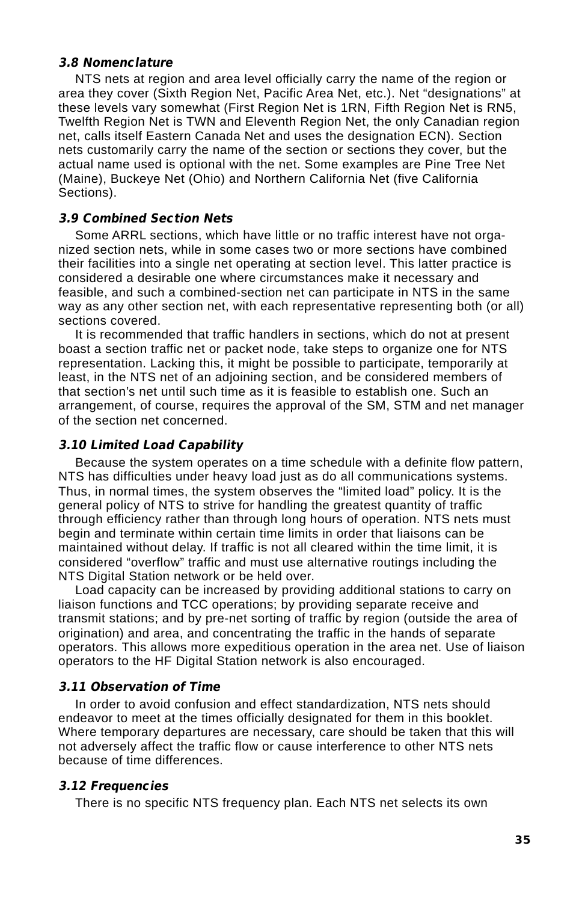### *3.8 Nomenclature*

NTS nets at region and area level officially carry the name of the region or area they cover (Sixth Region Net, Pacific Area Net, etc.). Net "designations" at these levels vary somewhat (First Region Net is 1RN, Fifth Region Net is RN5, Twelfth Region Net is TWN and Eleventh Region Net, the only Canadian region net, calls itself Eastern Canada Net and uses the designation ECN). Section nets customarily carry the name of the section or sections they cover, but the actual name used is optional with the net. Some examples are Pine Tree Net (Maine), Buckeye Net (Ohio) and Northern California Net (five California Sections).

### *3.9 Combined Section Nets*

Some ARRL sections, which have little or no traffic interest have not organized section nets, while in some cases two or more sections have combined their facilities into a single net operating at section level. This latter practice is considered a desirable one where circumstances make it necessary and feasible, and such a combined-section net can participate in NTS in the same way as any other section net, with each representative representing both (or all) sections covered.

It is recommended that traffic handlers in sections, which do not at present boast a section traffic net or packet node, take steps to organize one for NTS representation. Lacking this, it might be possible to participate, temporarily at least, in the NTS net of an adjoining section, and be considered members of that section's net until such time as it is feasible to establish one. Such an arrangement, of course, requires the approval of the SM, STM and net manager of the section net concerned.

### *3.10 Limited Load Capability*

Because the system operates on a time schedule with a definite flow pattern, NTS has difficulties under heavy load just as do all communications systems. Thus, in normal times, the system observes the "limited load" policy. It is the general policy of NTS to strive for handling the greatest quantity of traffic through efficiency rather than through long hours of operation. NTS nets must begin and terminate within certain time limits in order that liaisons can be maintained without delay. If traffic is not all cleared within the time limit, it is considered "overflow" traffic and must use alternative routings including the NTS Digital Station network or be held over.

Load capacity can be increased by providing additional stations to carry on liaison functions and TCC operations; by providing separate receive and transmit stations; and by pre-net sorting of traffic by region (outside the area of origination) and area, and concentrating the traffic in the hands of separate operators. This allows more expeditious operation in the area net. Use of liaison operators to the HF Digital Station network is also encouraged.

### *3.11 Observation of Time*

In order to avoid confusion and effect standardization, NTS nets should endeavor to meet at the times officially designated for them in this booklet. Where temporary departures are necessary, care should be taken that this will not adversely affect the traffic flow or cause interference to other NTS nets because of time differences.

### *3.12 Frequencies*

There is no specific NTS frequency plan. Each NTS net selects its own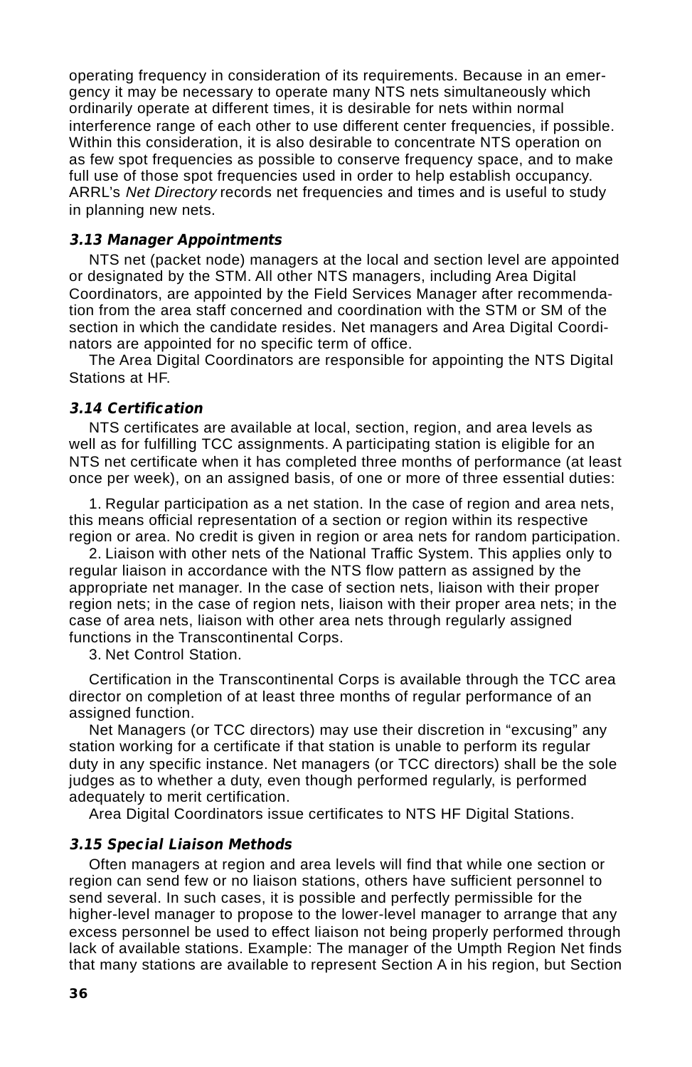operating frequency in consideration of its requirements. Because in an emergency it may be necessary to operate many NTS nets simultaneously which ordinarily operate at different times, it is desirable for nets within normal interference range of each other to use different center frequencies, if possible. Within this consideration, it is also desirable to concentrate NTS operation on as few spot frequencies as possible to conserve frequency space, and to make full use of those spot frequencies used in order to help establish occupancy. ARRL's *Net Directory* records net frequencies and times and is useful to study in planning new nets.

### *3.13 Manager Appointments*

NTS net (packet node) managers at the local and section level are appointed or designated by the STM. All other NTS managers, including Area Digital Coordinators, are appointed by the Field Services Manager after recommendation from the area staff concerned and coordination with the STM or SM of the section in which the candidate resides. Net managers and Area Digital Coordinators are appointed for no specific term of office.

The Area Digital Coordinators are responsible for appointing the NTS Digital Stations at HF.

### *3.14 Certification*

NTS certificates are available at local, section, region, and area levels as well as for fulfilling TCC assignments. A participating station is eligible for an NTS net certificate when it has completed three months of performance (at least once per week), on an assigned basis, of one or more of three essential duties:

1. Regular participation as a net station. In the case of region and area nets, this means official representation of a section or region within its respective region or area. No credit is given in region or area nets for random participation.
2. Liaison with other nets of the National Traffic System. This applies only to regular liaison in accordance with the NTS flow pattern as assigned by the appropriate net manager. In the case of section nets, liaison with their proper region nets; in the case of region nets, liaison with their proper area nets; in the case of area nets, liaison with other area nets through regularly assigned functions in the Transcontinental Corps.
3. Net Control Station.

Certification in the Transcontinental Corps is available through the TCC area director on completion of at least three months of regular performance of an assigned function.

Net Managers (or TCC directors) may use their discretion in "excusing" any station working for a certificate if that station is unable to perform its regular duty in any specific instance. Net managers (or TCC directors) shall be the sole judges as to whether a duty, even though performed regularly, is performed adequately to merit certification.

Area Digital Coordinators issue certificates to NTS HF Digital Stations.

### *3.15 Special Liaison Methods*

Often managers at region and area levels will find that while one section or region can send few or no liaison stations, others have sufficient personnel to send several. In such cases, it is possible and perfectly permissible for the higher-level manager to propose to the lower-level manager to arrange that any excess personnel be used to effect liaison not being properly performed through lack of available stations. Example: The manager of the Umpth Region Net finds that many stations are available to represent Section A in his region, but Section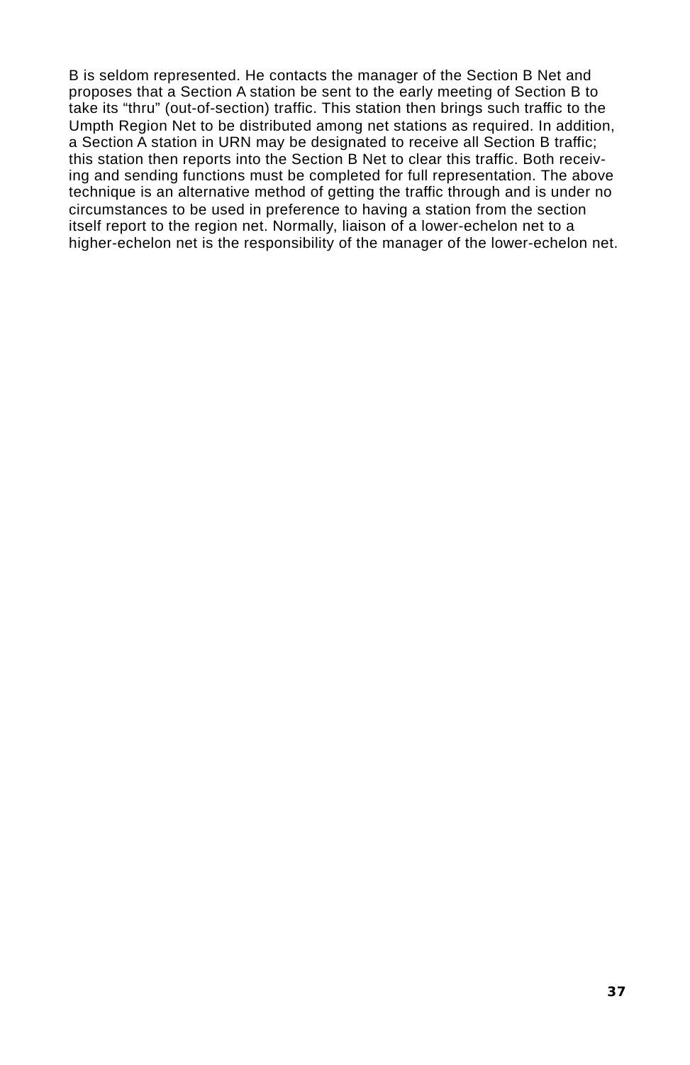B is seldom represented. He contacts the manager of the Section B Net and proposes that a Section A station be sent to the early meeting of Section B to take its “thru” (out-of-section) traffic. This station then brings such traffic to the Umpth Region Net to be distributed among net stations as required. In addition, a Section A station in URN may be designated to receive all Section B traffic; this station then reports into the Section B Net to clear this traffic. Both receiving and sending functions must be completed for full representation. The above technique is an alternative method of getting the traffic through and is under no circumstances to be used in preference to having a station from the section itself report to the region net. Normally, liaison of a lower-echelon net to a higher-echelon net is the responsibility of the manager of the lower-echelon net.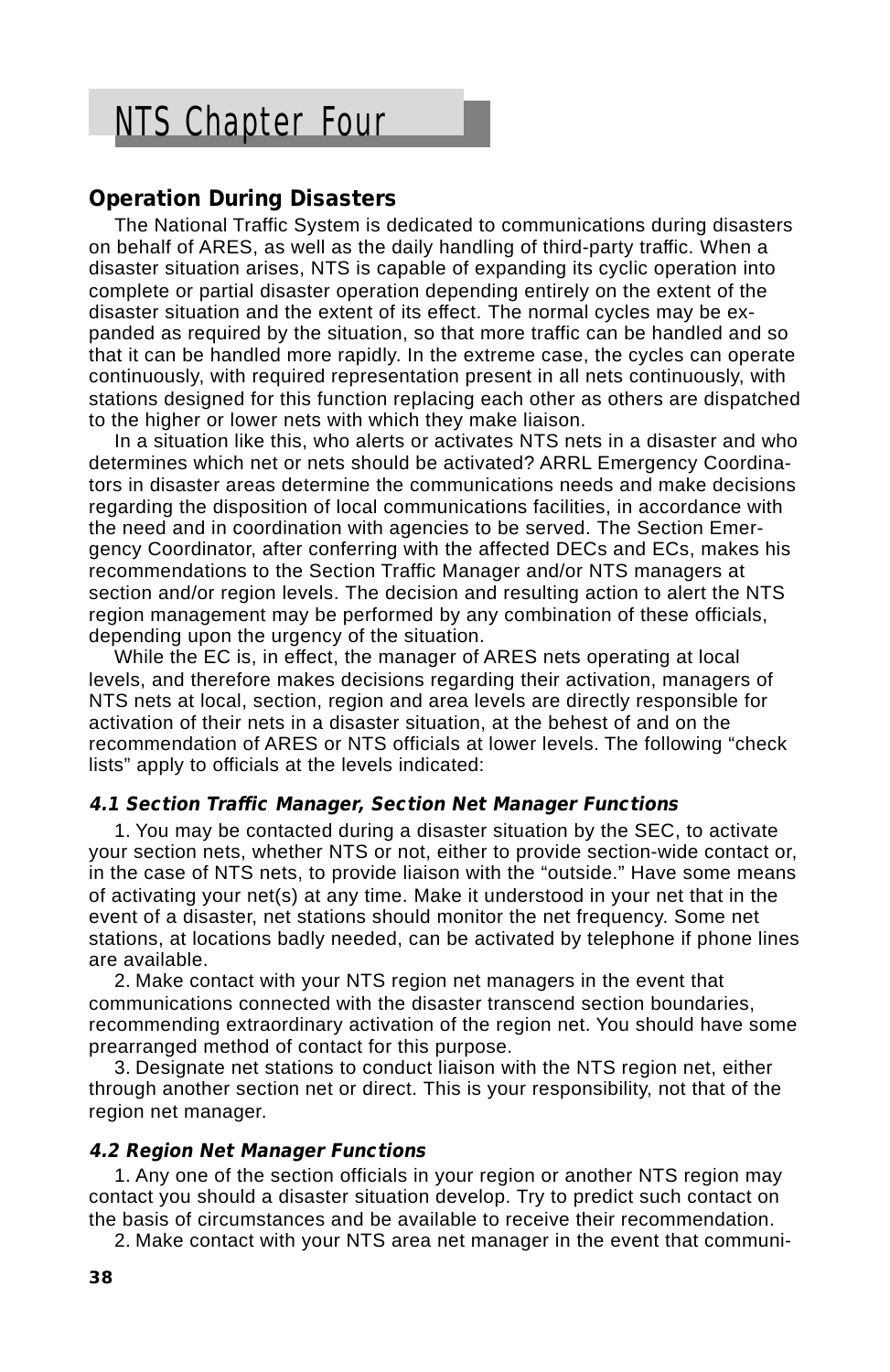# NTS Chapter Four

## Operation During Disasters

The National Traffic System is dedicated to communications during disasters on behalf of ARES, as well as the daily handling of third-party traffic. When a disaster situation arises, NTS is capable of expanding its cyclic operation into complete or partial disaster operation depending entirely on the extent of the disaster situation and the extent of its effect. The normal cycles may be expanded as required by the situation, so that more traffic can be handled and so that it can be handled more rapidly. In the extreme case, the cycles can operate continuously, with required representation present in all nets continuously, with stations designed for this function replacing each other as others are dispatched to the higher or lower nets with which they make liaison.

In a situation like this, who alerts or activates NTS nets in a disaster and who determines which net or nets should be activated? ARRL Emergency Coordinators in disaster areas determine the communications needs and make decisions regarding the disposition of local communications facilities, in accordance with the need and in coordination with agencies to be served. The Section Emergency Coordinator, after conferring with the affected DECs and ECs, makes his recommendations to the Section Traffic Manager and/or NTS managers at section and/or region levels. The decision and resulting action to alert the NTS region management may be performed by any combination of these officials, depending upon the urgency of the situation.

While the EC is, in effect, the manager of ARES nets operating at local levels, and therefore makes decisions regarding their activation, managers of NTS nets at local, section, region and area levels are directly responsible for activation of their nets in a disaster situation, at the behest of and on the recommendation of ARES or NTS officials at lower levels. The following “check lists” apply to officials at the levels indicated:

### *4.1 Section Traffic Manager, Section Net Manager Functions*

1. You may be contacted during a disaster situation by the SEC, to activate your section nets, whether NTS or not, either to provide section-wide contact or, in the case of NTS nets, to provide liaison with the “outside.” Have some means of activating your net(s) at any time. Make it understood in your net that in the event of a disaster, net stations should monitor the net frequency. Some net stations, at locations badly needed, can be activated by telephone if phone lines are available.

2. Make contact with your NTS region net managers in the event that communications connected with the disaster transcend section boundaries, recommending extraordinary activation of the region net. You should have some prearranged method of contact for this purpose.

3. Designate net stations to conduct liaison with the NTS region net, either through another section net or direct. This is your responsibility, not that of the region net manager.

### *4.2 Region Net Manager Functions*

1. Any one of the section officials in your region or another NTS region may contact you should a disaster situation develop. Try to predict such contact on the basis of circumstances and be available to receive their recommendation.

2. Make contact with your NTS area net manager in the event that communi-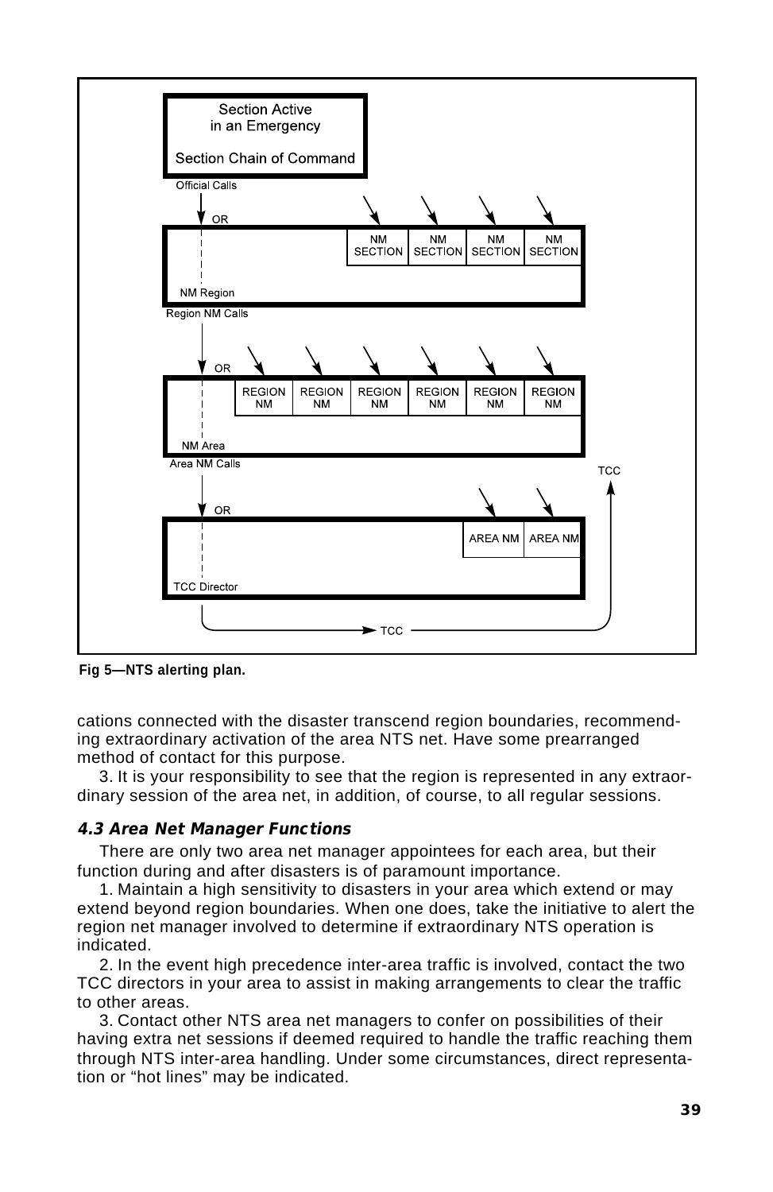Section Active in an Emergency

Section Chain of Command

Official Calls

OR

NM SECTION | NM SECTION | NM SECTION | NM SECTION

NM Region

Region NM Calls

OR

REGION NM | REGION NM | REGION NM | REGION NM | REGION NM | REGION NM

NM Area

Area NM Calls

OR

AREA NM | AREA NM

TCC Director

TCC

TCC

Fig 5—NTS alerting plan.

cations connected with the disaster transcend region boundaries, recommending extraordinary activation of the area NTS net. Have some prearranged method of contact for this purpose.

3. It is your responsibility to see that the region is represented in any extraordinary session of the area net, in addition, of course, to all regular sessions.

### *4.3 Area Net Manager Functions*

There are only two area net manager appointees for each area, but their function during and after disasters is of paramount importance.

1. Maintain a high sensitivity to disasters in your area which extend or may extend beyond region boundaries. When one does, take the initiative to alert the region net manager involved to determine if extraordinary NTS operation is indicated.

2. In the event high precedence inter-area traffic is involved, contact the two TCC directors in your area to assist in making arrangements to clear the traffic to other areas.

3. Contact other NTS area net managers to confer on possibilities of their having extra net sessions if deemed required to handle the traffic reaching them through NTS inter-area handling. Under some circumstances, direct representation or "hot lines" may be indicated.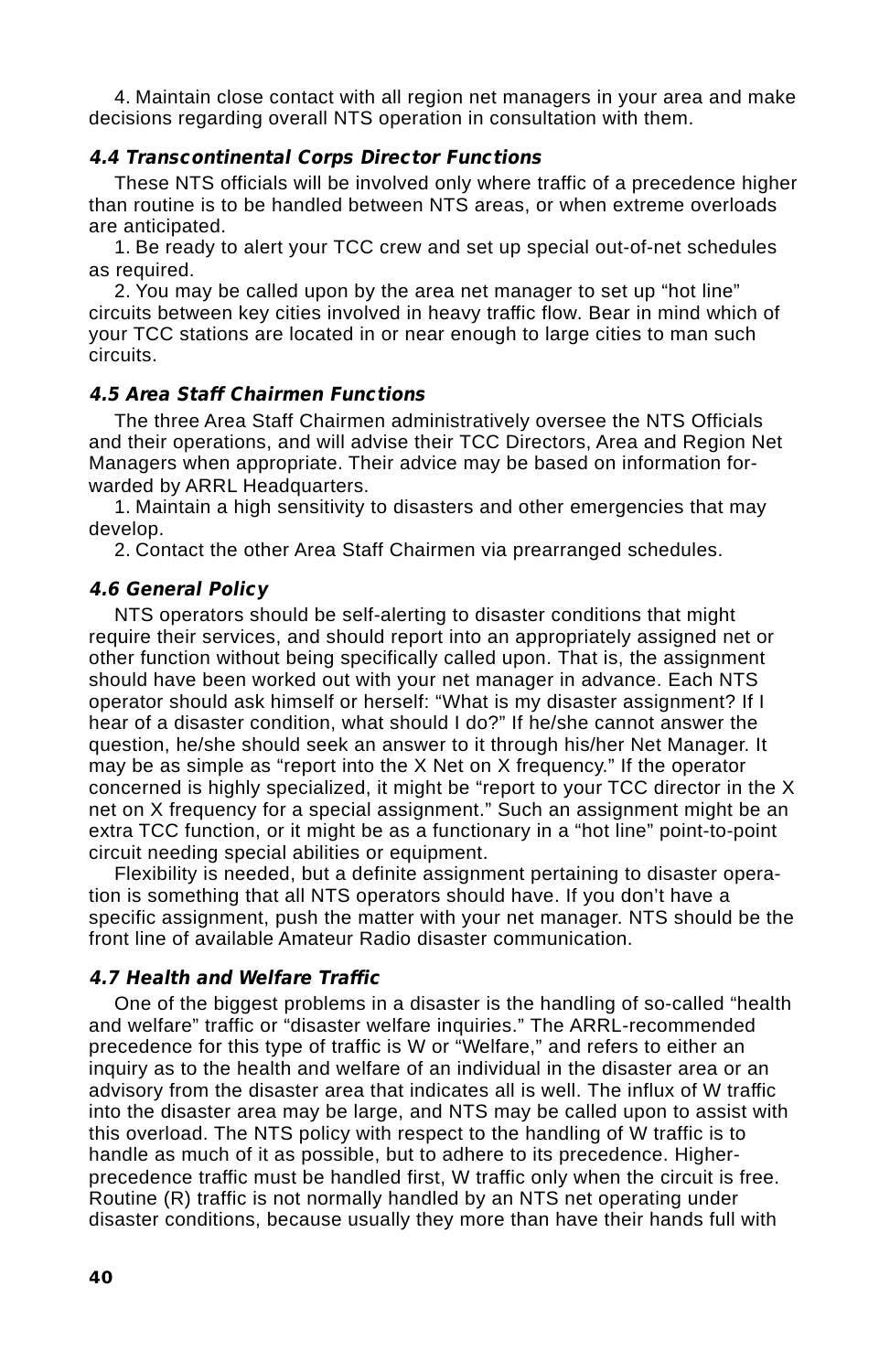4. Maintain close contact with all region net managers in your area and make decisions regarding overall NTS operation in consultation with them.

#### *4.4 Transcontinental Corps Director Functions*

These NTS officials will be involved only where traffic of a precedence higher than routine is to be handled between NTS areas, or when extreme overloads are anticipated.

1. Be ready to alert your TCC crew and set up special out-of-net schedules as required.

2. You may be called upon by the area net manager to set up "hot line" circuits between key cities involved in heavy traffic flow. Bear in mind which of your TCC stations are located in or near enough to large cities to man such circuits.

#### *4.5 Area Staff Chairmen Functions*

The three Area Staff Chairmen administratively oversee the NTS Officials and their operations, and will advise their TCC Directors, Area and Region Net Managers when appropriate. Their advice may be based on information forwarded by ARRL Headquarters.

1. Maintain a high sensitivity to disasters and other emergencies that may develop.

2. Contact the other Area Staff Chairmen via prearranged schedules.

#### *4.6 General Policy*

NTS operators should be self-alerting to disaster conditions that might require their services, and should report into an appropriately assigned net or other function without being specifically called upon. That is, the assignment should have been worked out with your net manager in advance. Each NTS operator should ask himself or herself: "What is my disaster assignment? If I hear of a disaster condition, what should I do?" If he/she cannot answer the question, he/she should seek an answer to it through his/her Net Manager. It may be as simple as "report into the X Net on X frequency." If the operator concerned is highly specialized, it might be "report to your TCC director in the X net on X frequency for a special assignment." Such an assignment might be an extra TCC function, or it might be as a functionary in a "hot line" point-to-point circuit needing special abilities or equipment.

Flexibility is needed, but a definite assignment pertaining to disaster operation is something that all NTS operators should have. If you don't have a specific assignment, push the matter with your net manager. NTS should be the front line of available Amateur Radio disaster communication.

#### *4.7 Health and Welfare Traffic*

One of the biggest problems in a disaster is the handling of so-called "health and welfare" traffic or "disaster welfare inquiries." The ARRL-recommended precedence for this type of traffic is W or "Welfare," and refers to either an inquiry as to the health and welfare of an individual in the disaster area or an advisory from the disaster area that indicates all is well. The influx of W traffic into the disaster area may be large, and NTS may be called upon to assist with this overload. The NTS policy with respect to the handling of W traffic is to handle as much of it as possible, but to adhere to its precedence. Higher-precedence traffic must be handled first, W traffic only when the circuit is free. Routine (R) traffic is not normally handled by an NTS net operating under disaster conditions, because usually they more than have their hands full with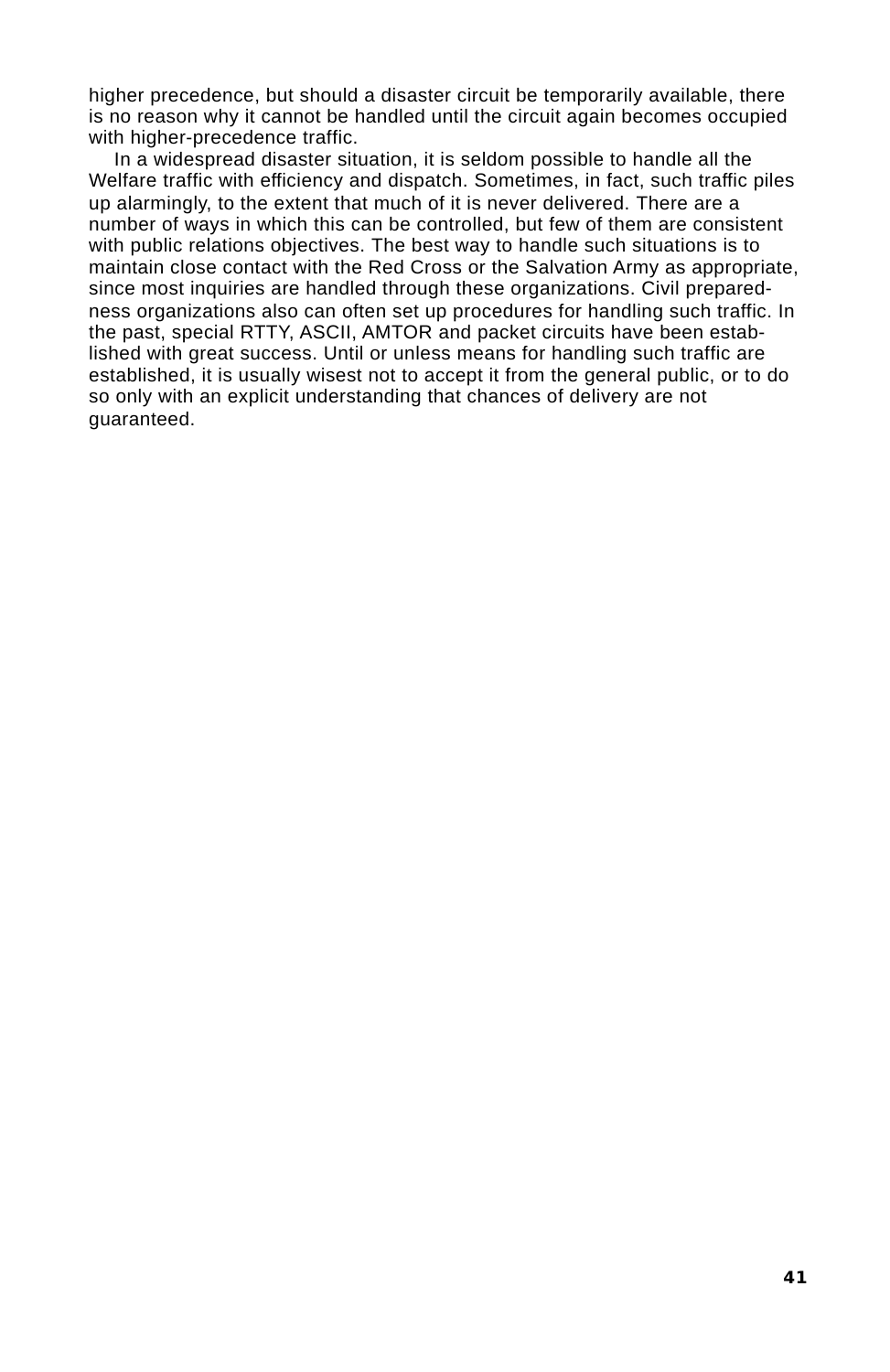higher precedence, but should a disaster circuit be temporarily available, there is no reason why it cannot be handled until the circuit again becomes occupied with higher-precedence traffic.

In a widespread disaster situation, it is seldom possible to handle all the Welfare traffic with efficiency and dispatch. Sometimes, in fact, such traffic piles up alarmingly, to the extent that much of it is never delivered. There are a number of ways in which this can be controlled, but few of them are consistent with public relations objectives. The best way to handle such situations is to maintain close contact with the Red Cross or the Salvation Army as appropriate, since most inquiries are handled through these organizations. Civil preparedness organizations also can often set up procedures for handling such traffic. In the past, special RTTY, ASCII, AMTOR and packet circuits have been established with great success. Until or unless means for handling such traffic are established, it is usually wisest not to accept it from the general public, or to do so only with an explicit understanding that chances of delivery are not guaranteed.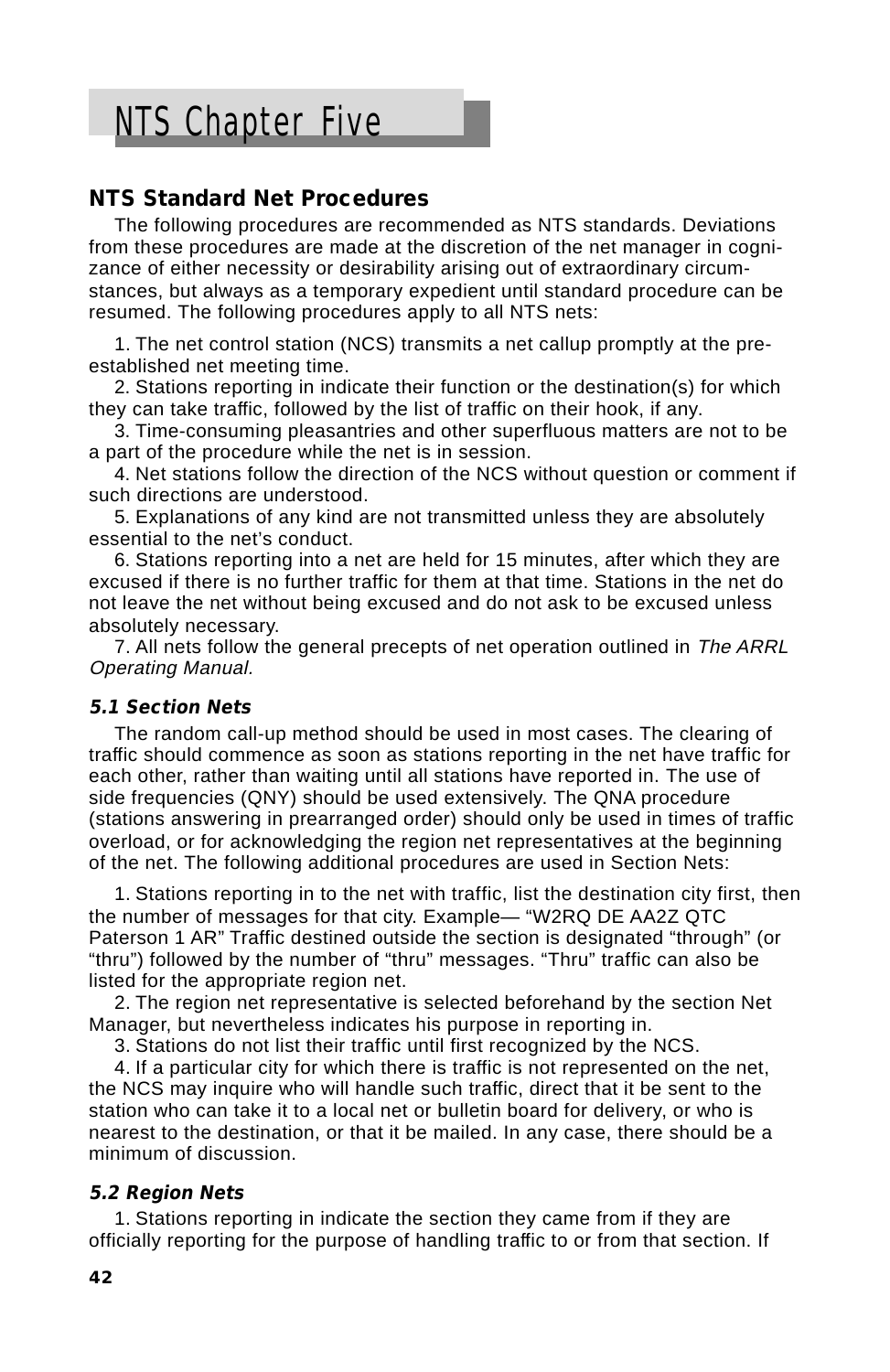# NTS Chapter Five

## NTS Standard Net Procedures

The following procedures are recommended as NTS standards. Deviations from these procedures are made at the discretion of the net manager in cognizance of either necessity or desirability arising out of extraordinary circumstances, but always as a temporary expedient until standard procedure can be resumed. The following procedures apply to all NTS nets:

1. The net control station (NCS) transmits a net callup promptly at the pre-established net meeting time.
2. Stations reporting in indicate their function or the destination(s) for which they can take traffic, followed by the list of traffic on their hook, if any.
3. Time-consuming pleasantries and other superfluous matters are not to be a part of the procedure while the net is in session.
4. Net stations follow the direction of the NCS without question or comment if such directions are understood.
5. Explanations of any kind are not transmitted unless they are absolutely essential to the net's conduct.
6. Stations reporting into a net are held for 15 minutes, after which they are excused if there is no further traffic for them at that time. Stations in the net do not leave the net without being excused and do not ask to be excused unless absolutely necessary.
7. All nets follow the general precepts of net operation outlined in *The ARRL Operating Manual.*

### 5.1 Section Nets

The random call-up method should be used in most cases. The clearing of traffic should commence as soon as stations reporting in the net have traffic for each other, rather than waiting until all stations have reported in. The use of side frequencies (QNY) should be used extensively. The QNA procedure (stations answering in prearranged order) should only be used in times of traffic overload, or for acknowledging the region net representatives at the beginning of the net. The following additional procedures are used in Section Nets:

1. Stations reporting in to the net with traffic, list the destination city first, then the number of messages for that city. Example— "W2RQ DE AA2Z QTC Paterson 1 AR" Traffic destined outside the section is designated "through" (or "thru") followed by the number of "thru" messages. "Thru" traffic can also be listed for the appropriate region net.
2. The region net representative is selected beforehand by the section Net Manager, but nevertheless indicates his purpose in reporting in.
3. Stations do not list their traffic until first recognized by the NCS.
4. If a particular city for which there is traffic is not represented on the net, the NCS may inquire who will handle such traffic, direct that it be sent to the station who can take it to a local net or bulletin board for delivery, or who is nearest to the destination, or that it be mailed. In any case, there should be a minimum of discussion.

### 5.2 Region Nets

1. Stations reporting in indicate the section they came from if they are officially reporting for the purpose of handling traffic to or from that section. If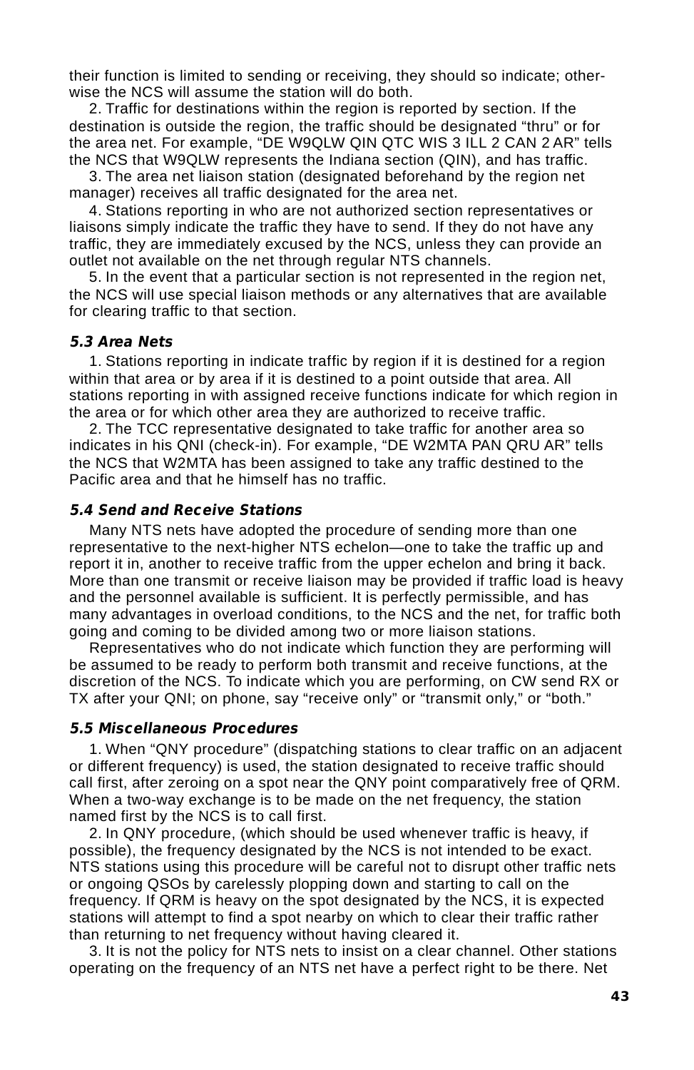their function is limited to sending or receiving, they should so indicate; otherwise the NCS will assume the station will do both.

2. Traffic for destinations within the region is reported by section. If the destination is outside the region, the traffic should be designated “thru” or for the area net. For example, “DE W9QLW QIN QTC WIS 3 ILL 2 CAN 2 AR” tells the NCS that W9QLW represents the Indiana section (QIN), and has traffic.

3. The area net liaison station (designated beforehand by the region net manager) receives all traffic designated for the area net.

4. Stations reporting in who are not authorized section representatives or liaisons simply indicate the traffic they have to send. If they do not have any traffic, they are immediately excused by the NCS, unless they can provide an outlet not available on the net through regular NTS channels.

5. In the event that a particular section is not represented in the region net, the NCS will use special liaison methods or any alternatives that are available for clearing traffic to that section.

### *5.3 Area Nets*

1. Stations reporting in indicate traffic by region if it is destined for a region within that area or by area if it is destined to a point outside that area. All stations reporting in with assigned receive functions indicate for which region in the area or for which other area they are authorized to receive traffic.

2. The TCC representative designated to take traffic for another area so indicates in his QNI (check-in). For example, “DE W2MTA PAN QRU AR” tells the NCS that W2MTA has been assigned to take any traffic destined to the Pacific area and that he himself has no traffic.

### *5.4 Send and Receive Stations*

Many NTS nets have adopted the procedure of sending more than one representative to the next-higher NTS echelon—one to take the traffic up and report it in, another to receive traffic from the upper echelon and bring it back. More than one transmit or receive liaison may be provided if traffic load is heavy and the personnel available is sufficient. It is perfectly permissible, and has many advantages in overload conditions, to the NCS and the net, for traffic both going and coming to be divided among two or more liaison stations.

Representatives who do not indicate which function they are performing will be assumed to be ready to perform both transmit and receive functions, at the discretion of the NCS. To indicate which you are performing, on CW send RX or TX after your QNI; on phone, say “receive only” or “transmit only,” or “both.”

### *5.5 Miscellaneous Procedures*

1. When “QNY procedure” (dispatching stations to clear traffic on an adjacent or different frequency) is used, the station designated to receive traffic should call first, after zeroing on a spot near the QNY point comparatively free of QRM. When a two-way exchange is to be made on the net frequency, the station named first by the NCS is to call first.

2. In QNY procedure, (which should be used whenever traffic is heavy, if possible), the frequency designated by the NCS is not intended to be exact. NTS stations using this procedure will be careful not to disrupt other traffic nets or ongoing QSOs by carelessly plopping down and starting to call on the frequency. If QRM is heavy on the spot designated by the NCS, it is expected stations will attempt to find a spot nearby on which to clear their traffic rather than returning to net frequency without having cleared it.

3. It is not the policy for NTS nets to insist on a clear channel. Other stations operating on the frequency of an NTS net have a perfect right to be there. Net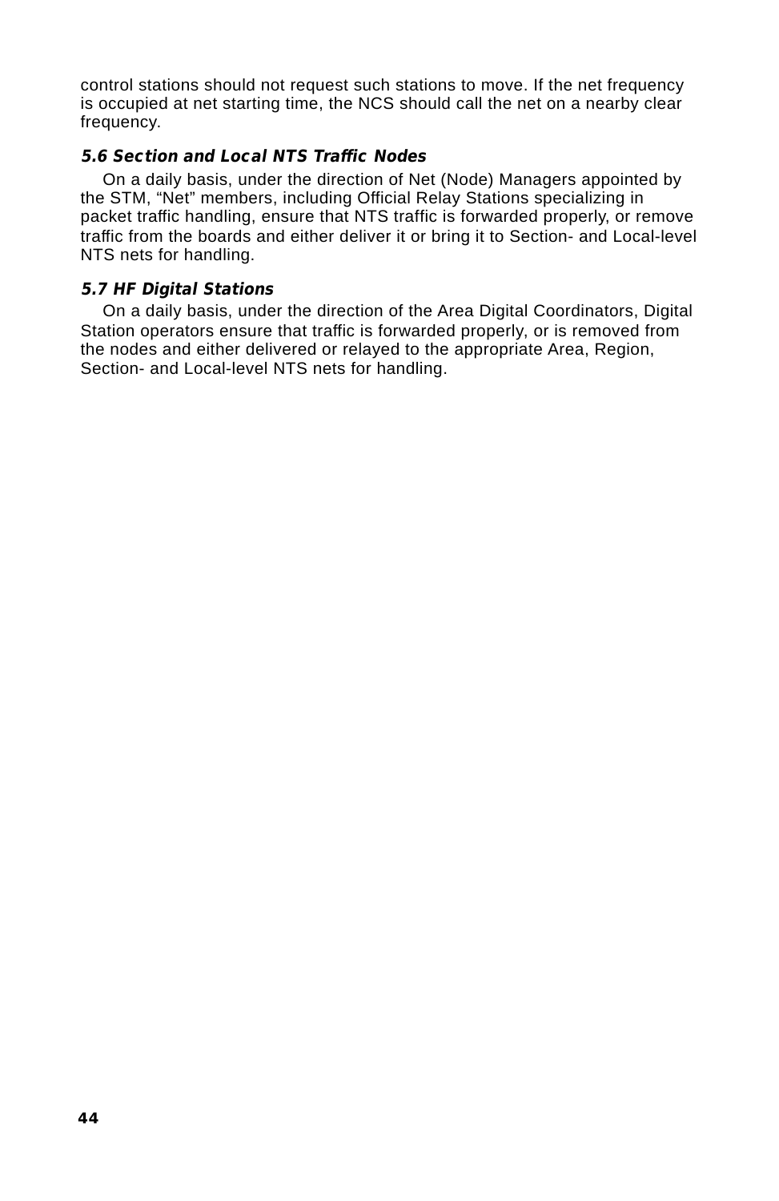control stations should not request such stations to move. If the net frequency is occupied at net starting time, the NCS should call the net on a nearby clear frequency.

### *5.6 Section and Local NTS Traffic Nodes*

On a daily basis, under the direction of Net (Node) Managers appointed by the STM, "Net" members, including Official Relay Stations specializing in packet traffic handling, ensure that NTS traffic is forwarded properly, or remove traffic from the boards and either deliver it or bring it to Section- and Local-level NTS nets for handling.

### *5.7 HF Digital Stations*

On a daily basis, under the direction of the Area Digital Coordinators, Digital Station operators ensure that traffic is forwarded properly, or is removed from the nodes and either delivered or relayed to the appropriate Area, Region, Section- and Local-level NTS nets for handling.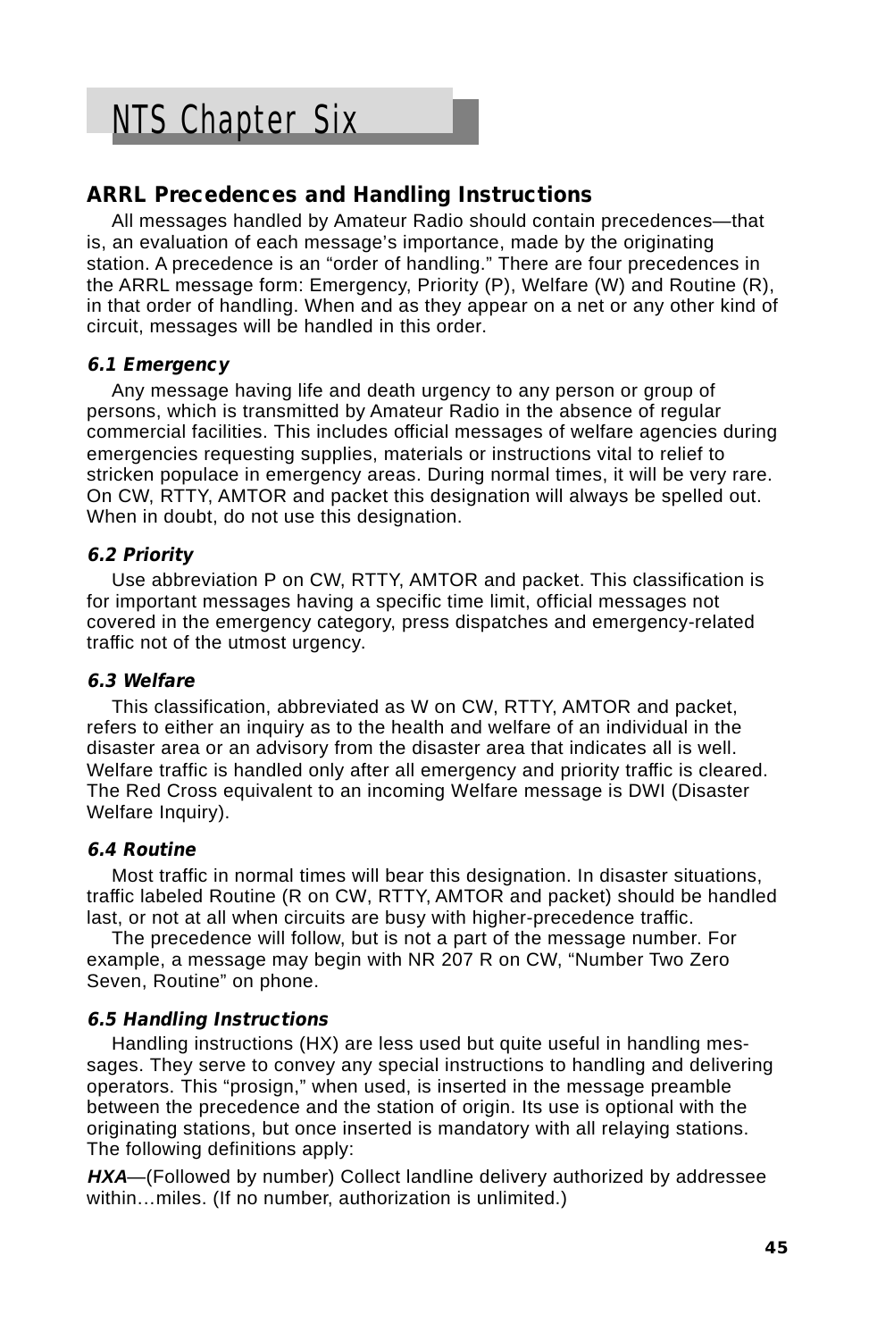# NTS Chapter Six

## ARRL Precedences and Handling Instructions

All messages handled by Amateur Radio should contain precedences—that is, an evaluation of each message's importance, made by the originating station. A precedence is an "order of handling." There are four precedences in the ARRL message form: Emergency, Priority (P), Welfare (W) and Routine (R), in that order of handling. When and as they appear on a net or any other kind of circuit, messages will be handled in this order.

### *6.1 Emergency*

Any message having life and death urgency to any person or group of persons, which is transmitted by Amateur Radio in the absence of regular commercial facilities. This includes official messages of welfare agencies during emergencies requesting supplies, materials or instructions vital to relief to stricken populace in emergency areas. During normal times, it will be very rare. On CW, RTTY, AMTOR and packet this designation will always be spelled out. When in doubt, do not use this designation.

### *6.2 Priority*

Use abbreviation P on CW, RTTY, AMTOR and packet. This classification is for important messages having a specific time limit, official messages not covered in the emergency category, press dispatches and emergency-related traffic not of the utmost urgency.

### *6.3 Welfare*

This classification, abbreviated as W on CW, RTTY, AMTOR and packet, refers to either an inquiry as to the health and welfare of an individual in the disaster area or an advisory from the disaster area that indicates all is well. Welfare traffic is handled only after all emergency and priority traffic is cleared. The Red Cross equivalent to an incoming Welfare message is DWI (Disaster Welfare Inquiry).

### *6.4 Routine*

Most traffic in normal times will bear this designation. In disaster situations, traffic labeled Routine (R on CW, RTTY, AMTOR and packet) should be handled last, or not at all when circuits are busy with higher-precedence traffic.

The precedence will follow, but is not a part of the message number. For example, a message may begin with NR 207 R on CW, "Number Two Zero Seven, Routine" on phone.

### *6.5 Handling Instructions*

Handling instructions (HX) are less used but quite useful in handling messages. They serve to convey any special instructions to handling and delivering operators. This "prosign," when used, is inserted in the message preamble between the precedence and the station of origin. Its use is optional with the originating stations, but once inserted is mandatory with all relaying stations. The following definitions apply:

***HXA***—(Followed by number) Collect landline delivery authorized by addressee within…miles. (If no number, authorization is unlimited.)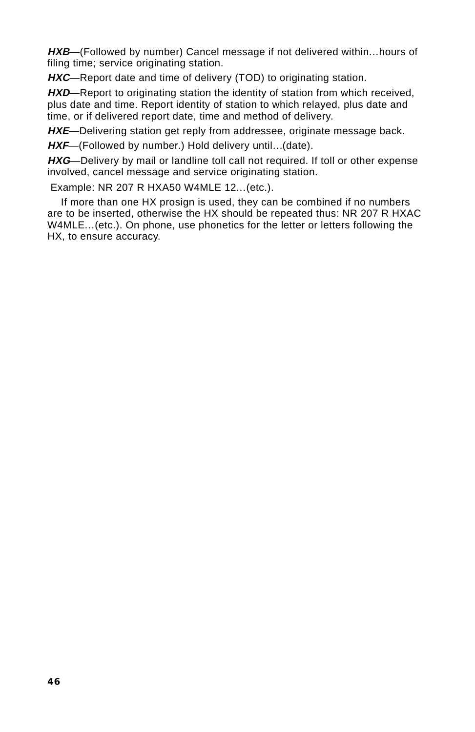***HXB***—(Followed by number) Cancel message if not delivered within…hours of filing time; service originating station.

***HXC***—Report date and time of delivery (TOD) to originating station.

***HXD***—Report to originating station the identity of station from which received, plus date and time. Report identity of station to which relayed, plus date and time, or if delivered report date, time and method of delivery.

***HXE***—Delivering station get reply from addressee, originate message back.

***HXF***—(Followed by number.) Hold delivery until…(date).

***HXG***—Delivery by mail or landline toll call not required. If toll or other expense involved, cancel message and service originating station.

Example: NR 207 R HXA50 W4MLE 12…(etc.).

If more than one HX prosign is used, they can be combined if no numbers are to be inserted, otherwise the HX should be repeated thus: NR 207 R HXAC W4MLE…(etc.). On phone, use phonetics for the letter or letters following the HX, to ensure accuracy.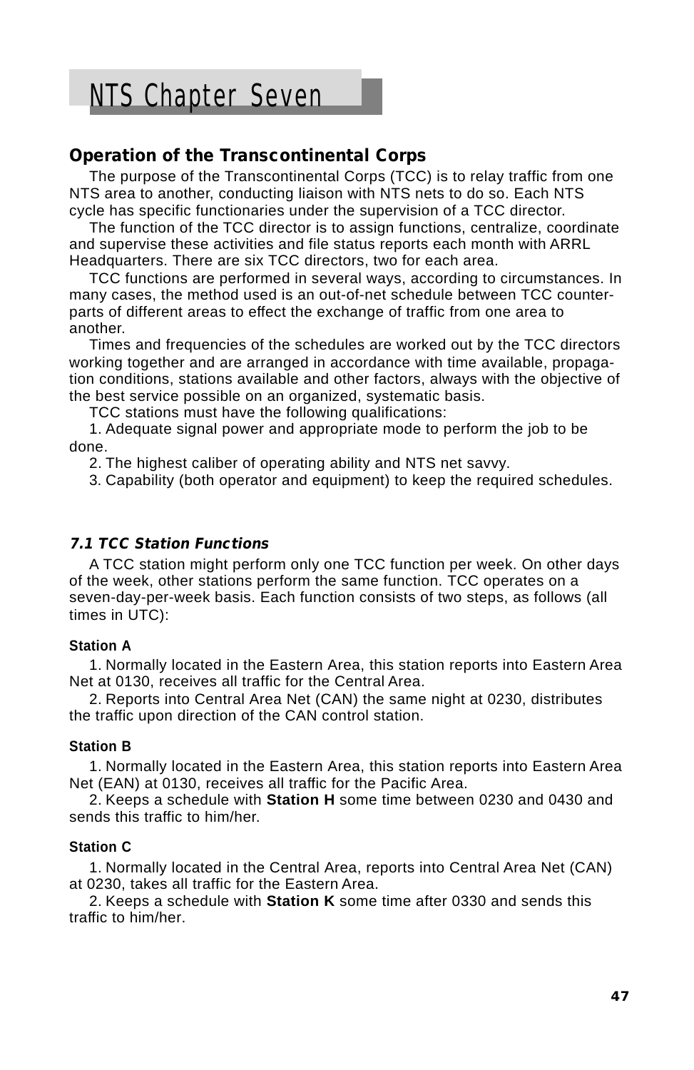# NTS Chapter Seven

## Operation of the Transcontinental Corps

The purpose of the Transcontinental Corps (TCC) is to relay traffic from one NTS area to another, conducting liaison with NTS nets to do so. Each NTS cycle has specific functionaries under the supervision of a TCC director.

The function of the TCC director is to assign functions, centralize, coordinate and supervise these activities and file status reports each month with ARRL Headquarters. There are six TCC directors, two for each area.

TCC functions are performed in several ways, according to circumstances. In many cases, the method used is an out-of-net schedule between TCC counterparts of different areas to effect the exchange of traffic from one area to another.

Times and frequencies of the schedules are worked out by the TCC directors working together and are arranged in accordance with time available, propagation conditions, stations available and other factors, always with the objective of the best service possible on an organized, systematic basis.

TCC stations must have the following qualifications:

1. Adequate signal power and appropriate mode to perform the job to be done.
2. The highest caliber of operating ability and NTS net savvy.
3. Capability (both operator and equipment) to keep the required schedules.

### *7.1 TCC Station Functions*

A TCC station might perform only one TCC function per week. On other days of the week, other stations perform the same function. TCC operates on a seven-day-per-week basis. Each function consists of two steps, as follows (all times in UTC):

#### Station A

1. Normally located in the Eastern Area, this station reports into Eastern Area Net at 0130, receives all traffic for the Central Area.
2. Reports into Central Area Net (CAN) the same night at 0230, distributes the traffic upon direction of the CAN control station.

#### Station B

1. Normally located in the Eastern Area, this station reports into Eastern Area Net (EAN) at 0130, receives all traffic for the Pacific Area.
2. Keeps a schedule with **Station H** some time between 0230 and 0430 and sends this traffic to him/her.

#### Station C

1. Normally located in the Central Area, reports into Central Area Net (CAN) at 0230, takes all traffic for the Eastern Area.
2. Keeps a schedule with **Station K** some time after 0330 and sends this traffic to him/her.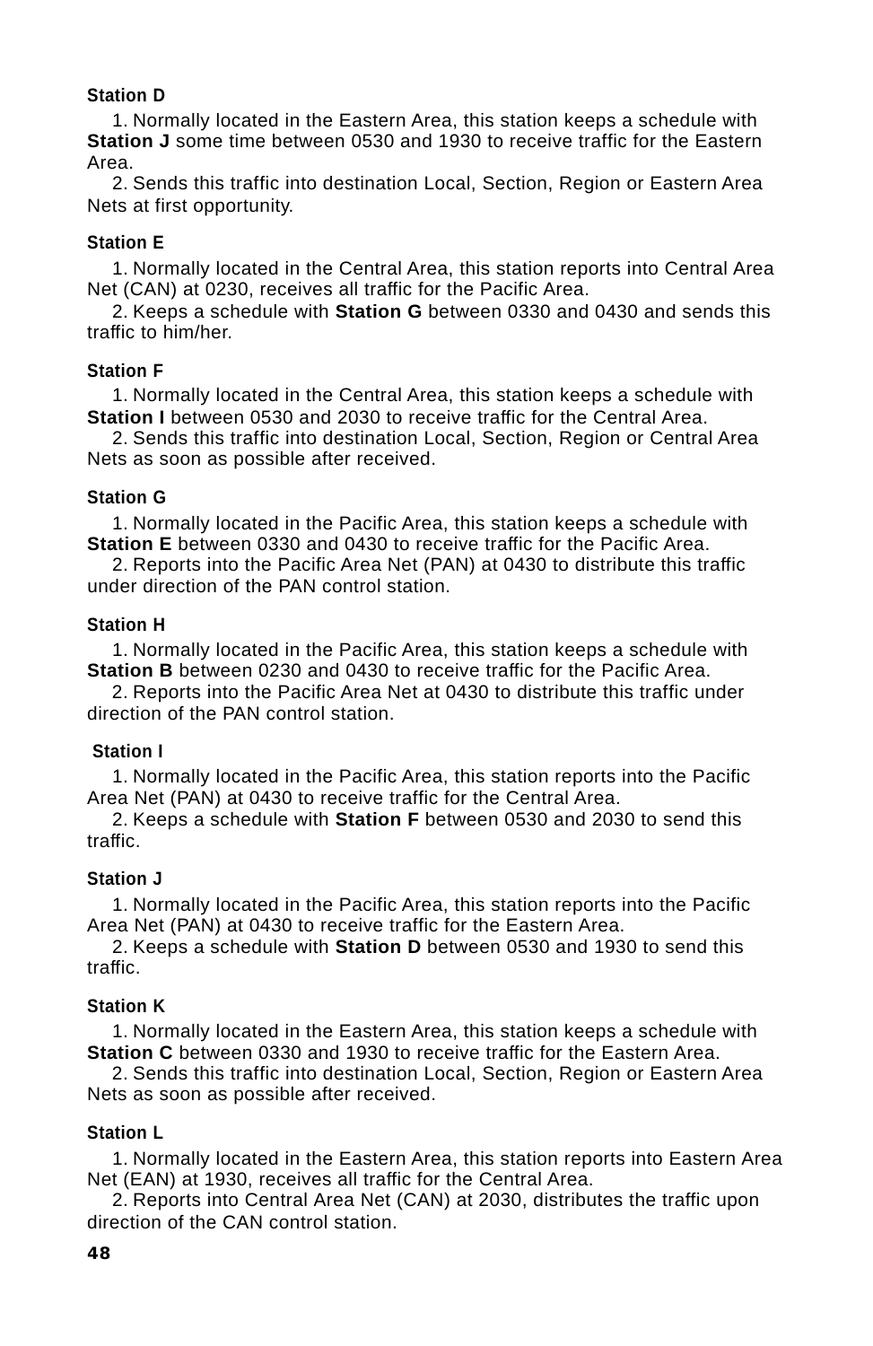**Station D**

1. Normally located in the Eastern Area, this station keeps a schedule with **Station J** some time between 0530 and 1930 to receive traffic for the Eastern Area.
2. Sends this traffic into destination Local, Section, Region or Eastern Area Nets at first opportunity.

**Station E**

1. Normally located in the Central Area, this station reports into Central Area Net (CAN) at 0230, receives all traffic for the Pacific Area.
2. Keeps a schedule with **Station G** between 0330 and 0430 and sends this traffic to him/her.

**Station F**

1. Normally located in the Central Area, this station keeps a schedule with **Station I** between 0530 and 2030 to receive traffic for the Central Area.
2. Sends this traffic into destination Local, Section, Region or Central Area Nets as soon as possible after received.

**Station G**

1. Normally located in the Pacific Area, this station keeps a schedule with **Station E** between 0330 and 0430 to receive traffic for the Pacific Area.
2. Reports into the Pacific Area Net (PAN) at 0430 to distribute this traffic under direction of the PAN control station.

**Station H**

1. Normally located in the Pacific Area, this station keeps a schedule with **Station B** between 0230 and 0430 to receive traffic for the Pacific Area.
2. Reports into the Pacific Area Net at 0430 to distribute this traffic under direction of the PAN control station.

**Station I**

1. Normally located in the Pacific Area, this station reports into the Pacific Area Net (PAN) at 0430 to receive traffic for the Central Area.
2. Keeps a schedule with **Station F** between 0530 and 2030 to send this traffic.

**Station J**

1. Normally located in the Pacific Area, this station reports into the Pacific Area Net (PAN) at 0430 to receive traffic for the Eastern Area.
2. Keeps a schedule with **Station D** between 0530 and 1930 to send this traffic.

**Station K**

1. Normally located in the Eastern Area, this station keeps a schedule with **Station C** between 0330 and 1930 to receive traffic for the Eastern Area.
2. Sends this traffic into destination Local, Section, Region or Eastern Area Nets as soon as possible after received.

**Station L**

1. Normally located in the Eastern Area, this station reports into Eastern Area Net (EAN) at 1930, receives all traffic for the Central Area.
2. Reports into Central Area Net (CAN) at 2030, distributes the traffic upon direction of the CAN control station.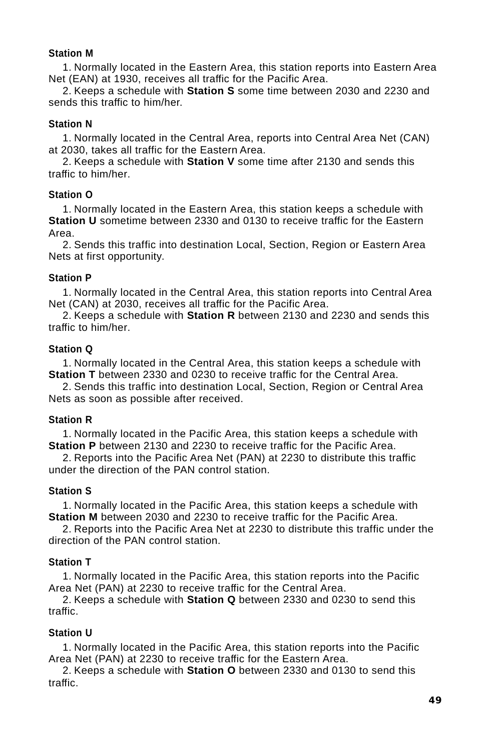### Station M

1. Normally located in the Eastern Area, this station reports into Eastern Area Net (EAN) at 1930, receives all traffic for the Pacific Area.
2. Keeps a schedule with **Station S** some time between 2030 and 2230 and sends this traffic to him/her.

### Station N

1. Normally located in the Central Area, reports into Central Area Net (CAN) at 2030, takes all traffic for the Eastern Area.
2. Keeps a schedule with **Station V** some time after 2130 and sends this traffic to him/her.

### Station O

1. Normally located in the Eastern Area, this station keeps a schedule with **Station U** sometime between 2330 and 0130 to receive traffic for the Eastern Area.
2. Sends this traffic into destination Local, Section, Region or Eastern Area Nets at first opportunity.

### Station P

1. Normally located in the Central Area, this station reports into Central Area Net (CAN) at 2030, receives all traffic for the Pacific Area.
2. Keeps a schedule with **Station R** between 2130 and 2230 and sends this traffic to him/her.

### Station Q

1. Normally located in the Central Area, this station keeps a schedule with **Station T** between 2330 and 0230 to receive traffic for the Central Area.
2. Sends this traffic into destination Local, Section, Region or Central Area Nets as soon as possible after received.

### Station R

1. Normally located in the Pacific Area, this station keeps a schedule with **Station P** between 2130 and 2230 to receive traffic for the Pacific Area.
2. Reports into the Pacific Area Net (PAN) at 2230 to distribute this traffic under the direction of the PAN control station.

### Station S

1. Normally located in the Pacific Area, this station keeps a schedule with **Station M** between 2030 and 2230 to receive traffic for the Pacific Area.
2. Reports into the Pacific Area Net at 2230 to distribute this traffic under the direction of the PAN control station.

### Station T

1. Normally located in the Pacific Area, this station reports into the Pacific Area Net (PAN) at 2230 to receive traffic for the Central Area.
2. Keeps a schedule with **Station Q** between 2330 and 0230 to send this traffic.

### Station U

1. Normally located in the Pacific Area, this station reports into the Pacific Area Net (PAN) at 2230 to receive traffic for the Eastern Area.
2. Keeps a schedule with **Station O** between 2330 and 0130 to send this traffic.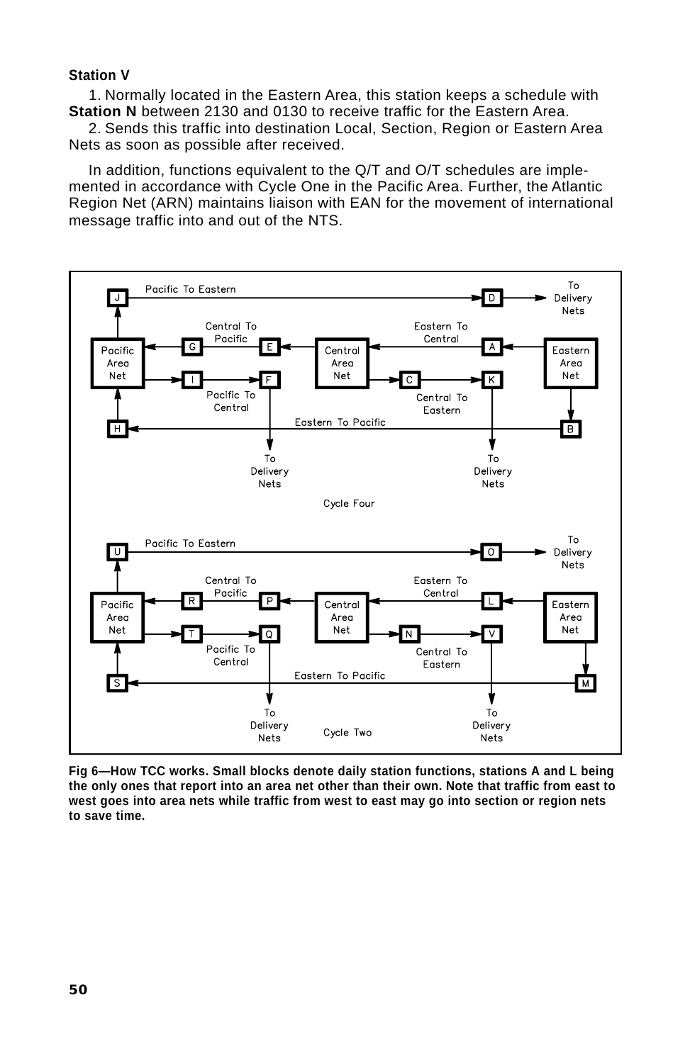**Station V**

1. Normally located in the Eastern Area, this station keeps a schedule with **Station N** between 2130 and 0130 to receive traffic for the Eastern Area.

2. Sends this traffic into destination Local, Section, Region or Eastern Area Nets as soon as possible after received.

In addition, functions equivalent to the Q/T and O/T schedules are implemented in accordance with Cycle One in the Pacific Area. Further, the Atlantic Region Net (ARN) maintains liaison with EAN for the movement of international message traffic into and out of the NTS.

**Fig 6—How TCC works. Small blocks denote daily station functions, stations A and L being the only ones that report into an area net other than their own. Note that traffic from east to west goes into area nets while traffic from west to east may go into section or region nets to save time.**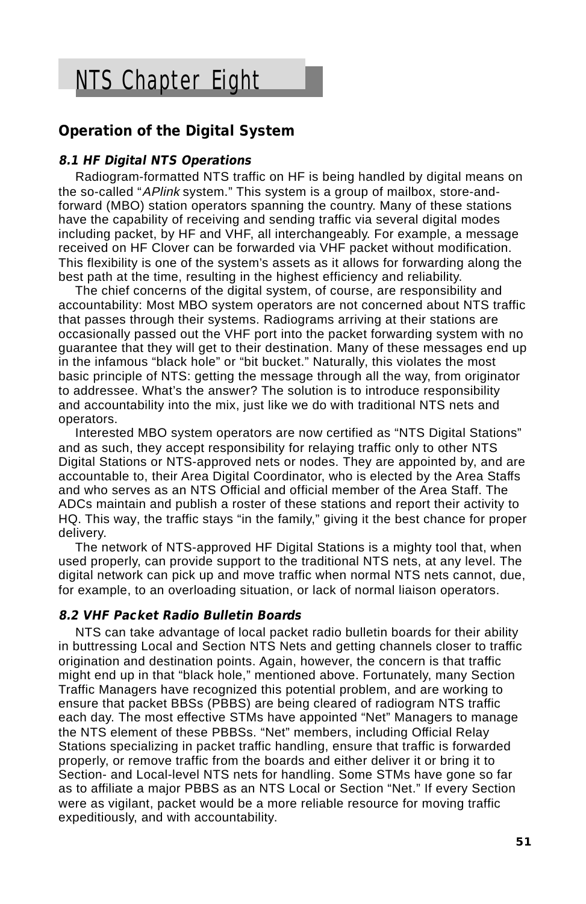# NTS Chapter Eight

## Operation of the Digital System

### *8.1 HF Digital NTS Operations*

Radiogram-formatted NTS traffic on HF is being handled by digital means on the so-called "*APlink* system." This system is a group of mailbox, store-and-forward (MBO) station operators spanning the country. Many of these stations have the capability of receiving and sending traffic via several digital modes including packet, by HF and VHF, all interchangeably. For example, a message received on HF Clover can be forwarded via VHF packet without modification. This flexibility is one of the system's assets as it allows for forwarding along the best path at the time, resulting in the highest efficiency and reliability.

The chief concerns of the digital system, of course, are responsibility and accountability: Most MBO system operators are not concerned about NTS traffic that passes through their systems. Radiograms arriving at their stations are occasionally passed out the VHF port into the packet forwarding system with no guarantee that they will get to their destination. Many of these messages end up in the infamous "black hole" or "bit bucket." Naturally, this violates the most basic principle of NTS: getting the message through all the way, from originator to addressee. What's the answer? The solution is to introduce responsibility and accountability into the mix, just like we do with traditional NTS nets and operators.

Interested MBO system operators are now certified as "NTS Digital Stations" and as such, they accept responsibility for relaying traffic only to other NTS Digital Stations or NTS-approved nets or nodes. They are appointed by, and are accountable to, their Area Digital Coordinator, who is elected by the Area Staffs and who serves as an NTS Official and official member of the Area Staff. The ADCs maintain and publish a roster of these stations and report their activity to HQ. This way, the traffic stays "in the family," giving it the best chance for proper delivery.

The network of NTS-approved HF Digital Stations is a mighty tool that, when used properly, can provide support to the traditional NTS nets, at any level. The digital network can pick up and move traffic when normal NTS nets cannot, due, for example, to an overloading situation, or lack of normal liaison operators.

### *8.2 VHF Packet Radio Bulletin Boards*

NTS can take advantage of local packet radio bulletin boards for their ability in buttressing Local and Section NTS Nets and getting channels closer to traffic origination and destination points. Again, however, the concern is that traffic might end up in that "black hole," mentioned above. Fortunately, many Section Traffic Managers have recognized this potential problem, and are working to ensure that packet BBSs (PBBS) are being cleared of radiogram NTS traffic each day. The most effective STMs have appointed "Net" Managers to manage the NTS element of these PBBSs. "Net" members, including Official Relay Stations specializing in packet traffic handling, ensure that traffic is forwarded properly, or remove traffic from the boards and either deliver it or bring it to Section- and Local-level NTS nets for handling. Some STMs have gone so far as to affiliate a major PBBS as an NTS Local or Section "Net." If every Section were as vigilant, packet would be a more reliable resource for moving traffic expeditiously, and with accountability.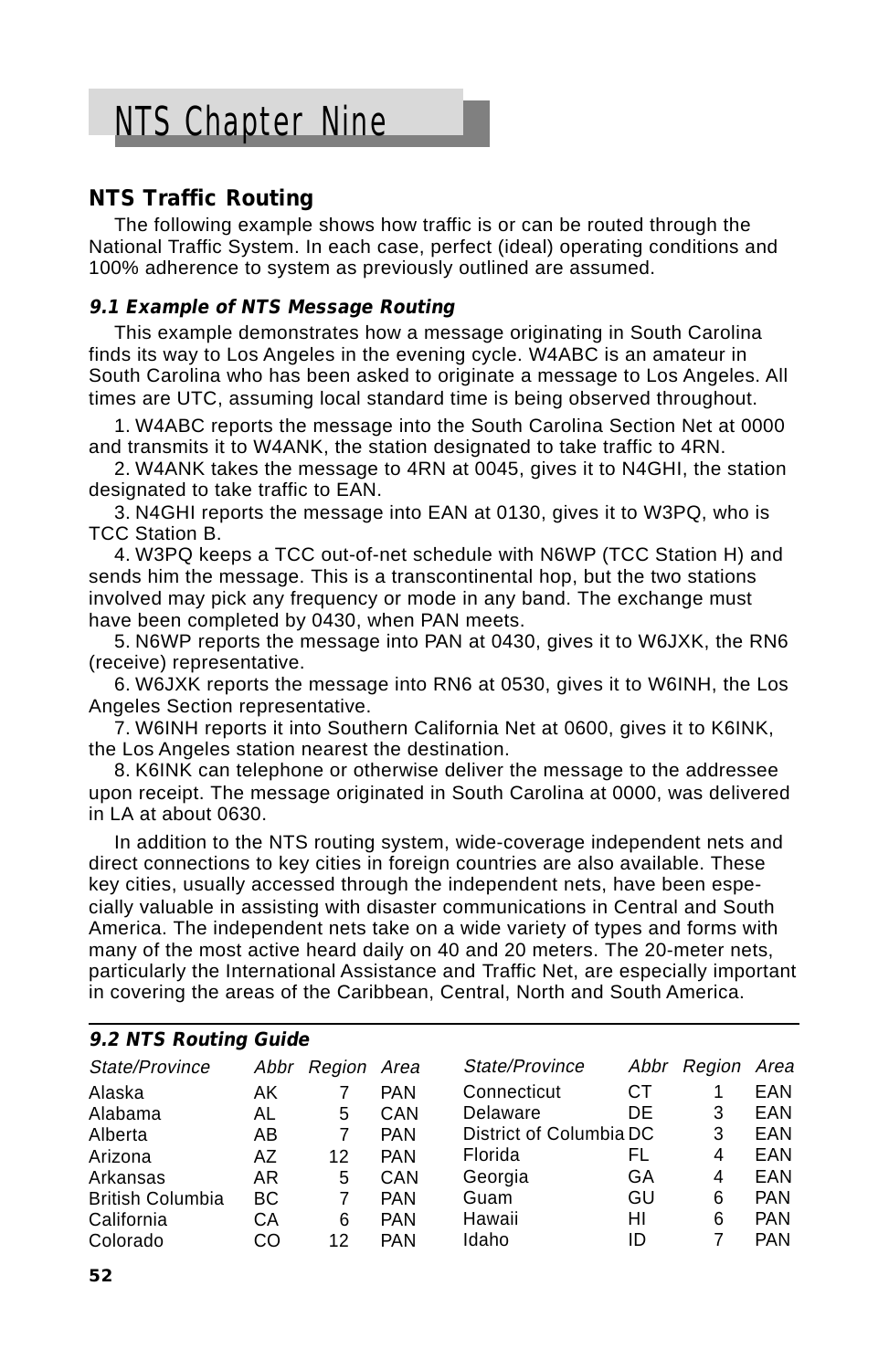# NTS Chapter Nine

## NTS Traffic Routing

The following example shows how traffic is or can be routed through the National Traffic System. In each case, perfect (ideal) operating conditions and 100% adherence to system as previously outlined are assumed.

### *9.1 Example of NTS Message Routing*

This example demonstrates how a message originating in South Carolina finds its way to Los Angeles in the evening cycle. W4ABC is an amateur in South Carolina who has been asked to originate a message to Los Angeles. All times are UTC, assuming local standard time is being observed throughout.

1. W4ABC reports the message into the South Carolina Section Net at 0000 and transmits it to W4ANK, the station designated to take traffic to 4RN.
2. W4ANK takes the message to 4RN at 0045, gives it to N4GHI, the station designated to take traffic to EAN.
3. N4GHI reports the message into EAN at 0130, gives it to W3PQ, who is TCC Station B.
4. W3PQ keeps a TCC out-of-net schedule with N6WP (TCC Station H) and sends him the message. This is a transcontinental hop, but the two stations involved may pick any frequency or mode in any band. The exchange must have been completed by 0430, when PAN meets.
5. N6WP reports the message into PAN at 0430, gives it to W6JXK, the RN6 (receive) representative.
6. W6JXK reports the message into RN6 at 0530, gives it to W6INH, the Los Angeles Section representative.
7. W6INH reports it into Southern California Net at 0600, gives it to K6INK, the Los Angeles station nearest the destination.
8. K6INK can telephone or otherwise deliver the message to the addressee upon receipt. The message originated in South Carolina at 0000, was delivered in LA at about 0630.

In addition to the NTS routing system, wide-coverage independent nets and direct connections to key cities in foreign countries are also available. These key cities, usually accessed through the independent nets, have been especially valuable in assisting with disaster communications in Central and South America. The independent nets take on a wide variety of types and forms with many of the most active heard daily on 40 and 20 meters. The 20-meter nets, particularly the International Assistance and Traffic Net, are especially important in covering the areas of the Caribbean, Central, North and South America.

### *9.2 NTS Routing Guide*

| *State/Province* | *Abbr* | *Region* | *Area* |
|---|---|---|---|
| Alaska | AK | 7 | PAN |
| Alabama | AL | 5 | CAN |
| Alberta | AB | 7 | PAN |
| Arizona | AZ | 12 | PAN |
| Arkansas | AR | 5 | CAN |
| British Columbia | BC | 7 | PAN |
| California | CA | 6 | PAN |
| Colorado | CO | 12 | PAN |
| Connecticut | CT | 1 | EAN |
| Delaware | DE | 3 | EAN |
| District of Columbia | DC | 3 | EAN |
| Florida | FL | 4 | EAN |
| Georgia | GA | 4 | EAN |
| Guam | GU | 6 | PAN |
| Hawaii | HI | 6 | PAN |
| Idaho | ID | 7 | PAN |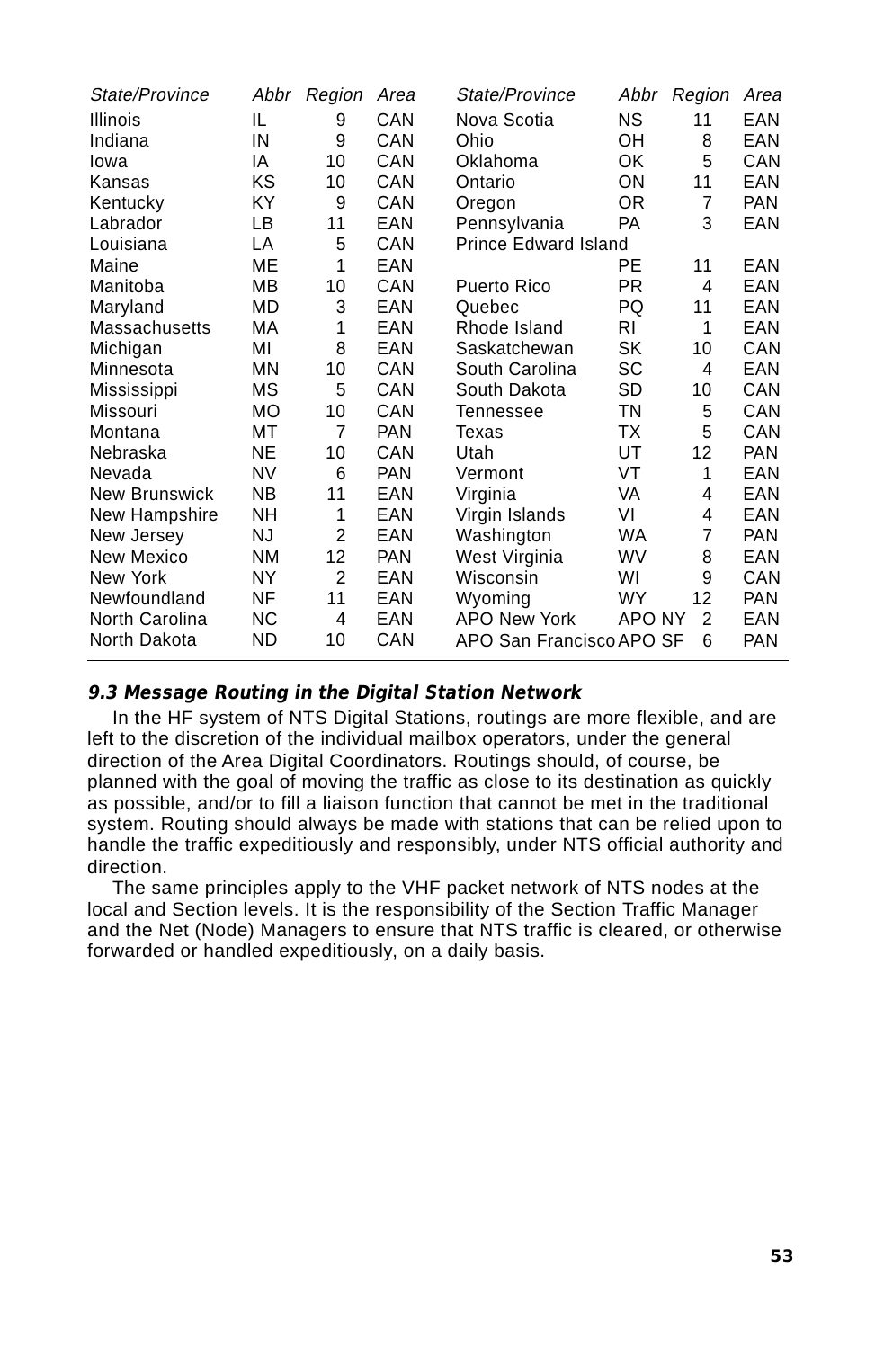| State/Province | Abbr | Region | Area | State/Province | Abbr | Region | Area |
|---|---|---|---|---|---|---|---|
| Illinois | IL | 9 | CAN | Nova Scotia | NS | 11 | EAN |
| Indiana | IN | 9 | CAN | Ohio | OH | 8 | EAN |
| Iowa | IA | 10 | CAN | Oklahoma | OK | 5 | CAN |
| Kansas | KS | 10 | CAN | Ontario | ON | 11 | EAN |
| Kentucky | KY | 9 | CAN | Oregon | OR | 7 | PAN |
| Labrador | LB | 11 | EAN | Pennsylvania | PA | 3 | EAN |
| Louisiana | LA | 5 | CAN | Prince Edward Island | | | |
| Maine | ME | 1 | EAN | | PE | 11 | EAN |
| Manitoba | MB | 10 | CAN | Puerto Rico | PR | 4 | EAN |
| Maryland | MD | 3 | EAN | Quebec | PQ | 11 | EAN |
| Massachusetts | MA | 1 | EAN | Rhode Island | RI | 1 | EAN |
| Michigan | MI | 8 | EAN | Saskatchewan | SK | 10 | CAN |
| Minnesota | MN | 10 | CAN | South Carolina | SC | 4 | EAN |
| Mississippi | MS | 5 | CAN | South Dakota | SD | 10 | CAN |
| Missouri | MO | 10 | CAN | Tennessee | TN | 5 | CAN |
| Montana | MT | 7 | PAN | Texas | TX | 5 | CAN |
| Nebraska | NE | 10 | CAN | Utah | UT | 12 | PAN |
| Nevada | NV | 6 | PAN | Vermont | VT | 1 | EAN |
| New Brunswick | NB | 11 | EAN | Virginia | VA | 4 | EAN |
| New Hampshire | NH | 1 | EAN | Virgin Islands | VI | 4 | EAN |
| New Jersey | NJ | 2 | EAN | Washington | WA | 7 | PAN |
| New Mexico | NM | 12 | PAN | West Virginia | WV | 8 | EAN |
| New York | NY | 2 | EAN | Wisconsin | WI | 9 | CAN |
| Newfoundland | NF | 11 | EAN | Wyoming | WY | 12 | PAN |
| North Carolina | NC | 4 | EAN | APO New York | APO NY | 2 | EAN |
| North Dakota | ND | 10 | CAN | APO San Francisco | APO SF | 6 | PAN |

### *9.3 Message Routing in the Digital Station Network*

In the HF system of NTS Digital Stations, routings are more flexible, and are left to the discretion of the individual mailbox operators, under the general direction of the Area Digital Coordinators. Routings should, of course, be planned with the goal of moving the traffic as close to its destination as quickly as possible, and/or to fill a liaison function that cannot be met in the traditional system. Routing should always be made with stations that can be relied upon to handle the traffic expeditiously and responsibly, under NTS official authority and direction.

The same principles apply to the VHF packet network of NTS nodes at the local and Section levels. It is the responsibility of the Section Traffic Manager and the Net (Node) Managers to ensure that NTS traffic is cleared, or otherwise forwarded or handled expeditiously, on a daily basis.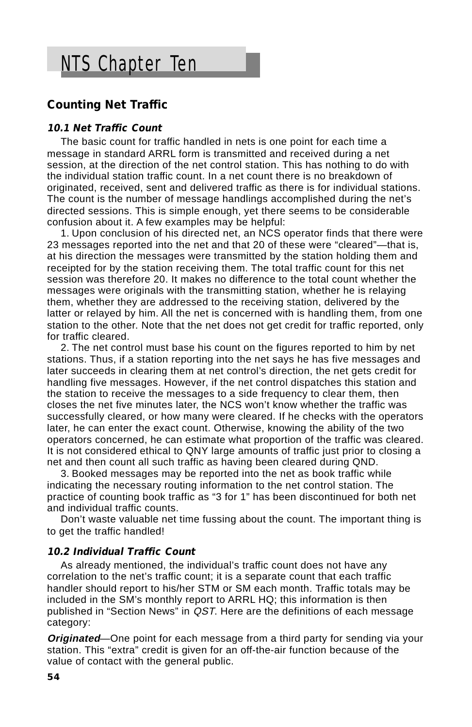# NTS Chapter Ten

## Counting Net Traffic

### *10.1 Net Traffic Count*

The basic count for traffic handled in nets is one point for each time a message in standard ARRL form is transmitted and received during a net session, at the direction of the net control station. This has nothing to do with the individual station traffic count. In a net count there is no breakdown of originated, received, sent and delivered traffic as there is for individual stations. The count is the number of message handlings accomplished during the net's directed sessions. This is simple enough, yet there seems to be considerable confusion about it. A few examples may be helpful:

1. Upon conclusion of his directed net, an NCS operator finds that there were 23 messages reported into the net and that 20 of these were "cleared"—that is, at his direction the messages were transmitted by the station holding them and receipted for by the station receiving them. The total traffic count for this net session was therefore 20. It makes no difference to the total count whether the messages were originals with the transmitting station, whether he is relaying them, whether they are addressed to the receiving station, delivered by the latter or relayed by him. All the net is concerned with is handling them, from one station to the other. Note that the net does not get credit for traffic reported, only for traffic cleared.

2. The net control must base his count on the figures reported to him by net stations. Thus, if a station reporting into the net says he has five messages and later succeeds in clearing them at net control's direction, the net gets credit for handling five messages. However, if the net control dispatches this station and the station to receive the messages to a side frequency to clear them, then closes the net five minutes later, the NCS won't know whether the traffic was successfully cleared, or how many were cleared. If he checks with the operators later, he can enter the exact count. Otherwise, knowing the ability of the two operators concerned, he can estimate what proportion of the traffic was cleared. It is not considered ethical to QNY large amounts of traffic just prior to closing a net and then count all such traffic as having been cleared during QND.

3. Booked messages may be reported into the net as book traffic while indicating the necessary routing information to the net control station. The practice of counting book traffic as "3 for 1" has been discontinued for both net and individual traffic counts.

Don't waste valuable net time fussing about the count. The important thing is to get the traffic handled!

### *10.2 Individual Traffic Count*

As already mentioned, the individual's traffic count does not have any correlation to the net's traffic count; it is a separate count that each traffic handler should report to his/her STM or SM each month. Traffic totals may be included in the SM's monthly report to ARRL HQ; this information is then published in "Section News" in *QST*. Here are the definitions of each message category:

***Originated***—One point for each message from a third party for sending via your station. This "extra" credit is given for an off-the-air function because of the value of contact with the general public.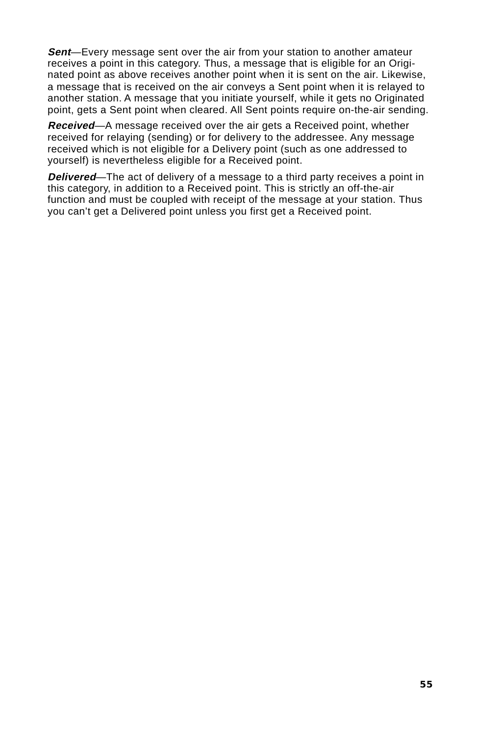***Sent***—Every message sent over the air from your station to another amateur receives a point in this category. Thus, a message that is eligible for an Originated point as above receives another point when it is sent on the air. Likewise, a message that is received on the air conveys a Sent point when it is relayed to another station. A message that you initiate yourself, while it gets no Originated point, gets a Sent point when cleared. All Sent points require on-the-air sending.

***Received***—A message received over the air gets a Received point, whether received for relaying (sending) or for delivery to the addressee. Any message received which is not eligible for a Delivery point (such as one addressed to yourself) is nevertheless eligible for a Received point.

***Delivered***—The act of delivery of a message to a third party receives a point in this category, in addition to a Received point. This is strictly an off-the-air function and must be coupled with receipt of the message at your station. Thus you can't get a Delivered point unless you first get a Received point.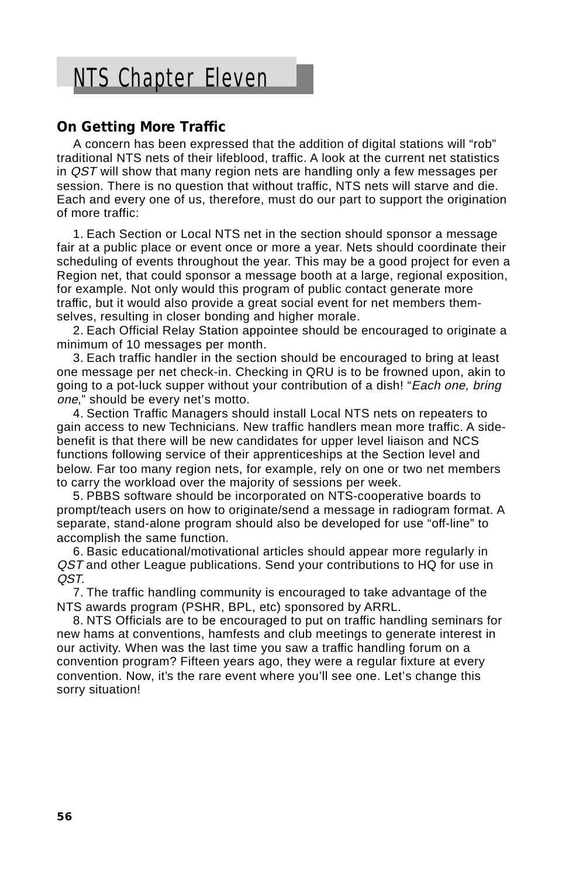# NTS Chapter Eleven

## On Getting More Traffic

A concern has been expressed that the addition of digital stations will "rob" traditional NTS nets of their lifeblood, traffic. A look at the current net statistics in *QST* will show that many region nets are handling only a few messages per session. There is no question that without traffic, NTS nets will starve and die. Each and every one of us, therefore, must do our part to support the origination of more traffic:

1. Each Section or Local NTS net in the section should sponsor a message fair at a public place or event once or more a year. Nets should coordinate their scheduling of events throughout the year. This may be a good project for even a Region net, that could sponsor a message booth at a large, regional exposition, for example. Not only would this program of public contact generate more traffic, but it would also provide a great social event for net members themselves, resulting in closer bonding and higher morale.
2. Each Official Relay Station appointee should be encouraged to originate a minimum of 10 messages per month.
3. Each traffic handler in the section should be encouraged to bring at least one message per net check-in. Checking in QRU is to be frowned upon, akin to going to a pot-luck supper without your contribution of a dish! "*Each one, bring one*," should be every net's motto.
4. Section Traffic Managers should install Local NTS nets on repeaters to gain access to new Technicians. New traffic handlers mean more traffic. A side-benefit is that there will be new candidates for upper level liaison and NCS functions following service of their apprenticeships at the Section level and below. Far too many region nets, for example, rely on one or two net members to carry the workload over the majority of sessions per week.
5. PBBS software should be incorporated on NTS-cooperative boards to prompt/teach users on how to originate/send a message in radiogram format. A separate, stand-alone program should also be developed for use "off-line" to accomplish the same function.
6. Basic educational/motivational articles should appear more regularly in *QST* and other League publications. Send your contributions to HQ for use in *QST*.
7. The traffic handling community is encouraged to take advantage of the NTS awards program (PSHR, BPL, etc) sponsored by ARRL.
8. NTS Officials are to be encouraged to put on traffic handling seminars for new hams at conventions, hamfests and club meetings to generate interest in our activity. When was the last time you saw a traffic handling forum on a convention program? Fifteen years ago, they were a regular fixture at every convention. Now, it's the rare event where you'll see one. Let's change this sorry situation!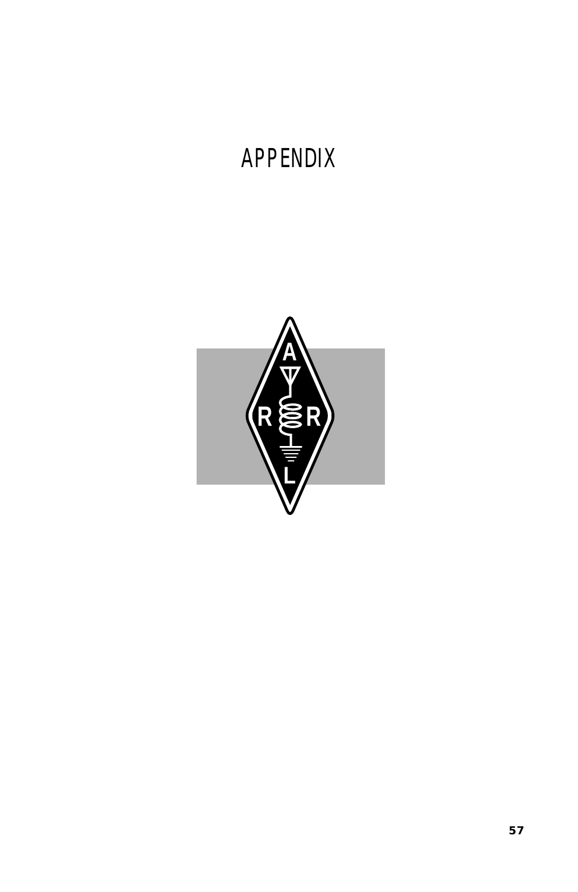# APPENDIX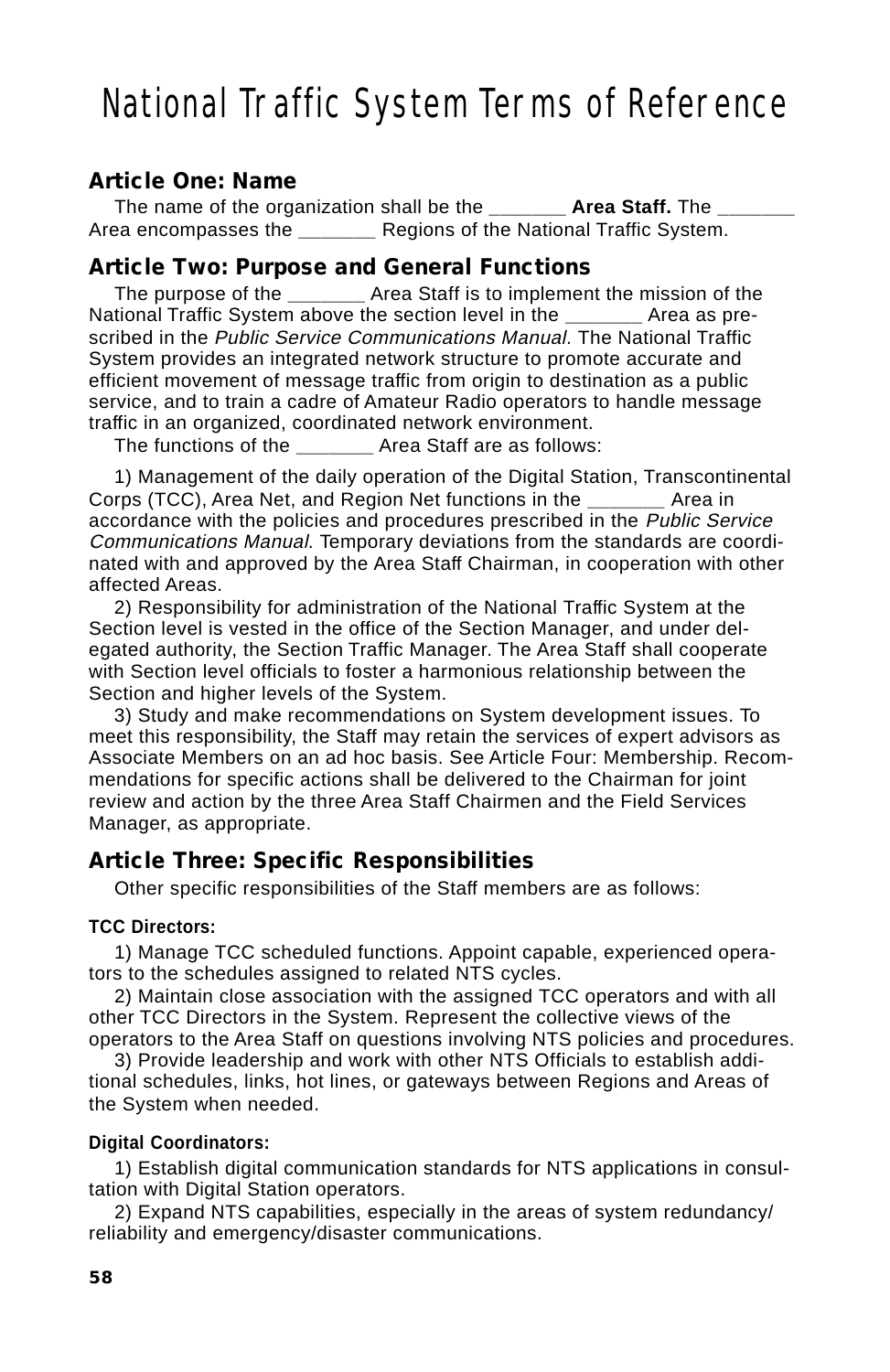# National Traffic System Terms of Reference

## Article One: Name

The name of the organization shall be the _______ **Area Staff.** The _______ Area encompasses the _______ Regions of the National Traffic System.

## Article Two: Purpose and General Functions

The purpose of the _______ Area Staff is to implement the mission of the National Traffic System above the section level in the _______ Area as prescribed in the *Public Service Communications Manual*. The National Traffic System provides an integrated network structure to promote accurate and efficient movement of message traffic from origin to destination as a public service, and to train a cadre of Amateur Radio operators to handle message traffic in an organized, coordinated network environment.

The functions of the _______ Area Staff are as follows:

1) Management of the daily operation of the Digital Station, Transcontinental Corps (TCC), Area Net, and Region Net functions in the _______ Area in accordance with the policies and procedures prescribed in the *Public Service Communications Manual*. Temporary deviations from the standards are coordinated with and approved by the Area Staff Chairman, in cooperation with other affected Areas.

2) Responsibility for administration of the National Traffic System at the Section level is vested in the office of the Section Manager, and under delegated authority, the Section Traffic Manager. The Area Staff shall cooperate with Section level officials to foster a harmonious relationship between the Section and higher levels of the System.

3) Study and make recommendations on System development issues. To meet this responsibility, the Staff may retain the services of expert advisors as Associate Members on an ad hoc basis. See Article Four: Membership. Recommendations for specific actions shall be delivered to the Chairman for joint review and action by the three Area Staff Chairmen and the Field Services Manager, as appropriate.

## Article Three: Specific Responsibilities

Other specific responsibilities of the Staff members are as follows:

### TCC Directors:

1) Manage TCC scheduled functions. Appoint capable, experienced operators to the schedules assigned to related NTS cycles.

2) Maintain close association with the assigned TCC operators and with all other TCC Directors in the System. Represent the collective views of the operators to the Area Staff on questions involving NTS policies and procedures.

3) Provide leadership and work with other NTS Officials to establish additional schedules, links, hot lines, or gateways between Regions and Areas of the System when needed.

### Digital Coordinators:

1) Establish digital communication standards for NTS applications in consultation with Digital Station operators.

2) Expand NTS capabilities, especially in the areas of system redundancy/reliability and emergency/disaster communications.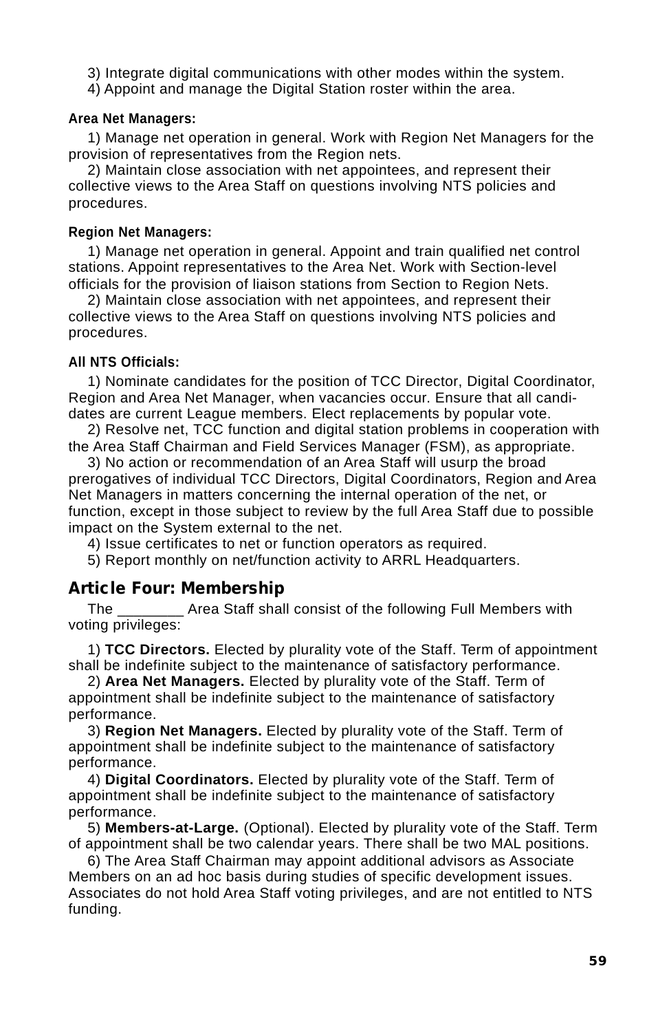3) Integrate digital communications with other modes within the system.

4) Appoint and manage the Digital Station roster within the area.

**Area Net Managers:**

1) Manage net operation in general. Work with Region Net Managers for the provision of representatives from the Region nets.

2) Maintain close association with net appointees, and represent their collective views to the Area Staff on questions involving NTS policies and procedures.

**Region Net Managers:**

1) Manage net operation in general. Appoint and train qualified net control stations. Appoint representatives to the Area Net. Work with Section-level officials for the provision of liaison stations from Section to Region Nets.

2) Maintain close association with net appointees, and represent their collective views to the Area Staff on questions involving NTS policies and procedures.

**All NTS Officials:**

1) Nominate candidates for the position of TCC Director, Digital Coordinator, Region and Area Net Manager, when vacancies occur. Ensure that all candidates are current League members. Elect replacements by popular vote.

2) Resolve net, TCC function and digital station problems in cooperation with the Area Staff Chairman and Field Services Manager (FSM), as appropriate.

3) No action or recommendation of an Area Staff will usurp the broad prerogatives of individual TCC Directors, Digital Coordinators, Region and Area Net Managers in matters concerning the internal operation of the net, or function, except in those subject to review by the full Area Staff due to possible impact on the System external to the net.

4) Issue certificates to net or function operators as required.

5) Report monthly on net/function activity to ARRL Headquarters.

## Article Four: Membership

The ________ Area Staff shall consist of the following Full Members with voting privileges:

1) **TCC Directors.** Elected by plurality vote of the Staff. Term of appointment shall be indefinite subject to the maintenance of satisfactory performance.

2) **Area Net Managers.** Elected by plurality vote of the Staff. Term of appointment shall be indefinite subject to the maintenance of satisfactory performance.

3) **Region Net Managers.** Elected by plurality vote of the Staff. Term of appointment shall be indefinite subject to the maintenance of satisfactory performance.

4) **Digital Coordinators.** Elected by plurality vote of the Staff. Term of appointment shall be indefinite subject to the maintenance of satisfactory performance.

5) **Members-at-Large.** (Optional). Elected by plurality vote of the Staff. Term of appointment shall be two calendar years. There shall be two MAL positions.

6) The Area Staff Chairman may appoint additional advisors as Associate Members on an ad hoc basis during studies of specific development issues. Associates do not hold Area Staff voting privileges, and are not entitled to NTS funding.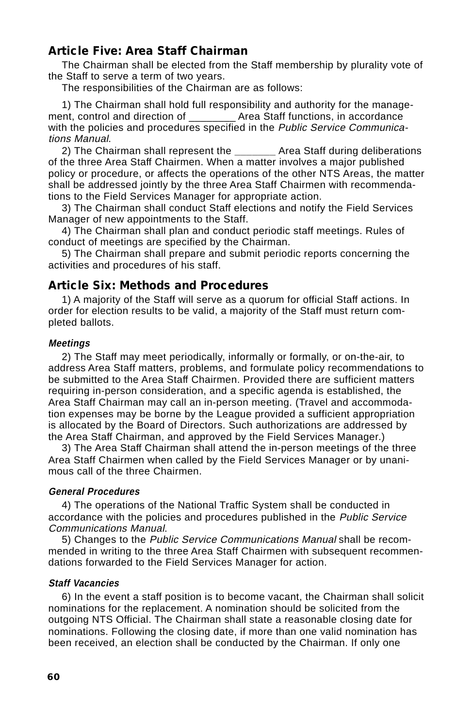## Article Five: Area Staff Chairman

The Chairman shall be elected from the Staff membership by plurality vote of the Staff to serve a term of two years.

The responsibilities of the Chairman are as follows:

1) The Chairman shall hold full responsibility and authority for the management, control and direction of ________ Area Staff functions, in accordance with the policies and procedures specified in the *Public Service Communications Manual*.

2) The Chairman shall represent the _______ Area Staff during deliberations of the three Area Staff Chairmen. When a matter involves a major published policy or procedure, or affects the operations of the other NTS Areas, the matter shall be addressed jointly by the three Area Staff Chairmen with recommendations to the Field Services Manager for appropriate action.

3) The Chairman shall conduct Staff elections and notify the Field Services Manager of new appointments to the Staff.

4) The Chairman shall plan and conduct periodic staff meetings. Rules of conduct of meetings are specified by the Chairman.

5) The Chairman shall prepare and submit periodic reports concerning the activities and procedures of his staff.

## Article Six: Methods and Procedures

1) A majority of the Staff will serve as a quorum for official Staff actions. In order for election results to be valid, a majority of the Staff must return completed ballots.

### *Meetings*

2) The Staff may meet periodically, informally or formally, or on-the-air, to address Area Staff matters, problems, and formulate policy recommendations to be submitted to the Area Staff Chairmen. Provided there are sufficient matters requiring in-person consideration, and a specific agenda is established, the Area Staff Chairman may call an in-person meeting. (Travel and accommodation expenses may be borne by the League provided a sufficient appropriation is allocated by the Board of Directors. Such authorizations are addressed by the Area Staff Chairman, and approved by the Field Services Manager.)

3) The Area Staff Chairman shall attend the in-person meetings of the three Area Staff Chairmen when called by the Field Services Manager or by unanimous call of the three Chairmen.

### *General Procedures*

4) The operations of the National Traffic System shall be conducted in accordance with the policies and procedures published in the *Public Service Communications Manual*.

5) Changes to the *Public Service Communications Manual* shall be recommended in writing to the three Area Staff Chairmen with subsequent recommendations forwarded to the Field Services Manager for action.

### *Staff Vacancies*

6) In the event a staff position is to become vacant, the Chairman shall solicit nominations for the replacement. A nomination should be solicited from the outgoing NTS Official. The Chairman shall state a reasonable closing date for nominations. Following the closing date, if more than one valid nomination has been received, an election shall be conducted by the Chairman. If only one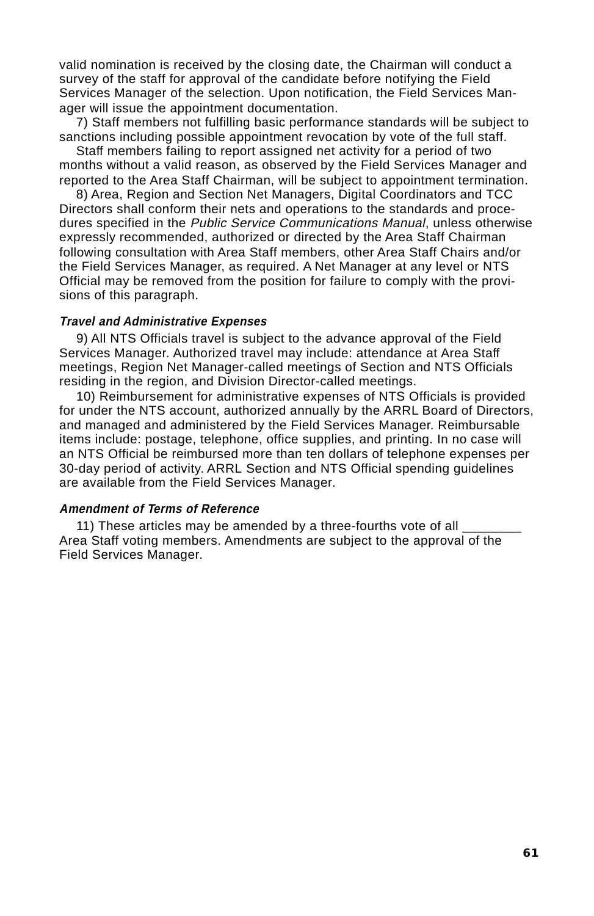valid nomination is received by the closing date, the Chairman will conduct a survey of the staff for approval of the candidate before notifying the Field Services Manager of the selection. Upon notification, the Field Services Manager will issue the appointment documentation.

7) Staff members not fulfilling basic performance standards will be subject to sanctions including possible appointment revocation by vote of the full staff.

Staff members failing to report assigned net activity for a period of two months without a valid reason, as observed by the Field Services Manager and reported to the Area Staff Chairman, will be subject to appointment termination.

8) Area, Region and Section Net Managers, Digital Coordinators and TCC Directors shall conform their nets and operations to the standards and procedures specified in the *Public Service Communications Manual*, unless otherwise expressly recommended, authorized or directed by the Area Staff Chairman following consultation with Area Staff members, other Area Staff Chairs and/or the Field Services Manager, as required. A Net Manager at any level or NTS Official may be removed from the position for failure to comply with the provisions of this paragraph.

***Travel and Administrative Expenses***

9) All NTS Officials travel is subject to the advance approval of the Field Services Manager. Authorized travel may include: attendance at Area Staff meetings, Region Net Manager-called meetings of Section and NTS Officials residing in the region, and Division Director-called meetings.

10) Reimbursement for administrative expenses of NTS Officials is provided for under the NTS account, authorized annually by the ARRL Board of Directors, and managed and administered by the Field Services Manager. Reimbursable items include: postage, telephone, office supplies, and printing. In no case will an NTS Official be reimbursed more than ten dollars of telephone expenses per 30-day period of activity. ARRL Section and NTS Official spending guidelines are available from the Field Services Manager.

***Amendment of Terms of Reference***

11) These articles may be amended by a three-fourths vote of all ________ Area Staff voting members. Amendments are subject to the approval of the Field Services Manager.